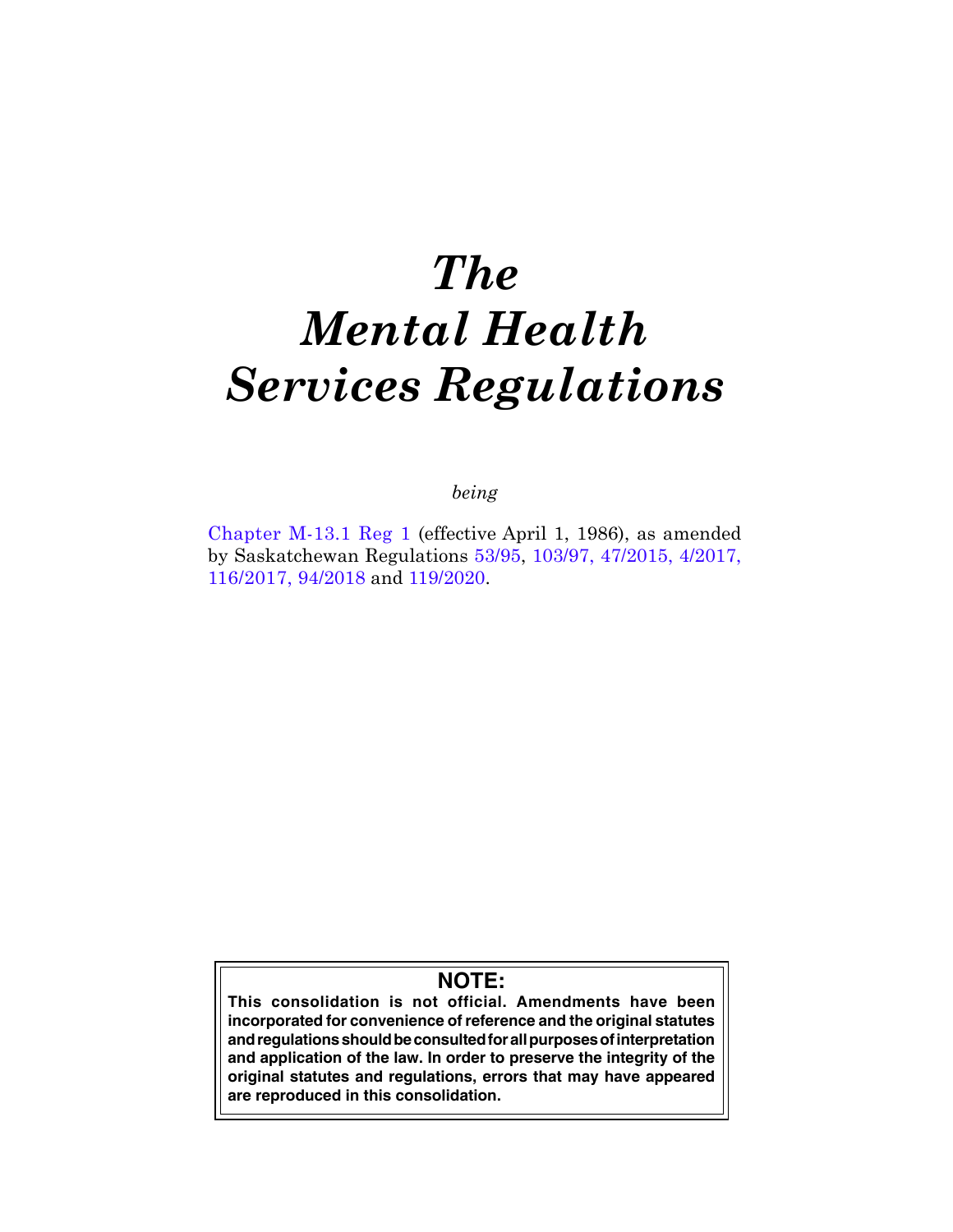# *The Mental Health Services Regulations*

*being*

Chapter M-13.1 Reg 1 (effective April 1, 1986), as amended by Saskatchewan Regulations 53/95, 103/97, 47/2015, 4/2017, 116/2017, 94/2018 and 119/2020.

**NOTE:**

**This consolidation is not official. Amendments have been incorporated for convenience of reference and the original statutes and regulations should be consulted for all purposes of interpretation and application of the law. In order to preserve the integrity of the original statutes and regulations, errors that may have appeared are reproduced in this consolidation.**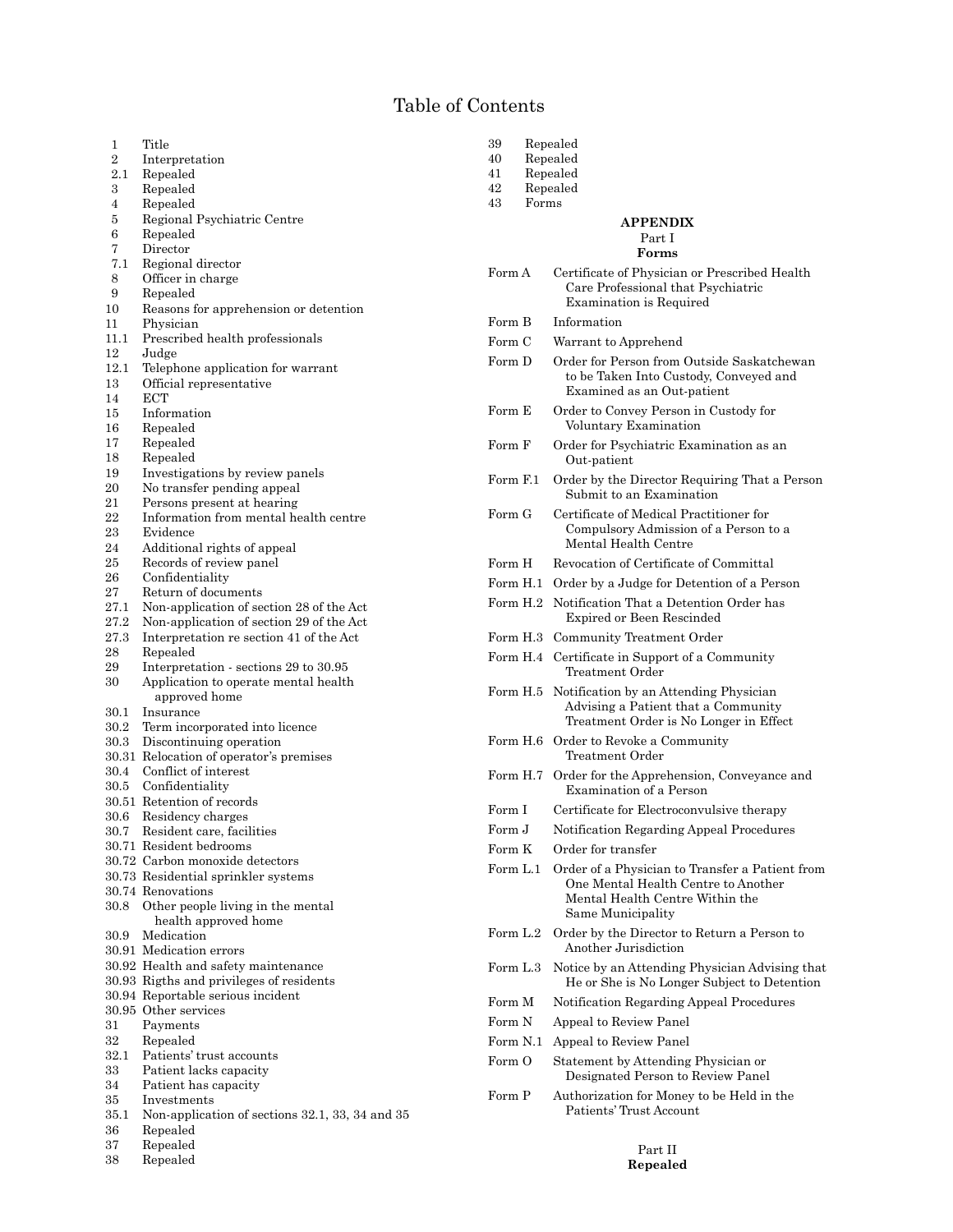# Table of Contents

1 Title
2 Interpretation
2.1 Repealed
3 Repealed
4 Repealed
5 Regional Psychiatric Centre
6 Repealed
7 Director
7.1 Regional director
8 Officer in charge
9 Repealed
10 Reasons for apprehension or detention
11 Physician
11.1 Prescribed health professionals
12 Judge
12.1 Telephone application for warrant
13 Official representative
14 ECT
15 Information
16 Repealed
17 Repealed
18 Repealed
19 Investigations by review panels
20 No transfer pending appeal
21 Persons present at hearing
22 Information from mental health centre
23 Evidence
24 Additional rights of appeal
25 Records of review panel
26 Confidentiality
27 Return of documents
27.1 Non-application of section 28 of the Act
27.2 Non-application of section 29 of the Act
27.3 Interpretation re section 41 of the Act
28 Repealed
29 Interpretation - sections 29 to 30.95
30 Application to operate mental health approved home
30.1 Insurance
30.2 Term incorporated into licence
30.3 Discontinuing operation
30.31 Relocation of operator's premises
30.4 Conflict of interest
30.5 Confidentiality
30.51 Retention of records
30.6 Residency charges
30.7 Resident care, facilities
30.71 Resident bedrooms
30.72 Carbon monoxide detectors
30.73 Residential sprinkler systems
30.74 Renovations
30.8 Other people living in the mental health approved home
30.9 Medication
30.91 Medication errors
30.92 Health and safety maintenance
30.93 Rigths and privileges of residents
30.94 Reportable serious incident
30.95 Other services
31 Payments
32 Repealed
32.1 Patients' trust accounts
33 Patient lacks capacity
34 Patient has capacity
35 Investments
35.1 Non-application of sections 32.1, 33, 34 and 35
36 Repealed
37 Repealed
38 Repealed
39 Repealed
40 Repealed
41 Repealed
42 Repealed
43 Forms

**APPENDIX**

Part I
**Forms**

Form A Certificate of Physician or Prescribed Health Care Professional that Psychiatric Examination is Required
Form B Information
Form C Warrant to Apprehend
Form D Order for Person from Outside Saskatchewan to be Taken Into Custody, Conveyed and Examined as an Out-patient
Form E Order to Convey Person in Custody for Voluntary Examination
Form F Order for Psychiatric Examination as an Out-patient
Form F.1 Order by the Director Requiring That a Person Submit to an Examination
Form G Certificate of Medical Practitioner for Compulsory Admission of a Person to a Mental Health Centre
Form H Revocation of Certificate of Committal
Form H.1 Order by a Judge for Detention of a Person
Form H.2 Notification That a Detention Order has Expired or Been Rescinded
Form H.3 Community Treatment Order
Form H.4 Certificate in Support of a Community Treatment Order
Form H.5 Notification by an Attending Physician Advising a Patient that a Community Treatment Order is No Longer in Effect
Form H.6 Order to Revoke a Community Treatment Order
Form H.7 Order for the Apprehension, Conveyance and Examination of a Person
Form I Certificate for Electroconvulsive therapy
Form J Notification Regarding Appeal Procedures
Form K Order for transfer
Form L.1 Order of a Physician to Transfer a Patient from One Mental Health Centre to Another Mental Health Centre Within the Same Municipality
Form L.2 Order by the Director to Return a Person to Another Jurisdiction
Form L.3 Notice by an Attending Physician Advising that He or She is No Longer Subject to Detention
Form M Notification Regarding Appeal Procedures
Form N Appeal to Review Panel
Form N.1 Appeal to Review Panel
Form O Statement by Attending Physician or Designated Person to Review Panel
Form P Authorization for Money to be Held in the Patients' Trust Account

Part II
**Repealed**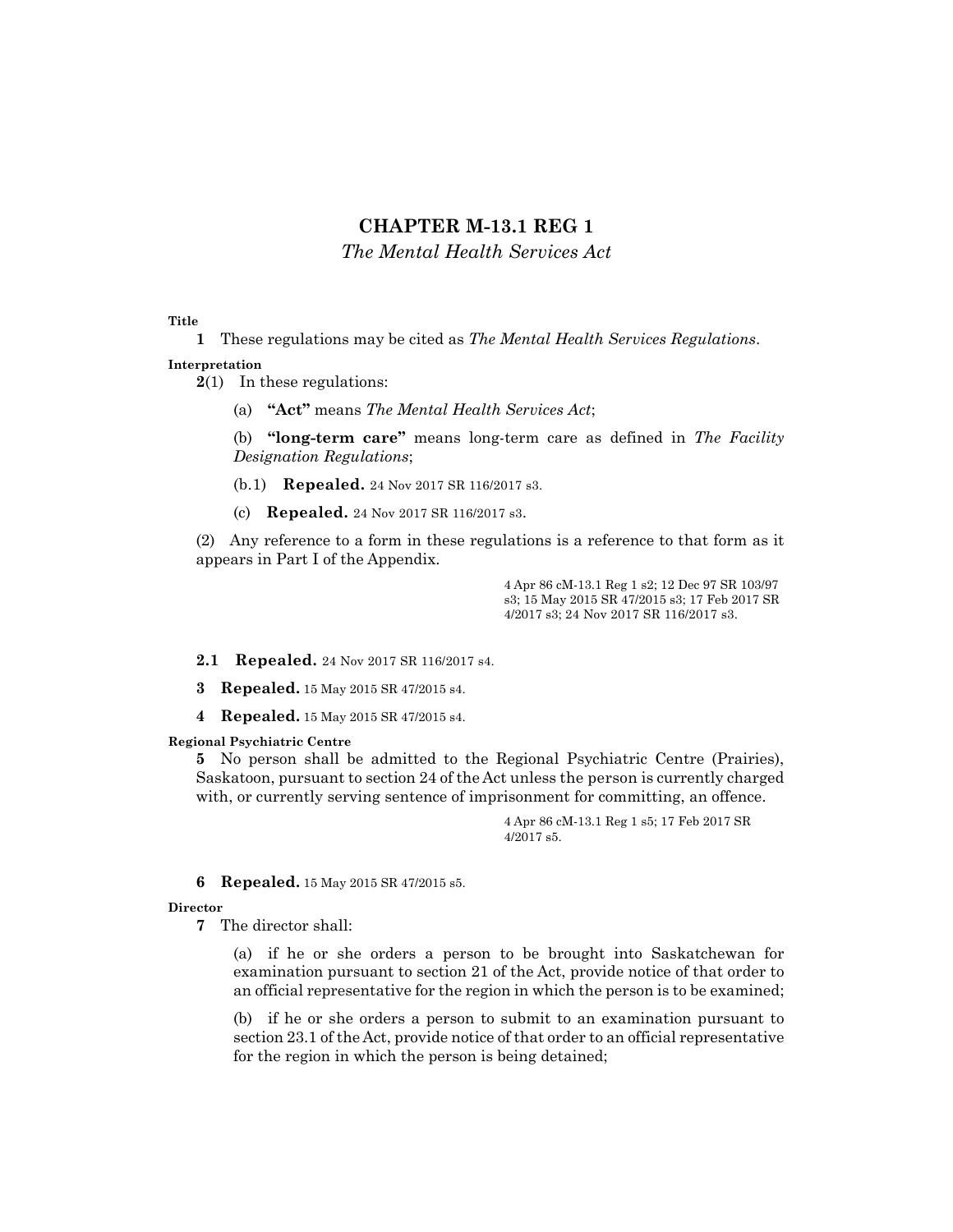# CHAPTER M-13.1 REG 1

*The Mental Health Services Act*

**Title**

**1** These regulations may be cited as *The Mental Health Services Regulations*.

**Interpretation**

**2**(1) In these regulations:

(a) **"Act"** means *The Mental Health Services Act*;

(b) **"long-term care"** means long-term care as defined in *The Facility Designation Regulations*;

(b.1) **Repealed.** 24 Nov 2017 SR 116/2017 s3.

(c) **Repealed.** 24 Nov 2017 SR 116/2017 s3.

(2) Any reference to a form in these regulations is a reference to that form as it appears in Part I of the Appendix.

4 Apr 86 cM-13.1 Reg 1 s2; 12 Dec 97 SR 103/97 s3; 15 May 2015 SR 47/2015 s3; 17 Feb 2017 SR 4/2017 s3; 24 Nov 2017 SR 116/2017 s3.

**2.1** **Repealed.** 24 Nov 2017 SR 116/2017 s4.

**3** **Repealed.** 15 May 2015 SR 47/2015 s4.

**4** **Repealed.** 15 May 2015 SR 47/2015 s4.

**Regional Psychiatric Centre**

**5** No person shall be admitted to the Regional Psychiatric Centre (Prairies), Saskatoon, pursuant to section 24 of the Act unless the person is currently charged with, or currently serving sentence of imprisonment for committing, an offence.

4 Apr 86 cM-13.1 Reg 1 s5; 17 Feb 2017 SR 4/2017 s5.

**6** **Repealed.** 15 May 2015 SR 47/2015 s5.

**Director**

**7** The director shall:

(a) if he or she orders a person to be brought into Saskatchewan for examination pursuant to section 21 of the Act, provide notice of that order to an official representative for the region in which the person is to be examined;

(b) if he or she orders a person to submit to an examination pursuant to section 23.1 of the Act, provide notice of that order to an official representative for the region in which the person is being detained;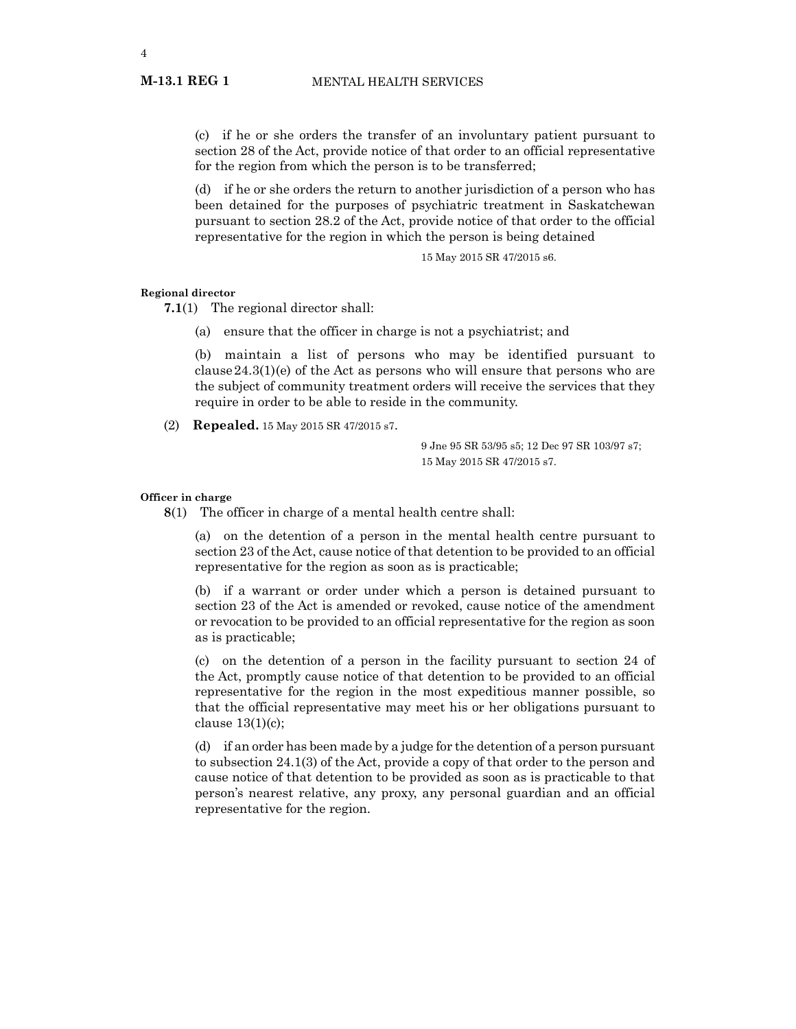(c) if he or she orders the transfer of an involuntary patient pursuant to section 28 of the Act, provide notice of that order to an official representative for the region from which the person is to be transferred;

(d) if he or she orders the return to another jurisdiction of a person who has been detained for the purposes of psychiatric treatment in Saskatchewan pursuant to section 28.2 of the Act, provide notice of that order to the official representative for the region in which the person is being detained

15 May 2015 SR 47/2015 s6.

**Regional director**

**7.1**(1) The regional director shall:

(a) ensure that the officer in charge is not a psychiatrist; and

(b) maintain a list of persons who may be identified pursuant to clause 24.3(1)(e) of the Act as persons who will ensure that persons who are the subject of community treatment orders will receive the services that they require in order to be able to reside in the community.

(2) **Repealed.** 15 May 2015 SR 47/2015 s7.

9 Jne 95 SR 53/95 s5; 12 Dec 97 SR 103/97 s7; 15 May 2015 SR 47/2015 s7.

**Officer in charge**

**8**(1) The officer in charge of a mental health centre shall:

(a) on the detention of a person in the mental health centre pursuant to section 23 of the Act, cause notice of that detention to be provided to an official representative for the region as soon as is practicable;

(b) if a warrant or order under which a person is detained pursuant to section 23 of the Act is amended or revoked, cause notice of the amendment or revocation to be provided to an official representative for the region as soon as is practicable;

(c) on the detention of a person in the facility pursuant to section 24 of the Act, promptly cause notice of that detention to be provided to an official representative for the region in the most expeditious manner possible, so that the official representative may meet his or her obligations pursuant to clause 13(1)(c);

(d) if an order has been made by a judge for the detention of a person pursuant to subsection 24.1(3) of the Act, provide a copy of that order to the person and cause notice of that detention to be provided as soon as is practicable to that person's nearest relative, any proxy, any personal guardian and an official representative for the region.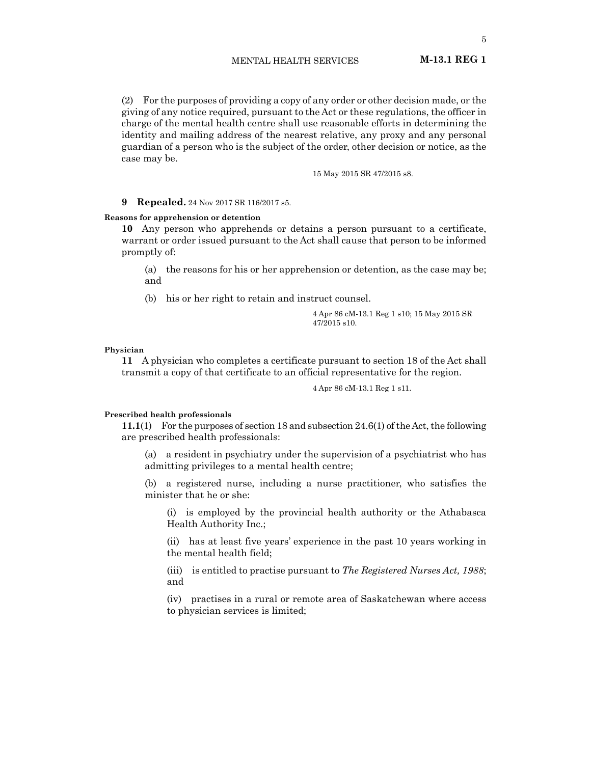(2) For the purposes of providing a copy of any order or other decision made, or the giving of any notice required, pursuant to the Act or these regulations, the officer in charge of the mental health centre shall use reasonable efforts in determining the identity and mailing address of the nearest relative, any proxy and any personal guardian of a person who is the subject of the order, other decision or notice, as the case may be.

15 May 2015 SR 47/2015 s8.

**9 Repealed.** 24 Nov 2017 SR 116/2017 s5.

**Reasons for apprehension or detention**

**10** Any person who apprehends or detains a person pursuant to a certificate, warrant or order issued pursuant to the Act shall cause that person to be informed promptly of:

(a) the reasons for his or her apprehension or detention, as the case may be; and

(b) his or her right to retain and instruct counsel.

4 Apr 86 cM-13.1 Reg 1 s10; 15 May 2015 SR 47/2015 s10.

**Physician**

**11** A physician who completes a certificate pursuant to section 18 of the Act shall transmit a copy of that certificate to an official representative for the region.

4 Apr 86 cM-13.1 Reg 1 s11.

**Prescribed health professionals**

**11.1**(1) For the purposes of section 18 and subsection 24.6(1) of the Act, the following are prescribed health professionals:

(a) a resident in psychiatry under the supervision of a psychiatrist who has admitting privileges to a mental health centre;

(b) a registered nurse, including a nurse practitioner, who satisfies the minister that he or she:

(i) is employed by the provincial health authority or the Athabasca Health Authority Inc.;

(ii) has at least five years' experience in the past 10 years working in the mental health field;

(iii) is entitled to practise pursuant to *The Registered Nurses Act, 1988*; and

(iv) practises in a rural or remote area of Saskatchewan where access to physician services is limited;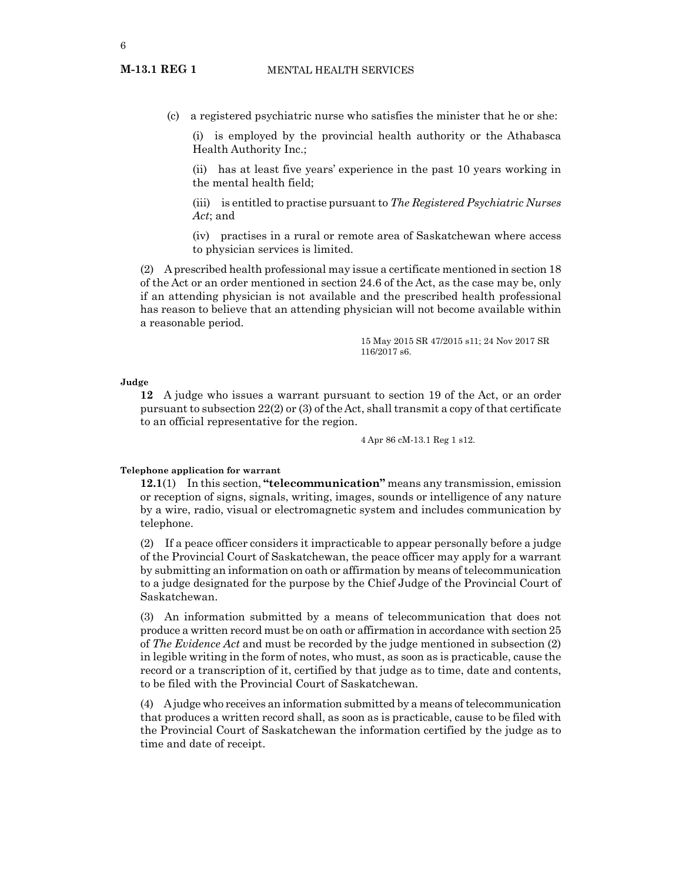(c) a registered psychiatric nurse who satisfies the minister that he or she:

(i) is employed by the provincial health authority or the Athabasca Health Authority Inc.;

(ii) has at least five years' experience in the past 10 years working in the mental health field;

(iii) is entitled to practise pursuant to *The Registered Psychiatric Nurses Act*; and

(iv) practises in a rural or remote area of Saskatchewan where access to physician services is limited.

(2) A prescribed health professional may issue a certificate mentioned in section 18 of the Act or an order mentioned in section 24.6 of the Act, as the case may be, only if an attending physician is not available and the prescribed health professional has reason to believe that an attending physician will not become available within a reasonable period.

15 May 2015 SR 47/2015 s11; 24 Nov 2017 SR 116/2017 s6.

**Judge**

**12** A judge who issues a warrant pursuant to section 19 of the Act, or an order pursuant to subsection 22(2) or (3) of the Act, shall transmit a copy of that certificate to an official representative for the region.

4 Apr 86 cM-13.1 Reg 1 s12.

**Telephone application for warrant**

**12.1**(1) In this section, **"telecommunication"** means any transmission, emission or reception of signs, signals, writing, images, sounds or intelligence of any nature by a wire, radio, visual or electromagnetic system and includes communication by telephone.

(2) If a peace officer considers it impracticable to appear personally before a judge of the Provincial Court of Saskatchewan, the peace officer may apply for a warrant by submitting an information on oath or affirmation by means of telecommunication to a judge designated for the purpose by the Chief Judge of the Provincial Court of Saskatchewan.

(3) An information submitted by a means of telecommunication that does not produce a written record must be on oath or affirmation in accordance with section 25 of *The Evidence Act* and must be recorded by the judge mentioned in subsection (2) in legible writing in the form of notes, who must, as soon as is practicable, cause the record or a transcription of it, certified by that judge as to time, date and contents, to be filed with the Provincial Court of Saskatchewan.

(4) A judge who receives an information submitted by a means of telecommunication that produces a written record shall, as soon as is practicable, cause to be filed with the Provincial Court of Saskatchewan the information certified by the judge as to time and date of receipt.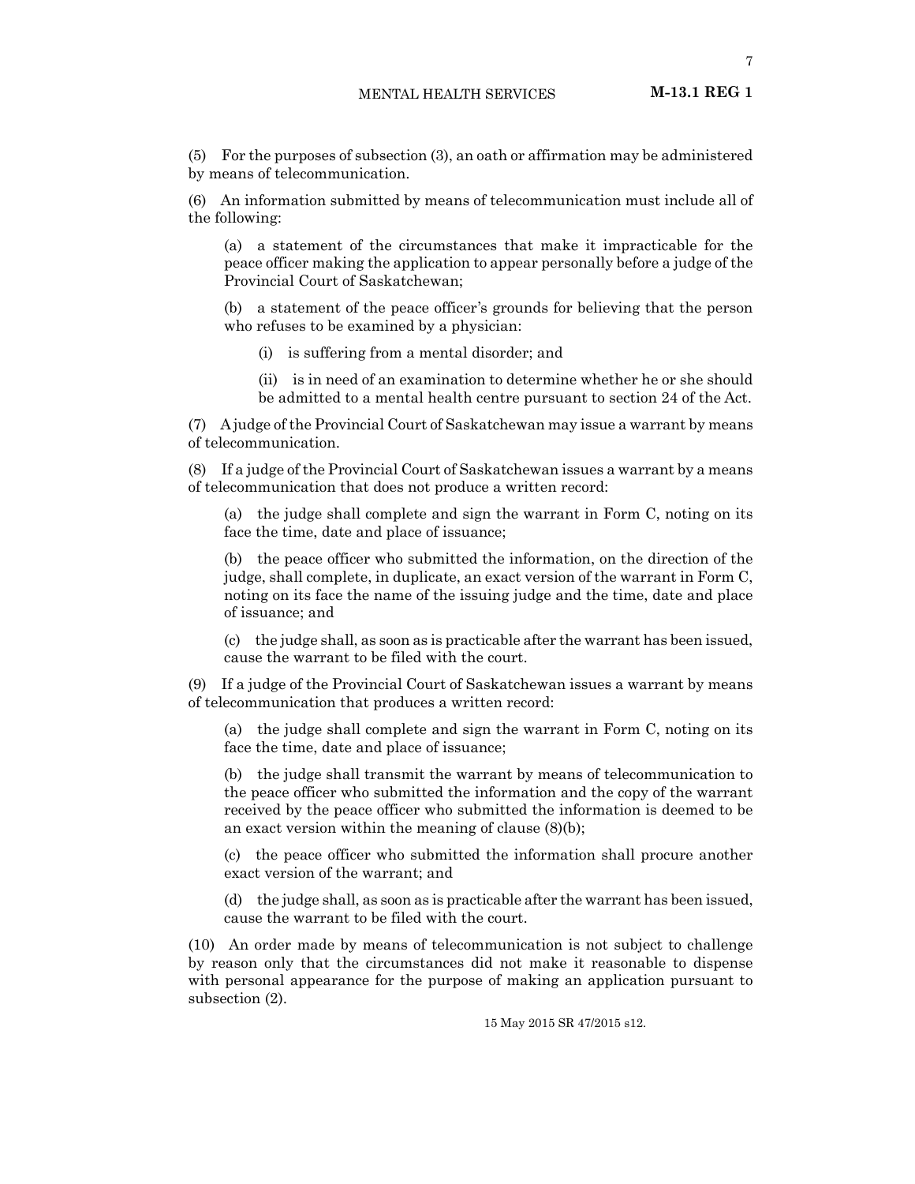(5) For the purposes of subsection (3), an oath or affirmation may be administered by means of telecommunication.

(6) An information submitted by means of telecommunication must include all of the following:

(a) a statement of the circumstances that make it impracticable for the peace officer making the application to appear personally before a judge of the Provincial Court of Saskatchewan;

(b) a statement of the peace officer's grounds for believing that the person who refuses to be examined by a physician:

(i) is suffering from a mental disorder; and

(ii) is in need of an examination to determine whether he or she should be admitted to a mental health centre pursuant to section 24 of the Act.

(7) A judge of the Provincial Court of Saskatchewan may issue a warrant by means of telecommunication.

(8) If a judge of the Provincial Court of Saskatchewan issues a warrant by a means of telecommunication that does not produce a written record:

(a) the judge shall complete and sign the warrant in Form C, noting on its face the time, date and place of issuance;

(b) the peace officer who submitted the information, on the direction of the judge, shall complete, in duplicate, an exact version of the warrant in Form C, noting on its face the name of the issuing judge and the time, date and place of issuance; and

(c) the judge shall, as soon as is practicable after the warrant has been issued, cause the warrant to be filed with the court.

(9) If a judge of the Provincial Court of Saskatchewan issues a warrant by means of telecommunication that produces a written record:

(a) the judge shall complete and sign the warrant in Form C, noting on its face the time, date and place of issuance;

(b) the judge shall transmit the warrant by means of telecommunication to the peace officer who submitted the information and the copy of the warrant received by the peace officer who submitted the information is deemed to be an exact version within the meaning of clause (8)(b);

(c) the peace officer who submitted the information shall procure another exact version of the warrant; and

(d) the judge shall, as soon as is practicable after the warrant has been issued, cause the warrant to be filed with the court.

(10) An order made by means of telecommunication is not subject to challenge by reason only that the circumstances did not make it reasonable to dispense with personal appearance for the purpose of making an application pursuant to subsection (2).

15 May 2015 SR 47/2015 s12.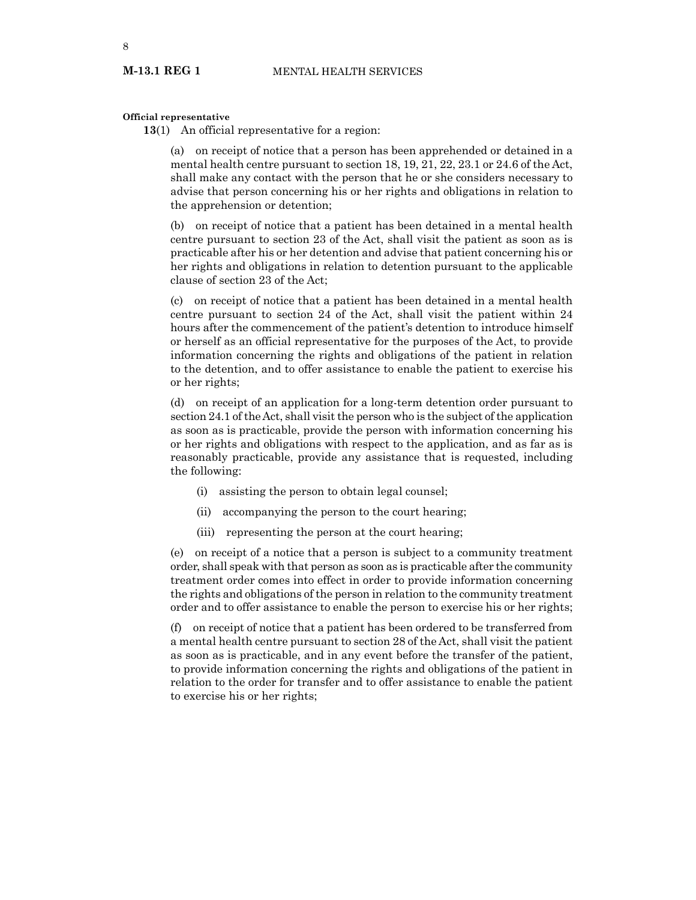**Official representative**

**13**(1) An official representative for a region:

(a) on receipt of notice that a person has been apprehended or detained in a mental health centre pursuant to section 18, 19, 21, 22, 23.1 or 24.6 of the Act, shall make any contact with the person that he or she considers necessary to advise that person concerning his or her rights and obligations in relation to the apprehension or detention;

(b) on receipt of notice that a patient has been detained in a mental health centre pursuant to section 23 of the Act, shall visit the patient as soon as is practicable after his or her detention and advise that patient concerning his or her rights and obligations in relation to detention pursuant to the applicable clause of section 23 of the Act;

(c) on receipt of notice that a patient has been detained in a mental health centre pursuant to section 24 of the Act, shall visit the patient within 24 hours after the commencement of the patient's detention to introduce himself or herself as an official representative for the purposes of the Act, to provide information concerning the rights and obligations of the patient in relation to the detention, and to offer assistance to enable the patient to exercise his or her rights;

(d) on receipt of an application for a long-term detention order pursuant to section 24.1 of the Act, shall visit the person who is the subject of the application as soon as is practicable, provide the person with information concerning his or her rights and obligations with respect to the application, and as far as is reasonably practicable, provide any assistance that is requested, including the following:

(i) assisting the person to obtain legal counsel;

(ii) accompanying the person to the court hearing;

(iii) representing the person at the court hearing;

(e) on receipt of a notice that a person is subject to a community treatment order, shall speak with that person as soon as is practicable after the community treatment order comes into effect in order to provide information concerning the rights and obligations of the person in relation to the community treatment order and to offer assistance to enable the person to exercise his or her rights;

(f) on receipt of notice that a patient has been ordered to be transferred from a mental health centre pursuant to section 28 of the Act, shall visit the patient as soon as is practicable, and in any event before the transfer of the patient, to provide information concerning the rights and obligations of the patient in relation to the order for transfer and to offer assistance to enable the patient to exercise his or her rights;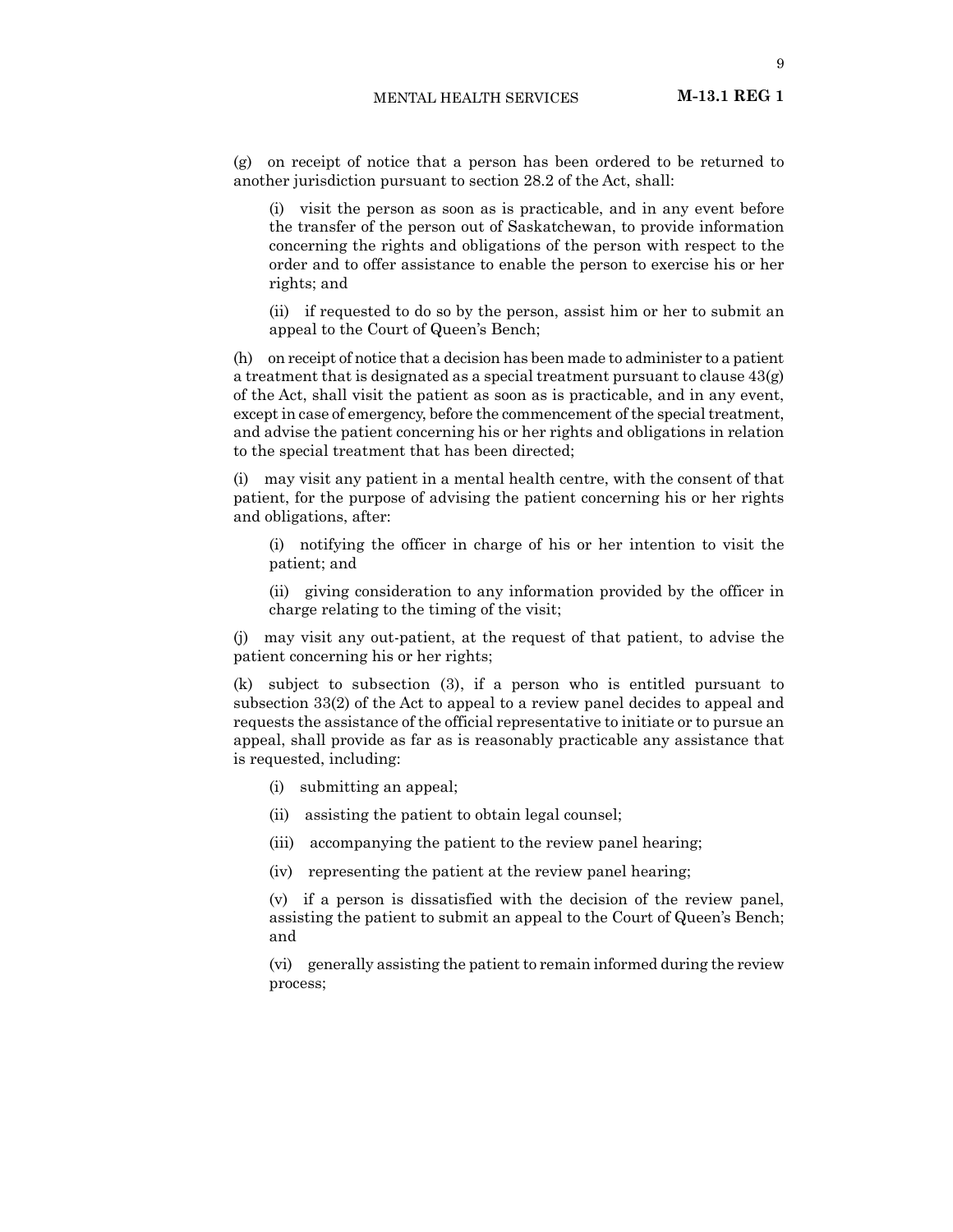(g) on receipt of notice that a person has been ordered to be returned to another jurisdiction pursuant to section 28.2 of the Act, shall:

(i) visit the person as soon as is practicable, and in any event before the transfer of the person out of Saskatchewan, to provide information concerning the rights and obligations of the person with respect to the order and to offer assistance to enable the person to exercise his or her rights; and

(ii) if requested to do so by the person, assist him or her to submit an appeal to the Court of Queen's Bench;

(h) on receipt of notice that a decision has been made to administer to a patient a treatment that is designated as a special treatment pursuant to clause 43(g) of the Act, shall visit the patient as soon as is practicable, and in any event, except in case of emergency, before the commencement of the special treatment, and advise the patient concerning his or her rights and obligations in relation to the special treatment that has been directed;

(i) may visit any patient in a mental health centre, with the consent of that patient, for the purpose of advising the patient concerning his or her rights and obligations, after:

(i) notifying the officer in charge of his or her intention to visit the patient; and

(ii) giving consideration to any information provided by the officer in charge relating to the timing of the visit;

(j) may visit any out-patient, at the request of that patient, to advise the patient concerning his or her rights;

(k) subject to subsection (3), if a person who is entitled pursuant to subsection 33(2) of the Act to appeal to a review panel decides to appeal and requests the assistance of the official representative to initiate or to pursue an appeal, shall provide as far as is reasonably practicable any assistance that is requested, including:

(i) submitting an appeal;

(ii) assisting the patient to obtain legal counsel;

(iii) accompanying the patient to the review panel hearing;

(iv) representing the patient at the review panel hearing;

(v) if a person is dissatisfied with the decision of the review panel, assisting the patient to submit an appeal to the Court of Queen's Bench; and

(vi) generally assisting the patient to remain informed during the review process;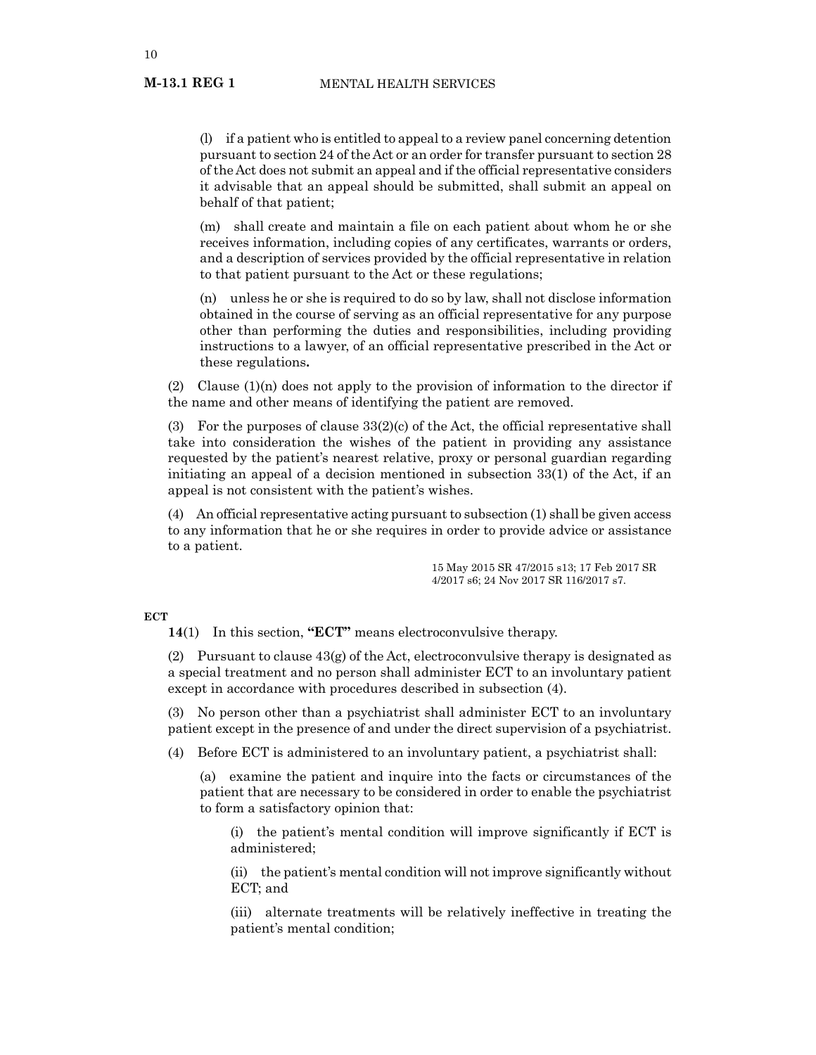(l) if a patient who is entitled to appeal to a review panel concerning detention pursuant to section 24 of the Act or an order for transfer pursuant to section 28 of the Act does not submit an appeal and if the official representative considers it advisable that an appeal should be submitted, shall submit an appeal on behalf of that patient;

(m) shall create and maintain a file on each patient about whom he or she receives information, including copies of any certificates, warrants or orders, and a description of services provided by the official representative in relation to that patient pursuant to the Act or these regulations;

(n) unless he or she is required to do so by law, shall not disclose information obtained in the course of serving as an official representative for any purpose other than performing the duties and responsibilities, including providing instructions to a lawyer, of an official representative prescribed in the Act or these regulations**.**

(2) Clause (1)(n) does not apply to the provision of information to the director if the name and other means of identifying the patient are removed.

(3) For the purposes of clause 33(2)(c) of the Act, the official representative shall take into consideration the wishes of the patient in providing any assistance requested by the patient's nearest relative, proxy or personal guardian regarding initiating an appeal of a decision mentioned in subsection 33(1) of the Act, if an appeal is not consistent with the patient's wishes.

(4) An official representative acting pursuant to subsection (1) shall be given access to any information that he or she requires in order to provide advice or assistance to a patient.

15 May 2015 SR 47/2015 s13; 17 Feb 2017 SR 4/2017 s6; 24 Nov 2017 SR 116/2017 s7.

**ECT**

**14**(1) In this section, **"ECT"** means electroconvulsive therapy.

(2) Pursuant to clause 43(g) of the Act, electroconvulsive therapy is designated as a special treatment and no person shall administer ECT to an involuntary patient except in accordance with procedures described in subsection (4).

(3) No person other than a psychiatrist shall administer ECT to an involuntary patient except in the presence of and under the direct supervision of a psychiatrist.

(4) Before ECT is administered to an involuntary patient, a psychiatrist shall:

(a) examine the patient and inquire into the facts or circumstances of the patient that are necessary to be considered in order to enable the psychiatrist to form a satisfactory opinion that:

(i) the patient's mental condition will improve significantly if ECT is administered;

(ii) the patient's mental condition will not improve significantly without ECT; and

(iii) alternate treatments will be relatively ineffective in treating the patient's mental condition;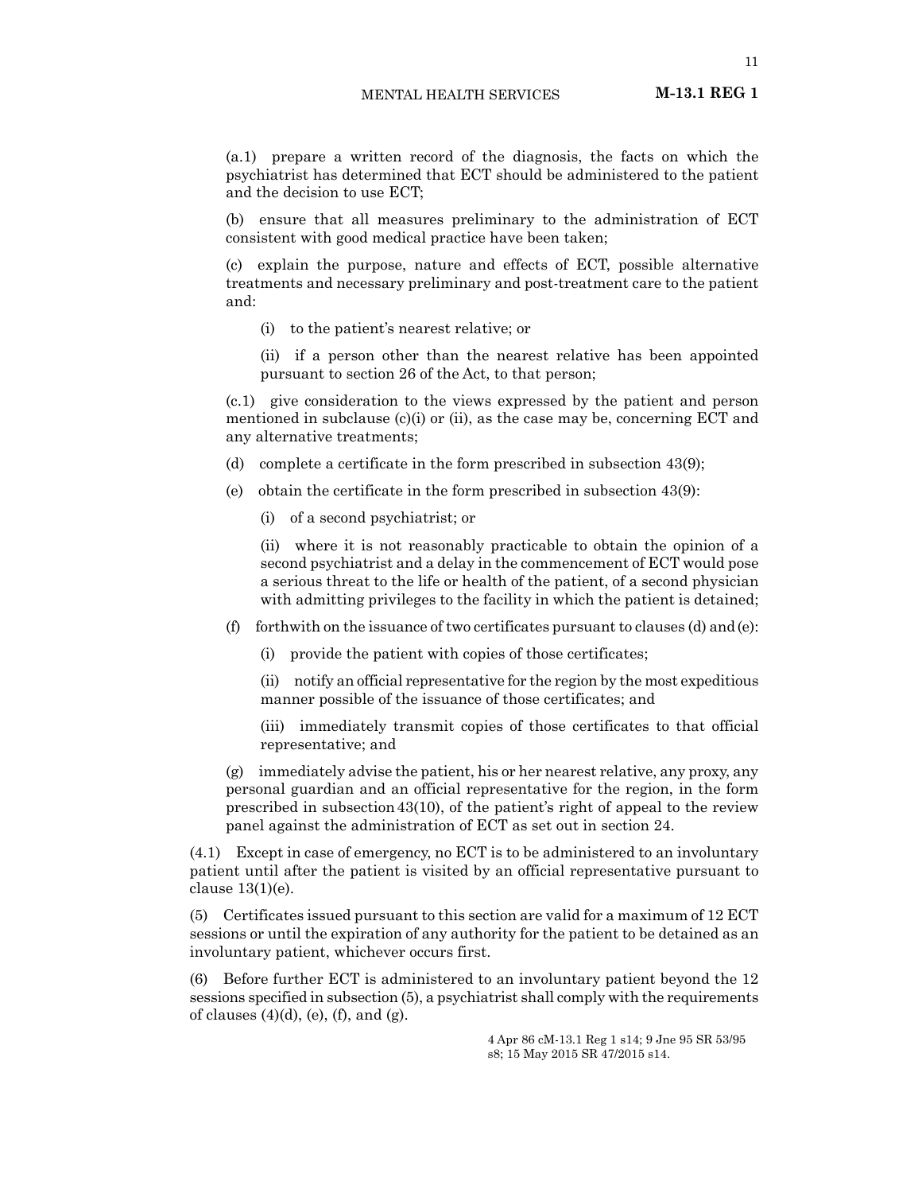(a.1) prepare a written record of the diagnosis, the facts on which the psychiatrist has determined that ECT should be administered to the patient and the decision to use ECT;

(b) ensure that all measures preliminary to the administration of ECT consistent with good medical practice have been taken;

(c) explain the purpose, nature and effects of ECT, possible alternative treatments and necessary preliminary and post-treatment care to the patient and:

(i) to the patient's nearest relative; or

(ii) if a person other than the nearest relative has been appointed pursuant to section 26 of the Act, to that person;

(c.1) give consideration to the views expressed by the patient and person mentioned in subclause (c)(i) or (ii), as the case may be, concerning ECT and any alternative treatments;

(d) complete a certificate in the form prescribed in subsection 43(9);

(e) obtain the certificate in the form prescribed in subsection 43(9):

(i) of a second psychiatrist; or

(ii) where it is not reasonably practicable to obtain the opinion of a second psychiatrist and a delay in the commencement of ECT would pose a serious threat to the life or health of the patient, of a second physician with admitting privileges to the facility in which the patient is detained;

(f) forthwith on the issuance of two certificates pursuant to clauses (d) and (e):

(i) provide the patient with copies of those certificates;

(ii) notify an official representative for the region by the most expeditious manner possible of the issuance of those certificates; and

(iii) immediately transmit copies of those certificates to that official representative; and

(g) immediately advise the patient, his or her nearest relative, any proxy, any personal guardian and an official representative for the region, in the form prescribed in subsection 43(10), of the patient's right of appeal to the review panel against the administration of ECT as set out in section 24.

(4.1) Except in case of emergency, no ECT is to be administered to an involuntary patient until after the patient is visited by an official representative pursuant to clause 13(1)(e).

(5) Certificates issued pursuant to this section are valid for a maximum of 12 ECT sessions or until the expiration of any authority for the patient to be detained as an involuntary patient, whichever occurs first.

(6) Before further ECT is administered to an involuntary patient beyond the 12 sessions specified in subsection (5), a psychiatrist shall comply with the requirements of clauses (4)(d), (e), (f), and (g).

4 Apr 86 cM-13.1 Reg 1 s14; 9 Jne 95 SR 53/95 s8; 15 May 2015 SR 47/2015 s14.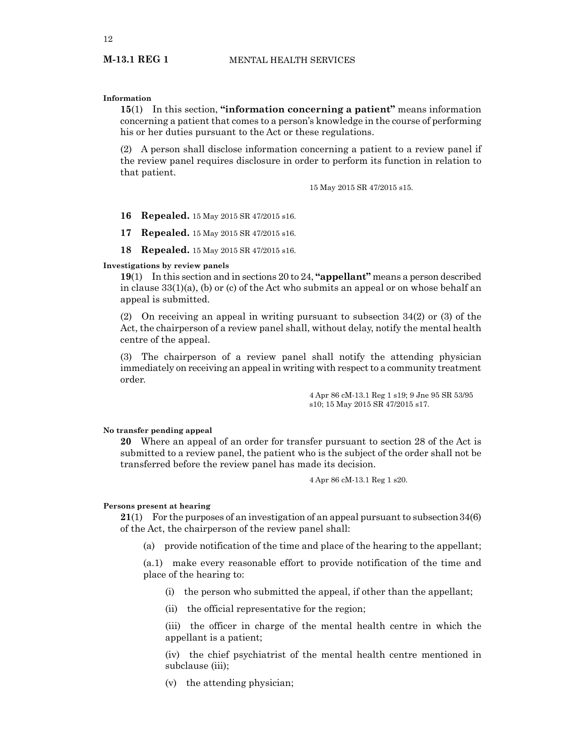**Information**

**15**(1) In this section, **"information concerning a patient"** means information concerning a patient that comes to a person's knowledge in the course of performing his or her duties pursuant to the Act or these regulations.

(2) A person shall disclose information concerning a patient to a review panel if the review panel requires disclosure in order to perform its function in relation to that patient.

15 May 2015 SR 47/2015 s15.

**16 Repealed.** 15 May 2015 SR 47/2015 s16.

**17 Repealed.** 15 May 2015 SR 47/2015 s16.

**18 Repealed.** 15 May 2015 SR 47/2015 s16.

**Investigations by review panels**

**19**(1) In this section and in sections 20 to 24, **"appellant"** means a person described in clause 33(1)(a), (b) or (c) of the Act who submits an appeal or on whose behalf an appeal is submitted.

(2) On receiving an appeal in writing pursuant to subsection 34(2) or (3) of the Act, the chairperson of a review panel shall, without delay, notify the mental health centre of the appeal.

(3) The chairperson of a review panel shall notify the attending physician immediately on receiving an appeal in writing with respect to a community treatment order.

4 Apr 86 cM-13.1 Reg 1 s19; 9 Jne 95 SR 53/95 s10; 15 May 2015 SR 47/2015 s17.

**No transfer pending appeal**

**20** Where an appeal of an order for transfer pursuant to section 28 of the Act is submitted to a review panel, the patient who is the subject of the order shall not be transferred before the review panel has made its decision.

4 Apr 86 cM-13.1 Reg 1 s20.

**Persons present at hearing**

**21**(1) For the purposes of an investigation of an appeal pursuant to subsection 34(6) of the Act, the chairperson of the review panel shall:

(a) provide notification of the time and place of the hearing to the appellant;

(a.1) make every reasonable effort to provide notification of the time and place of the hearing to:

(i) the person who submitted the appeal, if other than the appellant;

(ii) the official representative for the region;

(iii) the officer in charge of the mental health centre in which the appellant is a patient;

(iv) the chief psychiatrist of the mental health centre mentioned in subclause (iii);

(v) the attending physician;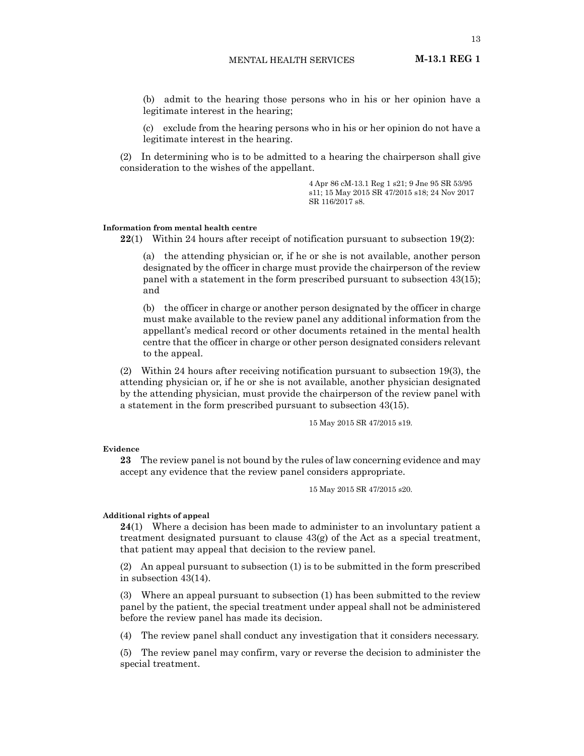(b) admit to the hearing those persons who in his or her opinion have a legitimate interest in the hearing;

(c) exclude from the hearing persons who in his or her opinion do not have a legitimate interest in the hearing.

(2) In determining who is to be admitted to a hearing the chairperson shall give consideration to the wishes of the appellant.

4 Apr 86 cM-13.1 Reg 1 s21; 9 Jne 95 SR 53/95 s11; 15 May 2015 SR 47/2015 s18; 24 Nov 2017 SR 116/2017 s8.

**Information from mental health centre**

**22**(1) Within 24 hours after receipt of notification pursuant to subsection 19(2):

(a) the attending physician or, if he or she is not available, another person designated by the officer in charge must provide the chairperson of the review panel with a statement in the form prescribed pursuant to subsection 43(15); and

(b) the officer in charge or another person designated by the officer in charge must make available to the review panel any additional information from the appellant's medical record or other documents retained in the mental health centre that the officer in charge or other person designated considers relevant to the appeal.

(2) Within 24 hours after receiving notification pursuant to subsection 19(3), the attending physician or, if he or she is not available, another physician designated by the attending physician, must provide the chairperson of the review panel with a statement in the form prescribed pursuant to subsection 43(15).

15 May 2015 SR 47/2015 s19.

**Evidence**

**23** The review panel is not bound by the rules of law concerning evidence and may accept any evidence that the review panel considers appropriate.

15 May 2015 SR 47/2015 s20.

**Additional rights of appeal**

**24**(1) Where a decision has been made to administer to an involuntary patient a treatment designated pursuant to clause 43(g) of the Act as a special treatment, that patient may appeal that decision to the review panel.

(2) An appeal pursuant to subsection (1) is to be submitted in the form prescribed in subsection 43(14).

(3) Where an appeal pursuant to subsection (1) has been submitted to the review panel by the patient, the special treatment under appeal shall not be administered before the review panel has made its decision.

(4) The review panel shall conduct any investigation that it considers necessary.

(5) The review panel may confirm, vary or reverse the decision to administer the special treatment.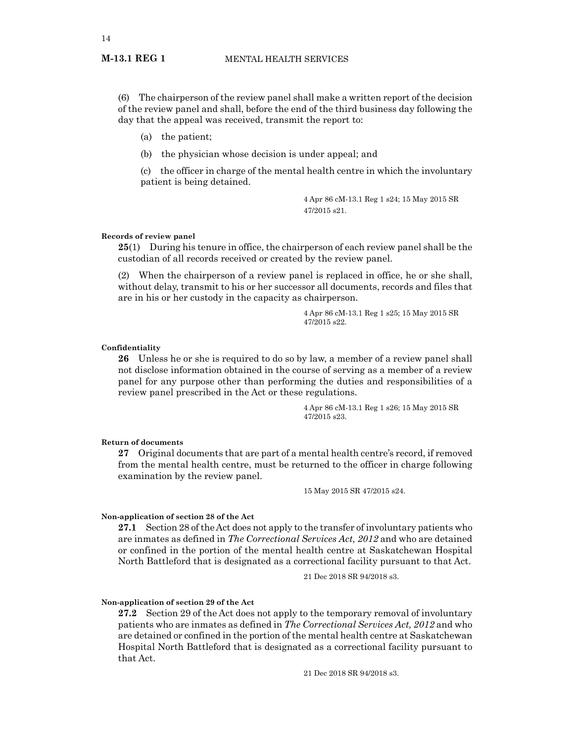(6) The chairperson of the review panel shall make a written report of the decision of the review panel and shall, before the end of the third business day following the day that the appeal was received, transmit the report to:

(a) the patient;

(b) the physician whose decision is under appeal; and

(c) the officer in charge of the mental health centre in which the involuntary patient is being detained.

4 Apr 86 cM-13.1 Reg 1 s24; 15 May 2015 SR 47/2015 s21.

**Records of review panel**

**25**(1) During his tenure in office, the chairperson of each review panel shall be the custodian of all records received or created by the review panel.

(2) When the chairperson of a review panel is replaced in office, he or she shall, without delay, transmit to his or her successor all documents, records and files that are in his or her custody in the capacity as chairperson.

4 Apr 86 cM-13.1 Reg 1 s25; 15 May 2015 SR 47/2015 s22.

**Confidentiality**

**26** Unless he or she is required to do so by law, a member of a review panel shall not disclose information obtained in the course of serving as a member of a review panel for any purpose other than performing the duties and responsibilities of a review panel prescribed in the Act or these regulations.

4 Apr 86 cM-13.1 Reg 1 s26; 15 May 2015 SR 47/2015 s23.

**Return of documents**

**27** Original documents that are part of a mental health centre's record, if removed from the mental health centre, must be returned to the officer in charge following examination by the review panel.

15 May 2015 SR 47/2015 s24.

**Non-application of section 28 of the Act**

**27.1** Section 28 of the Act does not apply to the transfer of involuntary patients who are inmates as defined in *The Correctional Services Act, 2012* and who are detained or confined in the portion of the mental health centre at Saskatchewan Hospital North Battleford that is designated as a correctional facility pursuant to that Act.

21 Dec 2018 SR 94/2018 s3.

**Non-application of section 29 of the Act**

**27.2** Section 29 of the Act does not apply to the temporary removal of involuntary patients who are inmates as defined in *The Correctional Services Act, 2012* and who are detained or confined in the portion of the mental health centre at Saskatchewan Hospital North Battleford that is designated as a correctional facility pursuant to that Act.

21 Dec 2018 SR 94/2018 s3.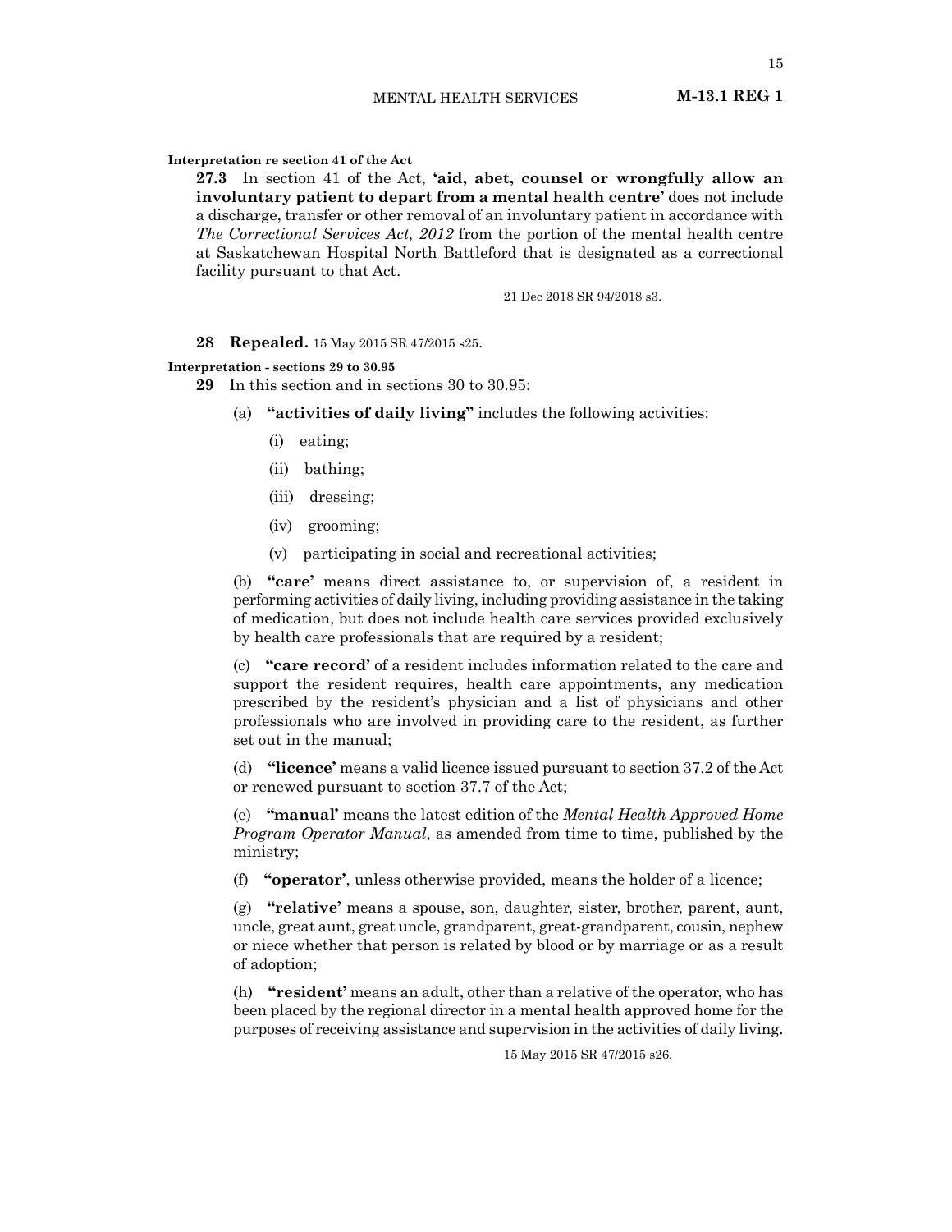**Interpretation re section 41 of the Act**

**27.3** In section 41 of the Act, **'aid, abet, counsel or wrongfully allow an involuntary patient to depart from a mental health centre'** does not include a discharge, transfer or other removal of an involuntary patient in accordance with *The Correctional Services Act, 2012* from the portion of the mental health centre at Saskatchewan Hospital North Battleford that is designated as a correctional facility pursuant to that Act.

21 Dec 2018 SR 94/2018 s3.

**28 Repealed.** 15 May 2015 SR 47/2015 s25.

**Interpretation - sections 29 to 30.95**

**29** In this section and in sections 30 to 30.95:

(a) **"activities of daily living"** includes the following activities:

(i) eating;

(ii) bathing;

(iii) dressing;

(iv) grooming;

(v) participating in social and recreational activities;

(b) **"care'** means direct assistance to, or supervision of, a resident in performing activities of daily living, including providing assistance in the taking of medication, but does not include health care services provided exclusively by health care professionals that are required by a resident;

(c) **"care record'** of a resident includes information related to the care and support the resident requires, health care appointments, any medication prescribed by the resident's physician and a list of physicians and other professionals who are involved in providing care to the resident, as further set out in the manual;

(d) **"licence'** means a valid licence issued pursuant to section 37.2 of the Act or renewed pursuant to section 37.7 of the Act;

(e) **"manual'** means the latest edition of the *Mental Health Approved Home Program Operator Manual*, as amended from time to time, published by the ministry;

(f) **"operator'**, unless otherwise provided, means the holder of a licence;

(g) **"relative'** means a spouse, son, daughter, sister, brother, parent, aunt, uncle, great aunt, great uncle, grandparent, great-grandparent, cousin, nephew or niece whether that person is related by blood or by marriage or as a result of adoption;

(h) **"resident'** means an adult, other than a relative of the operator, who has been placed by the regional director in a mental health approved home for the purposes of receiving assistance and supervision in the activities of daily living.

15 May 2015 SR 47/2015 s26.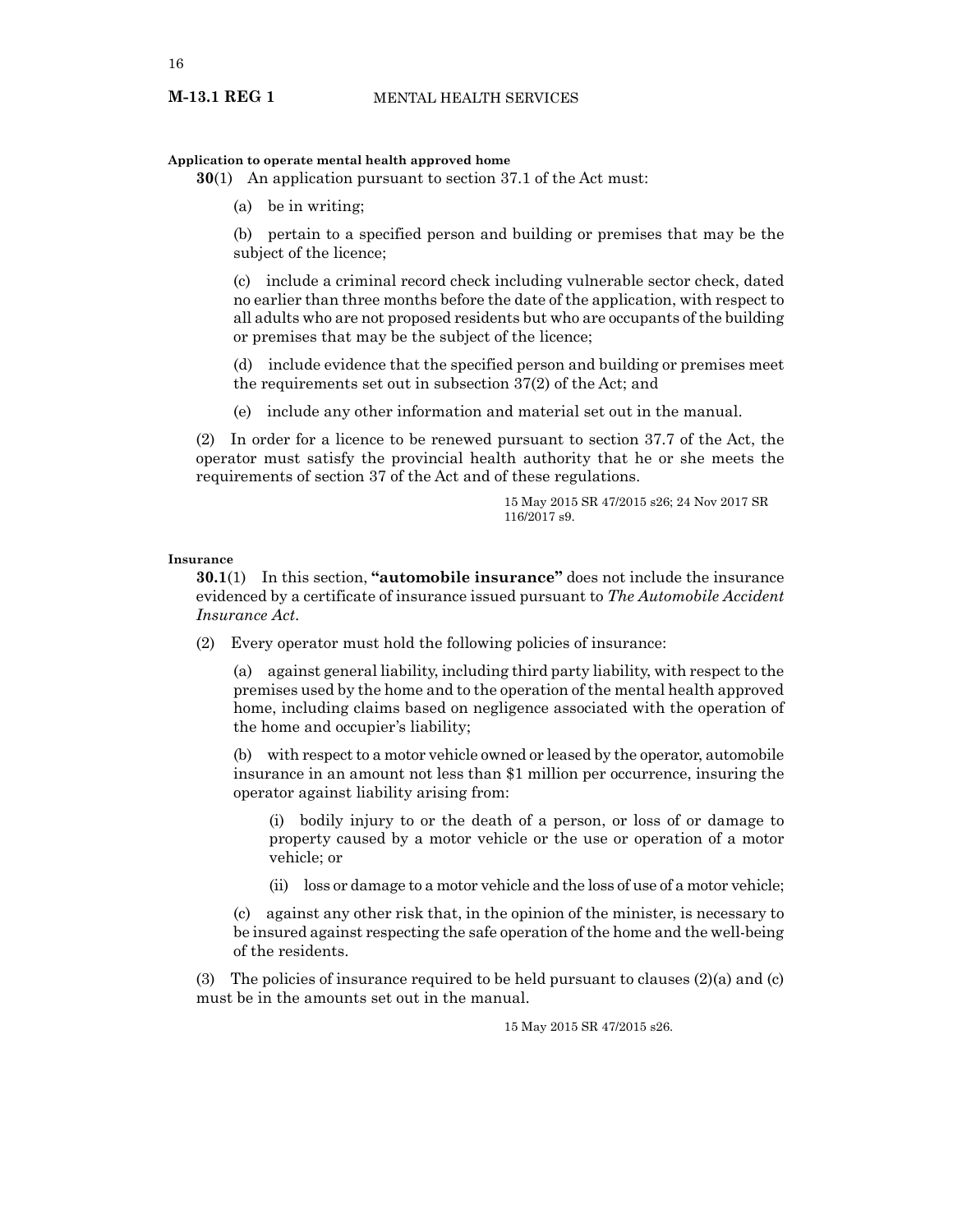**Application to operate mental health approved home**

**30**(1) An application pursuant to section 37.1 of the Act must:

(a) be in writing;

(b) pertain to a specified person and building or premises that may be the subject of the licence;

(c) include a criminal record check including vulnerable sector check, dated no earlier than three months before the date of the application, with respect to all adults who are not proposed residents but who are occupants of the building or premises that may be the subject of the licence;

(d) include evidence that the specified person and building or premises meet the requirements set out in subsection 37(2) of the Act; and

(e) include any other information and material set out in the manual.

(2) In order for a licence to be renewed pursuant to section 37.7 of the Act, the operator must satisfy the provincial health authority that he or she meets the requirements of section 37 of the Act and of these regulations.

15 May 2015 SR 47/2015 s26; 24 Nov 2017 SR 116/2017 s9.

**Insurance**

**30.1**(1) In this section, **"automobile insurance"** does not include the insurance evidenced by a certificate of insurance issued pursuant to *The Automobile Accident Insurance Act*.

(2) Every operator must hold the following policies of insurance:

(a) against general liability, including third party liability, with respect to the premises used by the home and to the operation of the mental health approved home, including claims based on negligence associated with the operation of the home and occupier's liability;

(b) with respect to a motor vehicle owned or leased by the operator, automobile insurance in an amount not less than $1 million per occurrence, insuring the operator against liability arising from:

(i) bodily injury to or the death of a person, or loss of or damage to property caused by a motor vehicle or the use or operation of a motor vehicle; or

(ii) loss or damage to a motor vehicle and the loss of use of a motor vehicle;

(c) against any other risk that, in the opinion of the minister, is necessary to be insured against respecting the safe operation of the home and the well-being of the residents.

(3) The policies of insurance required to be held pursuant to clauses (2)(a) and (c) must be in the amounts set out in the manual.

15 May 2015 SR 47/2015 s26.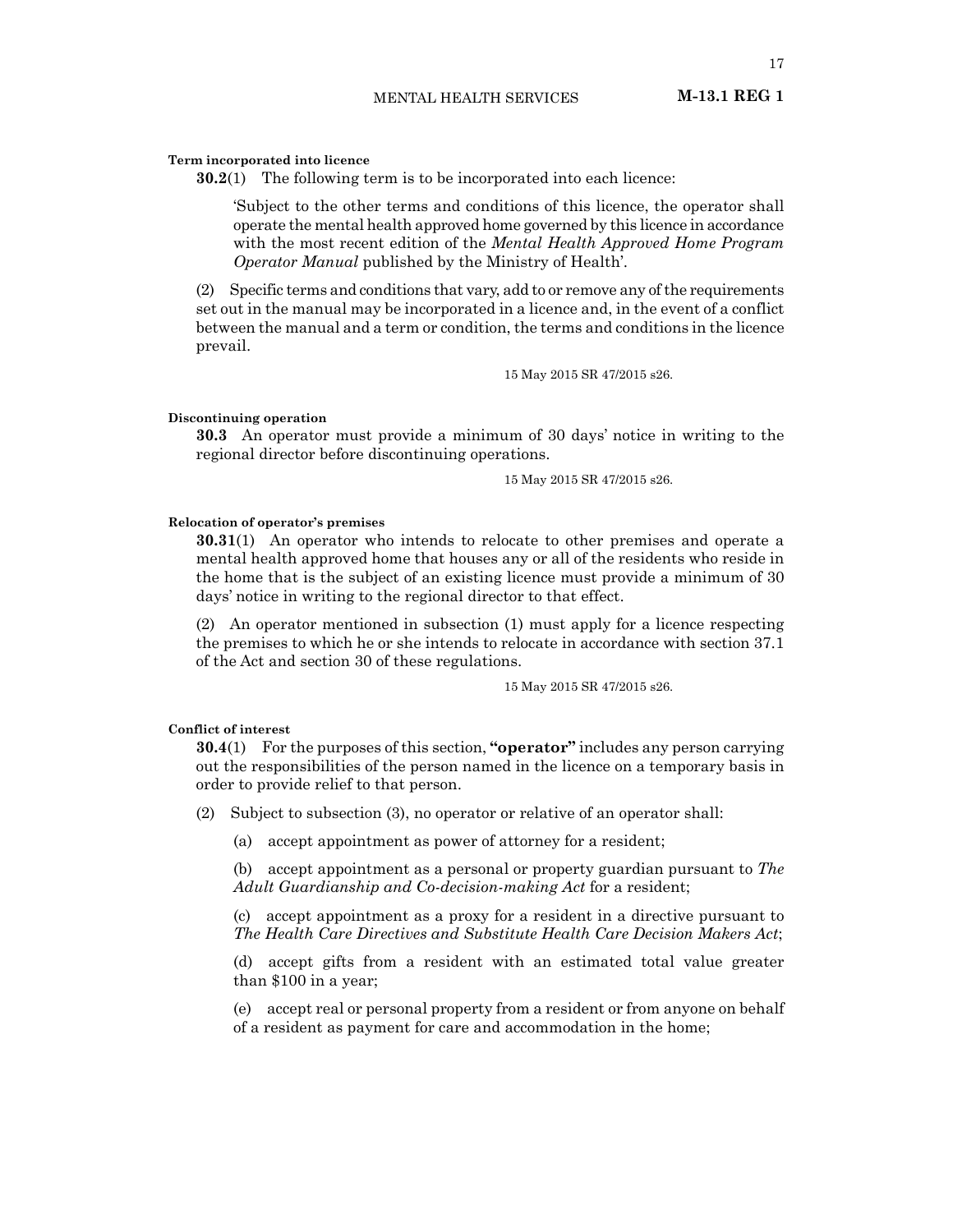**Term incorporated into licence**

**30.2**(1) The following term is to be incorporated into each licence:

> 'Subject to the other terms and conditions of this licence, the operator shall operate the mental health approved home governed by this licence in accordance with the most recent edition of the *Mental Health Approved Home Program Operator Manual* published by the Ministry of Health'.

(2) Specific terms and conditions that vary, add to or remove any of the requirements set out in the manual may be incorporated in a licence and, in the event of a conflict between the manual and a term or condition, the terms and conditions in the licence prevail.

15 May 2015 SR 47/2015 s26.

**Discontinuing operation**

**30.3** An operator must provide a minimum of 30 days' notice in writing to the regional director before discontinuing operations.

15 May 2015 SR 47/2015 s26.

**Relocation of operator's premises**

**30.31**(1) An operator who intends to relocate to other premises and operate a mental health approved home that houses any or all of the residents who reside in the home that is the subject of an existing licence must provide a minimum of 30 days' notice in writing to the regional director to that effect.

(2) An operator mentioned in subsection (1) must apply for a licence respecting the premises to which he or she intends to relocate in accordance with section 37.1 of the Act and section 30 of these regulations.

15 May 2015 SR 47/2015 s26.

**Conflict of interest**

**30.4**(1) For the purposes of this section, **"operator"** includes any person carrying out the responsibilities of the person named in the licence on a temporary basis in order to provide relief to that person.

(2) Subject to subsection (3), no operator or relative of an operator shall:

(a) accept appointment as power of attorney for a resident;

(b) accept appointment as a personal or property guardian pursuant to *The Adult Guardianship and Co-decision-making Act* for a resident;

(c) accept appointment as a proxy for a resident in a directive pursuant to *The Health Care Directives and Substitute Health Care Decision Makers Act*;

(d) accept gifts from a resident with an estimated total value greater than $100 in a year;

(e) accept real or personal property from a resident or from anyone on behalf of a resident as payment for care and accommodation in the home;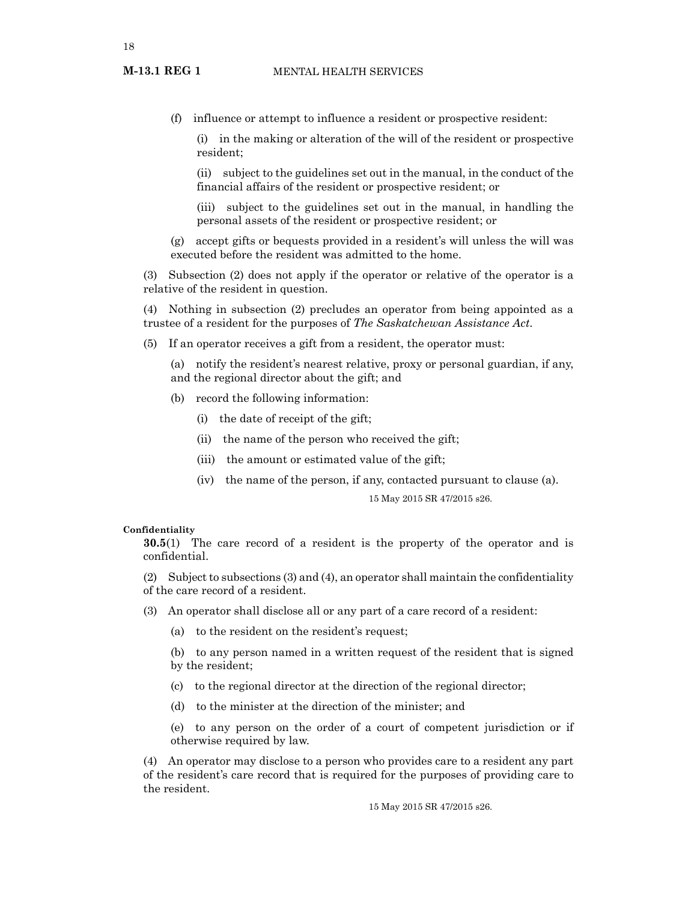(f) influence or attempt to influence a resident or prospective resident:

(i) in the making or alteration of the will of the resident or prospective resident;

(ii) subject to the guidelines set out in the manual, in the conduct of the financial affairs of the resident or prospective resident; or

(iii) subject to the guidelines set out in the manual, in handling the personal assets of the resident or prospective resident; or

(g) accept gifts or bequests provided in a resident's will unless the will was executed before the resident was admitted to the home.

(3) Subsection (2) does not apply if the operator or relative of the operator is a relative of the resident in question.

(4) Nothing in subsection (2) precludes an operator from being appointed as a trustee of a resident for the purposes of *The Saskatchewan Assistance Act*.

(5) If an operator receives a gift from a resident, the operator must:

(a) notify the resident's nearest relative, proxy or personal guardian, if any, and the regional director about the gift; and

(b) record the following information:

(i) the date of receipt of the gift;

(ii) the name of the person who received the gift;

(iii) the amount or estimated value of the gift;

(iv) the name of the person, if any, contacted pursuant to clause (a).

15 May 2015 SR 47/2015 s26.

**Confidentiality**

**30.5**(1) The care record of a resident is the property of the operator and is confidential.

(2) Subject to subsections (3) and (4), an operator shall maintain the confidentiality of the care record of a resident.

(3) An operator shall disclose all or any part of a care record of a resident:

(a) to the resident on the resident's request;

(b) to any person named in a written request of the resident that is signed by the resident;

(c) to the regional director at the direction of the regional director;

(d) to the minister at the direction of the minister; and

(e) to any person on the order of a court of competent jurisdiction or if otherwise required by law.

(4) An operator may disclose to a person who provides care to a resident any part of the resident's care record that is required for the purposes of providing care to the resident.

15 May 2015 SR 47/2015 s26.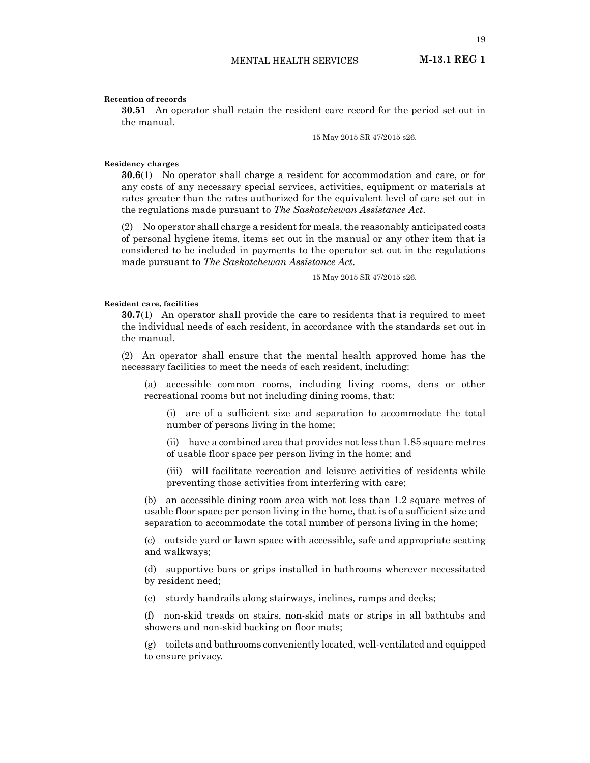**Retention of records**

**30.51** An operator shall retain the resident care record for the period set out in the manual.

15 May 2015 SR 47/2015 s26.

**Residency charges**

**30.6**(1) No operator shall charge a resident for accommodation and care, or for any costs of any necessary special services, activities, equipment or materials at rates greater than the rates authorized for the equivalent level of care set out in the regulations made pursuant to *The Saskatchewan Assistance Act*.

(2) No operator shall charge a resident for meals, the reasonably anticipated costs of personal hygiene items, items set out in the manual or any other item that is considered to be included in payments to the operator set out in the regulations made pursuant to *The Saskatchewan Assistance Act*.

15 May 2015 SR 47/2015 s26.

**Resident care, facilities**

**30.7**(1) An operator shall provide the care to residents that is required to meet the individual needs of each resident, in accordance with the standards set out in the manual.

(2) An operator shall ensure that the mental health approved home has the necessary facilities to meet the needs of each resident, including:

(a) accessible common rooms, including living rooms, dens or other recreational rooms but not including dining rooms, that:

(i) are of a sufficient size and separation to accommodate the total number of persons living in the home;

(ii) have a combined area that provides not less than 1.85 square metres of usable floor space per person living in the home; and

(iii) will facilitate recreation and leisure activities of residents while preventing those activities from interfering with care;

(b) an accessible dining room area with not less than 1.2 square metres of usable floor space per person living in the home, that is of a sufficient size and separation to accommodate the total number of persons living in the home;

(c) outside yard or lawn space with accessible, safe and appropriate seating and walkways;

(d) supportive bars or grips installed in bathrooms wherever necessitated by resident need;

(e) sturdy handrails along stairways, inclines, ramps and decks;

(f) non-skid treads on stairs, non-skid mats or strips in all bathtubs and showers and non-skid backing on floor mats;

(g) toilets and bathrooms conveniently located, well-ventilated and equipped to ensure privacy.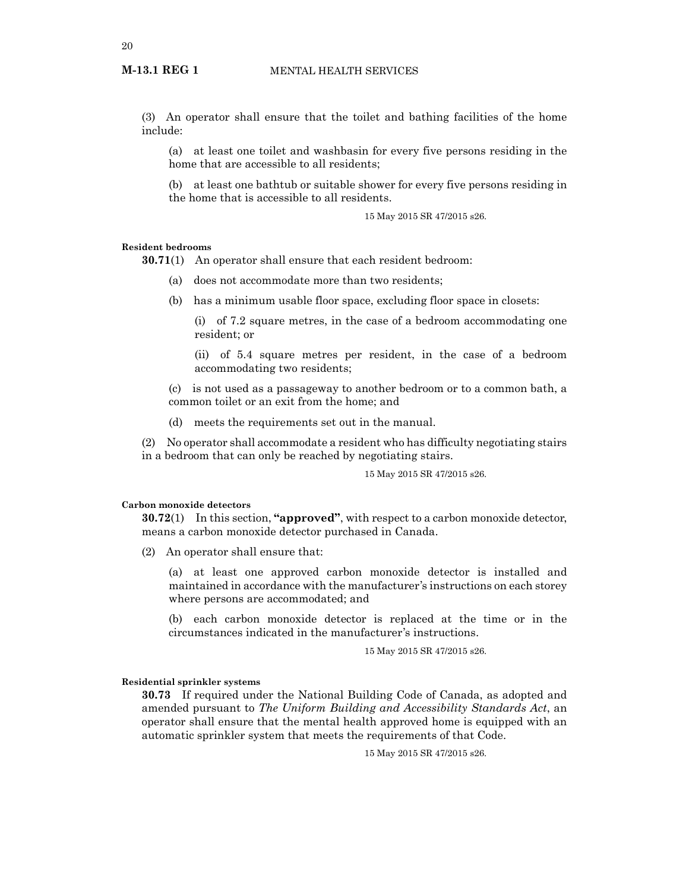(3) An operator shall ensure that the toilet and bathing facilities of the home include:

(a) at least one toilet and washbasin for every five persons residing in the home that are accessible to all residents;

(b) at least one bathtub or suitable shower for every five persons residing in the home that is accessible to all residents.

15 May 2015 SR 47/2015 s26.

**Resident bedrooms**

**30.71**(1) An operator shall ensure that each resident bedroom:

(a) does not accommodate more than two residents;

(b) has a minimum usable floor space, excluding floor space in closets:

(i) of 7.2 square metres, in the case of a bedroom accommodating one resident; or

(ii) of 5.4 square metres per resident, in the case of a bedroom accommodating two residents;

(c) is not used as a passageway to another bedroom or to a common bath, a common toilet or an exit from the home; and

(d) meets the requirements set out in the manual.

(2) No operator shall accommodate a resident who has difficulty negotiating stairs in a bedroom that can only be reached by negotiating stairs.

15 May 2015 SR 47/2015 s26.

**Carbon monoxide detectors**

**30.72**(1) In this section, **"approved"**, with respect to a carbon monoxide detector, means a carbon monoxide detector purchased in Canada.

(2) An operator shall ensure that:

(a) at least one approved carbon monoxide detector is installed and maintained in accordance with the manufacturer's instructions on each storey where persons are accommodated; and

(b) each carbon monoxide detector is replaced at the time or in the circumstances indicated in the manufacturer's instructions.

15 May 2015 SR 47/2015 s26.

**Residential sprinkler systems**

**30.73** If required under the National Building Code of Canada, as adopted and amended pursuant to *The Uniform Building and Accessibility Standards Act*, an operator shall ensure that the mental health approved home is equipped with an automatic sprinkler system that meets the requirements of that Code.

15 May 2015 SR 47/2015 s26.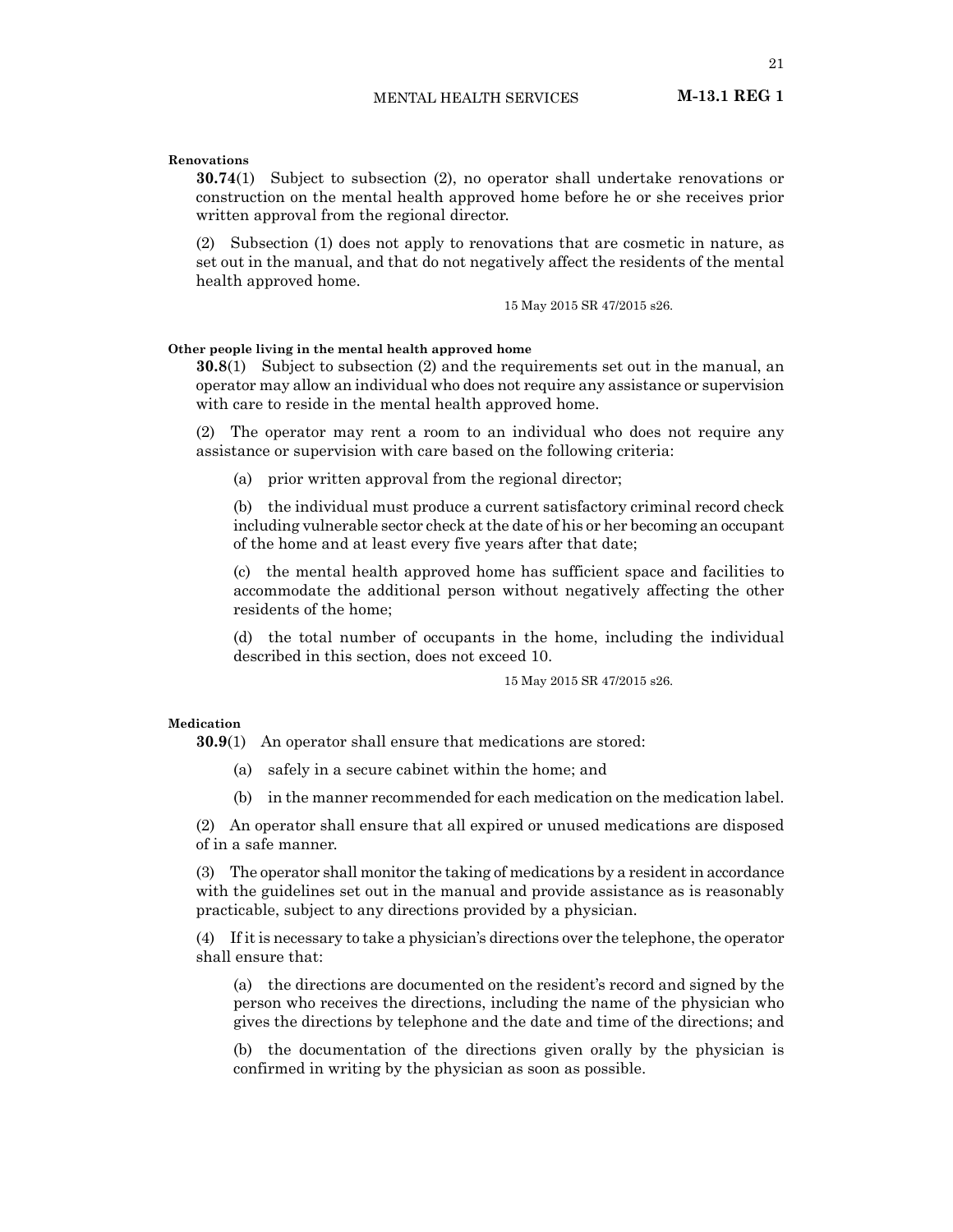**Renovations**

**30.74**(1) Subject to subsection (2), no operator shall undertake renovations or construction on the mental health approved home before he or she receives prior written approval from the regional director.

(2) Subsection (1) does not apply to renovations that are cosmetic in nature, as set out in the manual, and that do not negatively affect the residents of the mental health approved home.

15 May 2015 SR 47/2015 s26.

**Other people living in the mental health approved home**

**30.8**(1) Subject to subsection (2) and the requirements set out in the manual, an operator may allow an individual who does not require any assistance or supervision with care to reside in the mental health approved home.

(2) The operator may rent a room to an individual who does not require any assistance or supervision with care based on the following criteria:

(a) prior written approval from the regional director;

(b) the individual must produce a current satisfactory criminal record check including vulnerable sector check at the date of his or her becoming an occupant of the home and at least every five years after that date;

(c) the mental health approved home has sufficient space and facilities to accommodate the additional person without negatively affecting the other residents of the home;

(d) the total number of occupants in the home, including the individual described in this section, does not exceed 10.

15 May 2015 SR 47/2015 s26.

**Medication**

**30.9**(1) An operator shall ensure that medications are stored:

(a) safely in a secure cabinet within the home; and

(b) in the manner recommended for each medication on the medication label.

(2) An operator shall ensure that all expired or unused medications are disposed of in a safe manner.

(3) The operator shall monitor the taking of medications by a resident in accordance with the guidelines set out in the manual and provide assistance as is reasonably practicable, subject to any directions provided by a physician.

(4) If it is necessary to take a physician's directions over the telephone, the operator shall ensure that:

(a) the directions are documented on the resident's record and signed by the person who receives the directions, including the name of the physician who gives the directions by telephone and the date and time of the directions; and

(b) the documentation of the directions given orally by the physician is confirmed in writing by the physician as soon as possible.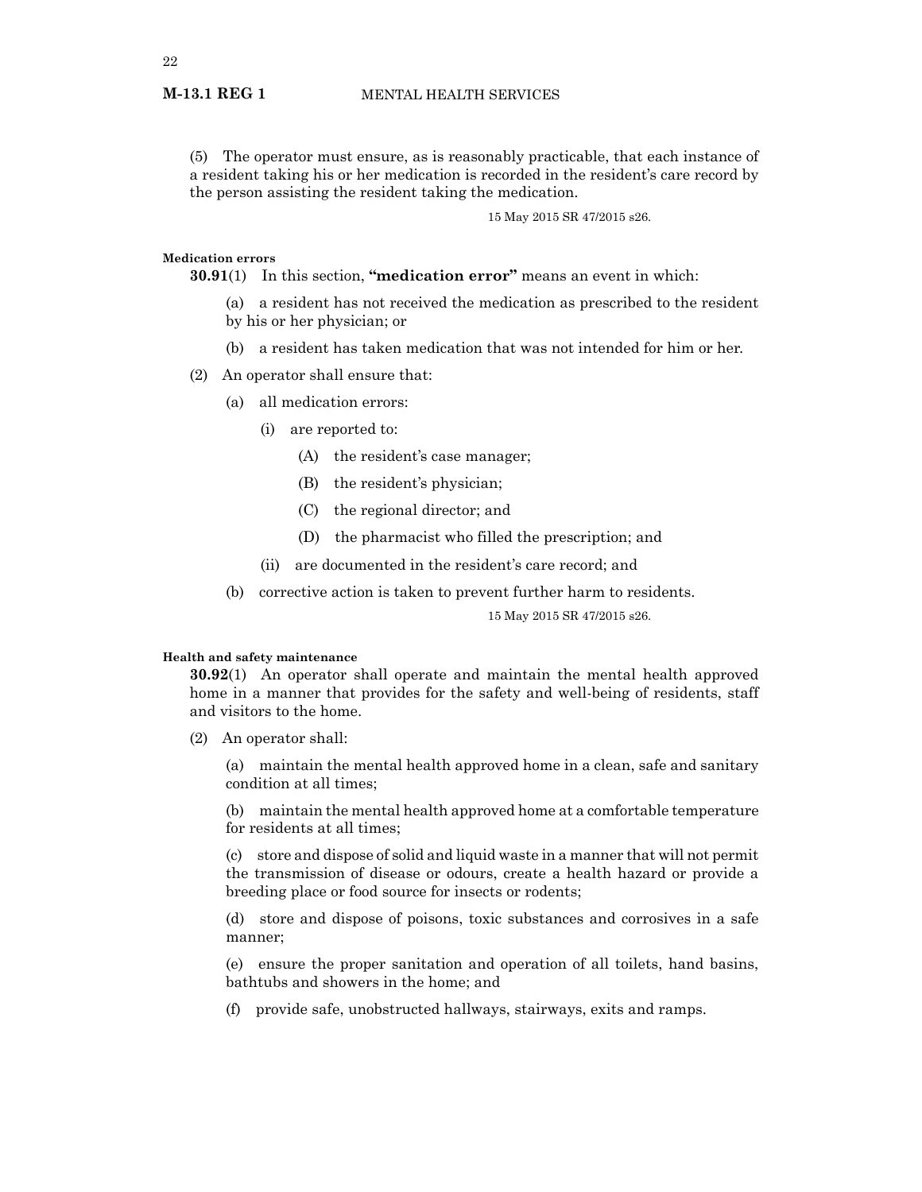(5) The operator must ensure, as is reasonably practicable, that each instance of a resident taking his or her medication is recorded in the resident's care record by the person assisting the resident taking the medication.

15 May 2015 SR 47/2015 s26.

**Medication errors**

**30.91**(1) In this section, **"medication error"** means an event in which:

(a) a resident has not received the medication as prescribed to the resident by his or her physician; or

(b) a resident has taken medication that was not intended for him or her.

(2) An operator shall ensure that:

(a) all medication errors:

(i) are reported to:

(A) the resident's case manager;

(B) the resident's physician;

(C) the regional director; and

(D) the pharmacist who filled the prescription; and

(ii) are documented in the resident's care record; and

(b) corrective action is taken to prevent further harm to residents.

15 May 2015 SR 47/2015 s26.

**Health and safety maintenance**

**30.92**(1) An operator shall operate and maintain the mental health approved home in a manner that provides for the safety and well-being of residents, staff and visitors to the home.

(2) An operator shall:

(a) maintain the mental health approved home in a clean, safe and sanitary condition at all times;

(b) maintain the mental health approved home at a comfortable temperature for residents at all times;

(c) store and dispose of solid and liquid waste in a manner that will not permit the transmission of disease or odours, create a health hazard or provide a breeding place or food source for insects or rodents;

(d) store and dispose of poisons, toxic substances and corrosives in a safe manner;

(e) ensure the proper sanitation and operation of all toilets, hand basins, bathtubs and showers in the home; and

(f) provide safe, unobstructed hallways, stairways, exits and ramps.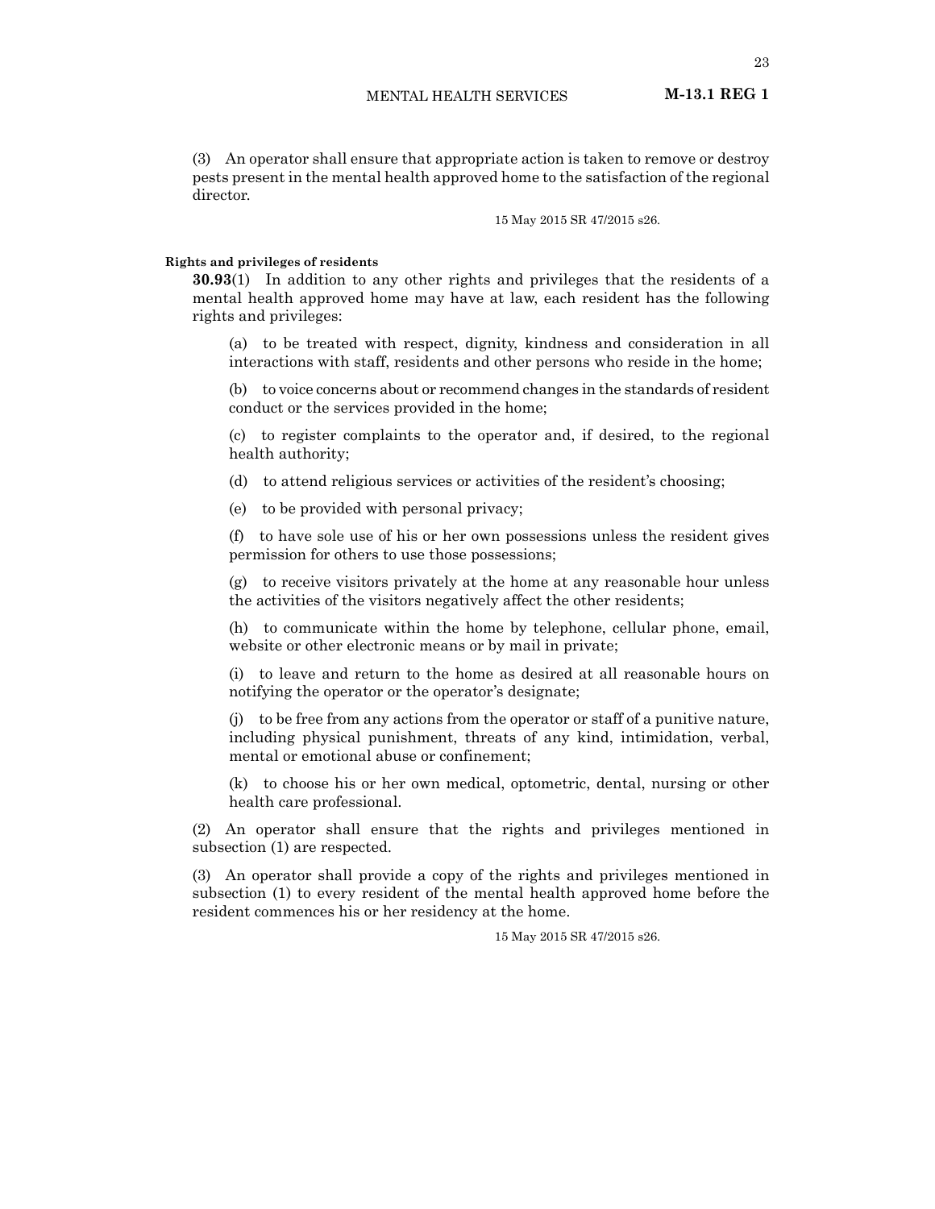(3) An operator shall ensure that appropriate action is taken to remove or destroy pests present in the mental health approved home to the satisfaction of the regional director.

15 May 2015 SR 47/2015 s26.

**Rights and privileges of residents**

**30.93**(1) In addition to any other rights and privileges that the residents of a mental health approved home may have at law, each resident has the following rights and privileges:

(a) to be treated with respect, dignity, kindness and consideration in all interactions with staff, residents and other persons who reside in the home;

(b) to voice concerns about or recommend changes in the standards of resident conduct or the services provided in the home;

(c) to register complaints to the operator and, if desired, to the regional health authority;

(d) to attend religious services or activities of the resident's choosing;

(e) to be provided with personal privacy;

(f) to have sole use of his or her own possessions unless the resident gives permission for others to use those possessions;

(g) to receive visitors privately at the home at any reasonable hour unless the activities of the visitors negatively affect the other residents;

(h) to communicate within the home by telephone, cellular phone, email, website or other electronic means or by mail in private;

(i) to leave and return to the home as desired at all reasonable hours on notifying the operator or the operator's designate;

(j) to be free from any actions from the operator or staff of a punitive nature, including physical punishment, threats of any kind, intimidation, verbal, mental or emotional abuse or confinement;

(k) to choose his or her own medical, optometric, dental, nursing or other health care professional.

(2) An operator shall ensure that the rights and privileges mentioned in subsection (1) are respected.

(3) An operator shall provide a copy of the rights and privileges mentioned in subsection (1) to every resident of the mental health approved home before the resident commences his or her residency at the home.

15 May 2015 SR 47/2015 s26.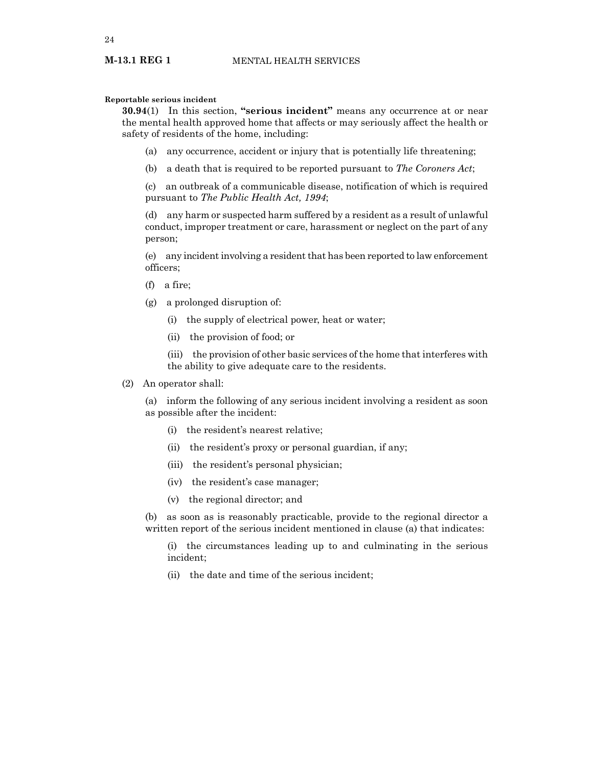**Reportable serious incident**

**30.94**(1) In this section, **"serious incident"** means any occurrence at or near the mental health approved home that affects or may seriously affect the health or safety of residents of the home, including:

(a) any occurrence, accident or injury that is potentially life threatening;

(b) a death that is required to be reported pursuant to *The Coroners Act*;

(c) an outbreak of a communicable disease, notification of which is required pursuant to *The Public Health Act, 1994*;

(d) any harm or suspected harm suffered by a resident as a result of unlawful conduct, improper treatment or care, harassment or neglect on the part of any person;

(e) any incident involving a resident that has been reported to law enforcement officers;

(f) a fire;

(g) a prolonged disruption of:

(i) the supply of electrical power, heat or water;

(ii) the provision of food; or

(iii) the provision of other basic services of the home that interferes with the ability to give adequate care to the residents.

(2) An operator shall:

(a) inform the following of any serious incident involving a resident as soon as possible after the incident:

(i) the resident's nearest relative;

(ii) the resident's proxy or personal guardian, if any;

(iii) the resident's personal physician;

(iv) the resident's case manager;

(v) the regional director; and

(b) as soon as is reasonably practicable, provide to the regional director a written report of the serious incident mentioned in clause (a) that indicates:

(i) the circumstances leading up to and culminating in the serious incident;

(ii) the date and time of the serious incident;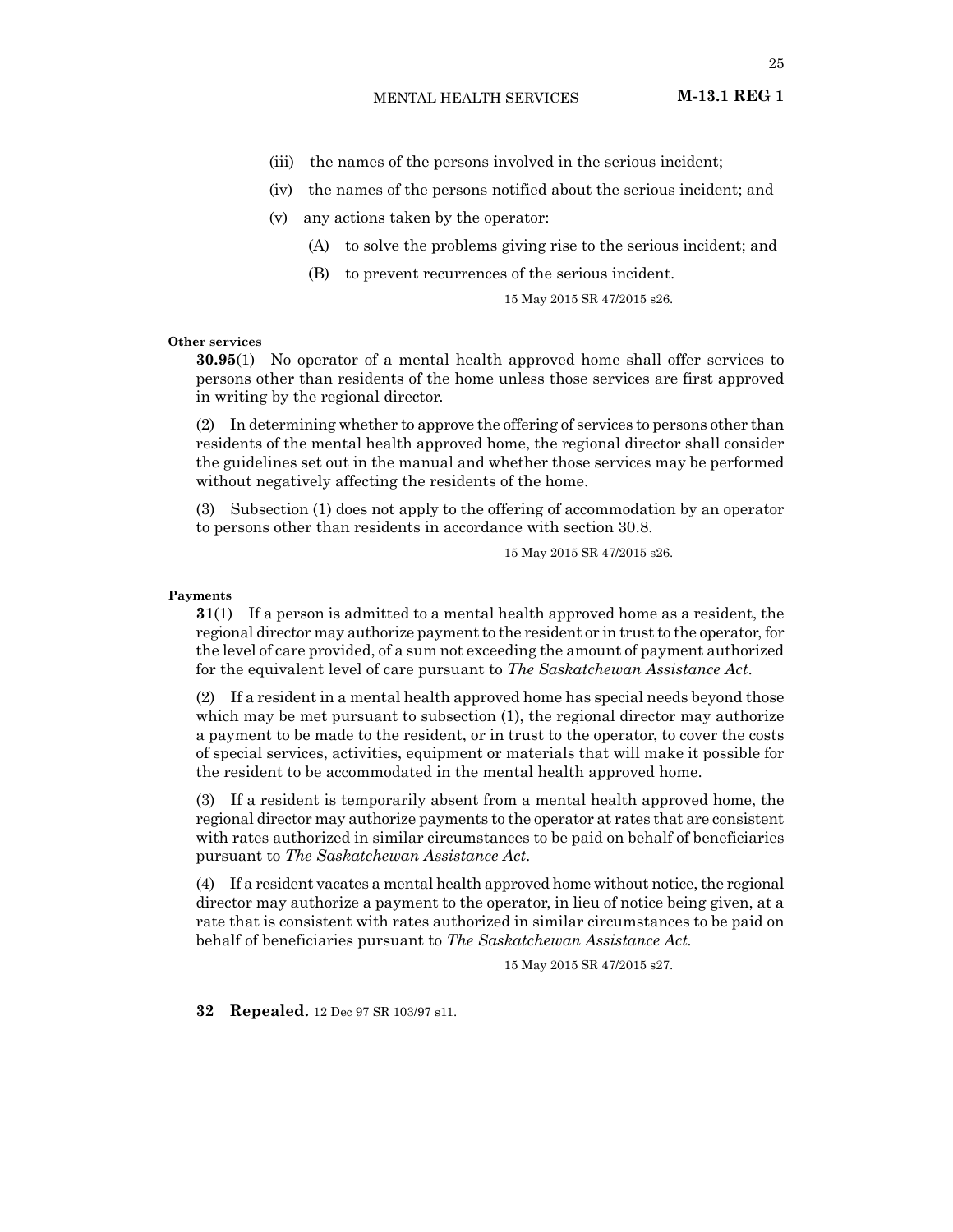(iii) the names of the persons involved in the serious incident;

(iv) the names of the persons notified about the serious incident; and

(v) any actions taken by the operator:

(A) to solve the problems giving rise to the serious incident; and

(B) to prevent recurrences of the serious incident.

15 May 2015 SR 47/2015 s26.

**Other services**

**30.95**(1) No operator of a mental health approved home shall offer services to persons other than residents of the home unless those services are first approved in writing by the regional director.

(2) In determining whether to approve the offering of services to persons other than residents of the mental health approved home, the regional director shall consider the guidelines set out in the manual and whether those services may be performed without negatively affecting the residents of the home.

(3) Subsection (1) does not apply to the offering of accommodation by an operator to persons other than residents in accordance with section 30.8.

15 May 2015 SR 47/2015 s26.

**Payments**

**31**(1) If a person is admitted to a mental health approved home as a resident, the regional director may authorize payment to the resident or in trust to the operator, for the level of care provided, of a sum not exceeding the amount of payment authorized for the equivalent level of care pursuant to *The Saskatchewan Assistance Act*.

(2) If a resident in a mental health approved home has special needs beyond those which may be met pursuant to subsection (1), the regional director may authorize a payment to be made to the resident, or in trust to the operator, to cover the costs of special services, activities, equipment or materials that will make it possible for the resident to be accommodated in the mental health approved home.

(3) If a resident is temporarily absent from a mental health approved home, the regional director may authorize payments to the operator at rates that are consistent with rates authorized in similar circumstances to be paid on behalf of beneficiaries pursuant to *The Saskatchewan Assistance Act*.

(4) If a resident vacates a mental health approved home without notice, the regional director may authorize a payment to the operator, in lieu of notice being given, at a rate that is consistent with rates authorized in similar circumstances to be paid on behalf of beneficiaries pursuant to *The Saskatchewan Assistance Act.*

15 May 2015 SR 47/2015 s27.

**32 Repealed.** 12 Dec 97 SR 103/97 s11.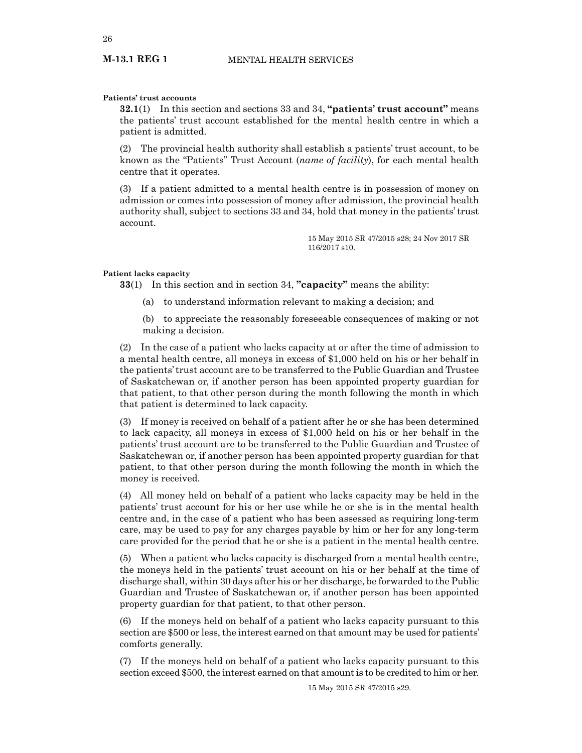**Patients' trust accounts**

**32.1**(1) In this section and sections 33 and 34, **"patients' trust account"** means the patients' trust account established for the mental health centre in which a patient is admitted.

(2) The provincial health authority shall establish a patients' trust account, to be known as the "Patients" Trust Account (*name of facility*), for each mental health centre that it operates.

(3) If a patient admitted to a mental health centre is in possession of money on admission or comes into possession of money after admission, the provincial health authority shall, subject to sections 33 and 34, hold that money in the patients' trust account.

15 May 2015 SR 47/2015 s28; 24 Nov 2017 SR 116/2017 s10.

**Patient lacks capacity**

**33**(1) In this section and in section 34, **"capacity"** means the ability:

(a) to understand information relevant to making a decision; and

(b) to appreciate the reasonably foreseeable consequences of making or not making a decision.

(2) In the case of a patient who lacks capacity at or after the time of admission to a mental health centre, all moneys in excess of $1,000 held on his or her behalf in the patients' trust account are to be transferred to the Public Guardian and Trustee of Saskatchewan or, if another person has been appointed property guardian for that patient, to that other person during the month following the month in which that patient is determined to lack capacity.

(3) If money is received on behalf of a patient after he or she has been determined to lack capacity, all moneys in excess of $1,000 held on his or her behalf in the patients' trust account are to be transferred to the Public Guardian and Trustee of Saskatchewan or, if another person has been appointed property guardian for that patient, to that other person during the month following the month in which the money is received.

(4) All money held on behalf of a patient who lacks capacity may be held in the patients' trust account for his or her use while he or she is in the mental health centre and, in the case of a patient who has been assessed as requiring long-term care, may be used to pay for any charges payable by him or her for any long-term care provided for the period that he or she is a patient in the mental health centre.

(5) When a patient who lacks capacity is discharged from a mental health centre, the moneys held in the patients' trust account on his or her behalf at the time of discharge shall, within 30 days after his or her discharge, be forwarded to the Public Guardian and Trustee of Saskatchewan or, if another person has been appointed property guardian for that patient, to that other person.

(6) If the moneys held on behalf of a patient who lacks capacity pursuant to this section are $500 or less, the interest earned on that amount may be used for patients' comforts generally.

(7) If the moneys held on behalf of a patient who lacks capacity pursuant to this section exceed $500, the interest earned on that amount is to be credited to him or her.

15 May 2015 SR 47/2015 s29.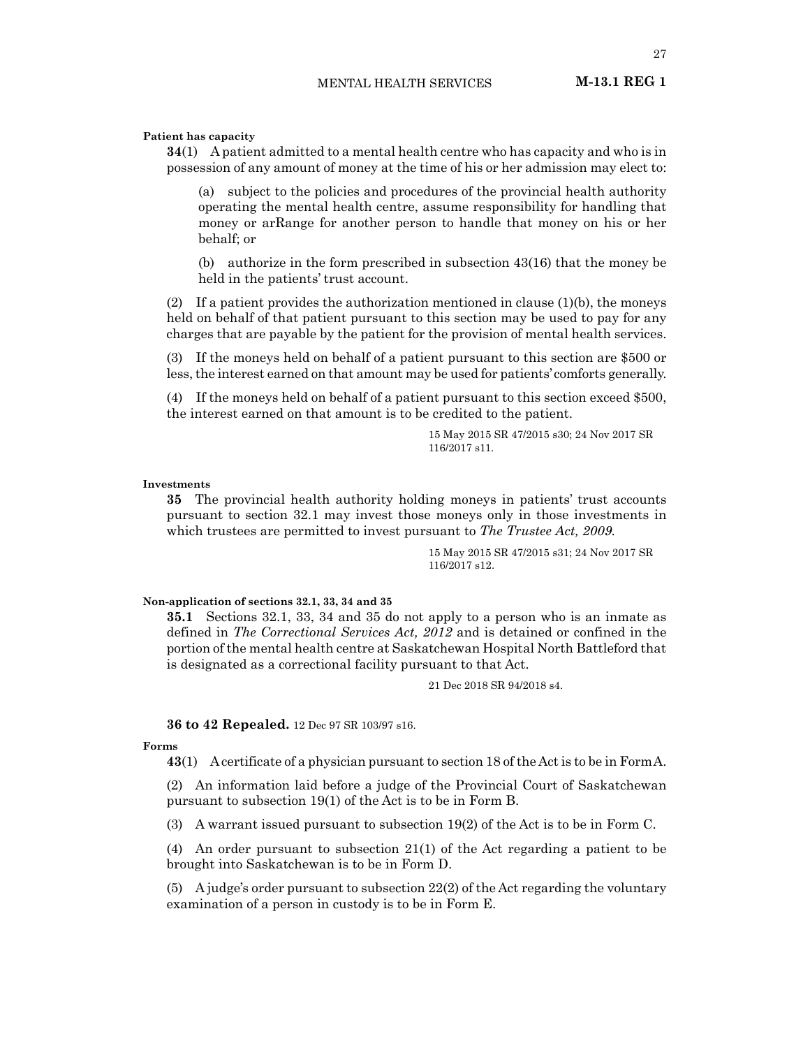**Patient has capacity**

**34**(1) A patient admitted to a mental health centre who has capacity and who is in possession of any amount of money at the time of his or her admission may elect to:

(a) subject to the policies and procedures of the provincial health authority operating the mental health centre, assume responsibility for handling that money or arRange for another person to handle that money on his or her behalf; or

(b) authorize in the form prescribed in subsection 43(16) that the money be held in the patients' trust account.

(2) If a patient provides the authorization mentioned in clause (1)(b), the moneys held on behalf of that patient pursuant to this section may be used to pay for any charges that are payable by the patient for the provision of mental health services.

(3) If the moneys held on behalf of a patient pursuant to this section are $500 or less, the interest earned on that amount may be used for patients' comforts generally.

(4) If the moneys held on behalf of a patient pursuant to this section exceed $500, the interest earned on that amount is to be credited to the patient.

15 May 2015 SR 47/2015 s30; 24 Nov 2017 SR 116/2017 s11.

**Investments**

**35** The provincial health authority holding moneys in patients' trust accounts pursuant to section 32.1 may invest those moneys only in those investments in which trustees are permitted to invest pursuant to *The Trustee Act, 2009*.

15 May 2015 SR 47/2015 s31; 24 Nov 2017 SR 116/2017 s12.

**Non-application of sections 32.1, 33, 34 and 35**

**35.1** Sections 32.1, 33, 34 and 35 do not apply to a person who is an inmate as defined in *The Correctional Services Act, 2012* and is detained or confined in the portion of the mental health centre at Saskatchewan Hospital North Battleford that is designated as a correctional facility pursuant to that Act.

21 Dec 2018 SR 94/2018 s4.

**36 to 42 Repealed.** 12 Dec 97 SR 103/97 s16.

**Forms**

**43**(1) A certificate of a physician pursuant to section 18 of the Act is to be in Form A.

(2) An information laid before a judge of the Provincial Court of Saskatchewan pursuant to subsection 19(1) of the Act is to be in Form B.

(3) A warrant issued pursuant to subsection 19(2) of the Act is to be in Form C.

(4) An order pursuant to subsection 21(1) of the Act regarding a patient to be brought into Saskatchewan is to be in Form D.

(5) A judge's order pursuant to subsection 22(2) of the Act regarding the voluntary examination of a person in custody is to be in Form E.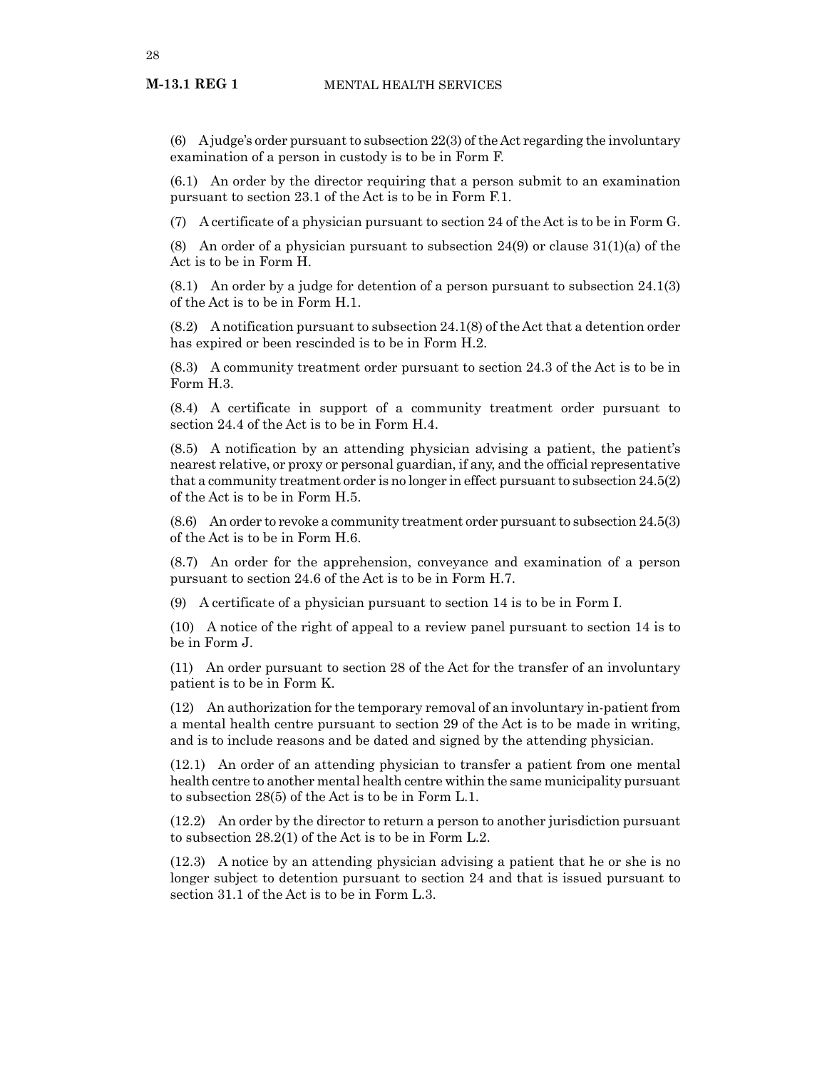(6) A judge's order pursuant to subsection 22(3) of the Act regarding the involuntary examination of a person in custody is to be in Form F.

(6.1) An order by the director requiring that a person submit to an examination pursuant to section 23.1 of the Act is to be in Form F.1.

(7) A certificate of a physician pursuant to section 24 of the Act is to be in Form G.

(8) An order of a physician pursuant to subsection 24(9) or clause 31(1)(a) of the Act is to be in Form H.

(8.1) An order by a judge for detention of a person pursuant to subsection 24.1(3) of the Act is to be in Form H.1.

(8.2) A notification pursuant to subsection 24.1(8) of the Act that a detention order has expired or been rescinded is to be in Form H.2.

(8.3) A community treatment order pursuant to section 24.3 of the Act is to be in Form H.3.

(8.4) A certificate in support of a community treatment order pursuant to section 24.4 of the Act is to be in Form H.4.

(8.5) A notification by an attending physician advising a patient, the patient's nearest relative, or proxy or personal guardian, if any, and the official representative that a community treatment order is no longer in effect pursuant to subsection 24.5(2) of the Act is to be in Form H.5.

(8.6) An order to revoke a community treatment order pursuant to subsection 24.5(3) of the Act is to be in Form H.6.

(8.7) An order for the apprehension, conveyance and examination of a person pursuant to section 24.6 of the Act is to be in Form H.7.

(9) A certificate of a physician pursuant to section 14 is to be in Form I.

(10) A notice of the right of appeal to a review panel pursuant to section 14 is to be in Form J.

(11) An order pursuant to section 28 of the Act for the transfer of an involuntary patient is to be in Form K.

(12) An authorization for the temporary removal of an involuntary in-patient from a mental health centre pursuant to section 29 of the Act is to be made in writing, and is to include reasons and be dated and signed by the attending physician.

(12.1) An order of an attending physician to transfer a patient from one mental health centre to another mental health centre within the same municipality pursuant to subsection 28(5) of the Act is to be in Form L.1.

(12.2) An order by the director to return a person to another jurisdiction pursuant to subsection 28.2(1) of the Act is to be in Form L.2.

(12.3) A notice by an attending physician advising a patient that he or she is no longer subject to detention pursuant to section 24 and that is issued pursuant to section 31.1 of the Act is to be in Form L.3.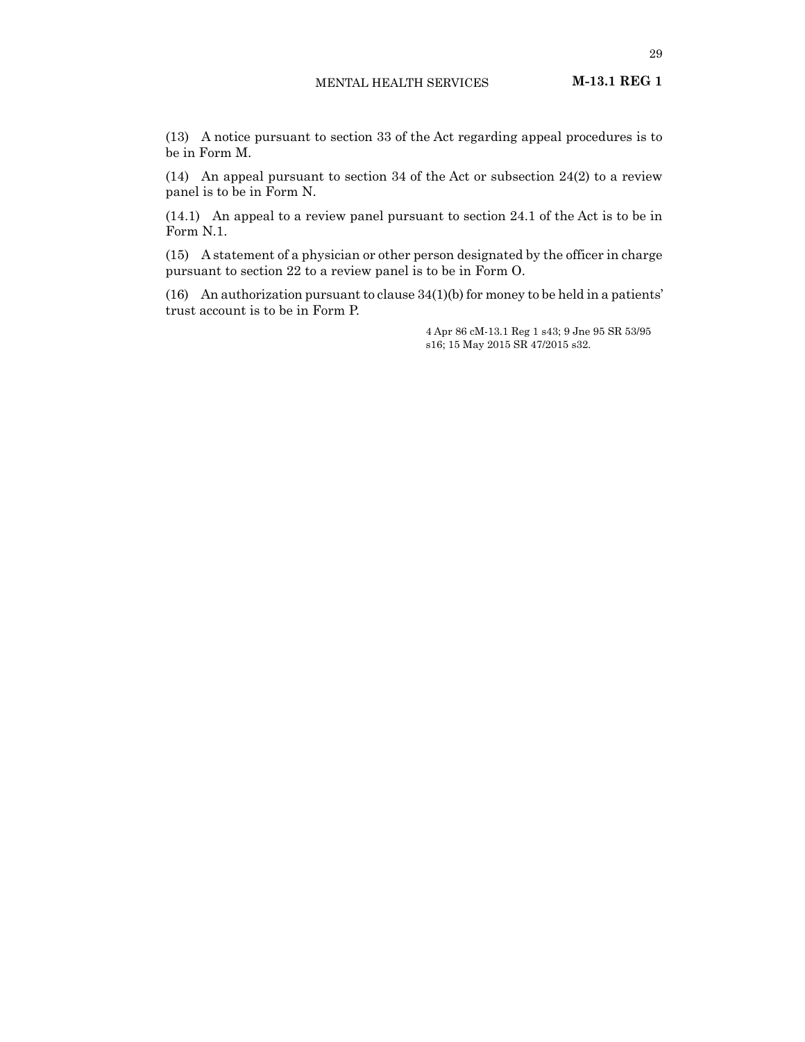(13) A notice pursuant to section 33 of the Act regarding appeal procedures is to be in Form M.

(14) An appeal pursuant to section 34 of the Act or subsection 24(2) to a review panel is to be in Form N.

(14.1) An appeal to a review panel pursuant to section 24.1 of the Act is to be in Form N.1.

(15) A statement of a physician or other person designated by the officer in charge pursuant to section 22 to a review panel is to be in Form O.

(16) An authorization pursuant to clause 34(1)(b) for money to be held in a patients' trust account is to be in Form P.

4 Apr 86 cM-13.1 Reg 1 s43; 9 Jne 95 SR 53/95 s16; 15 May 2015 SR 47/2015 s32.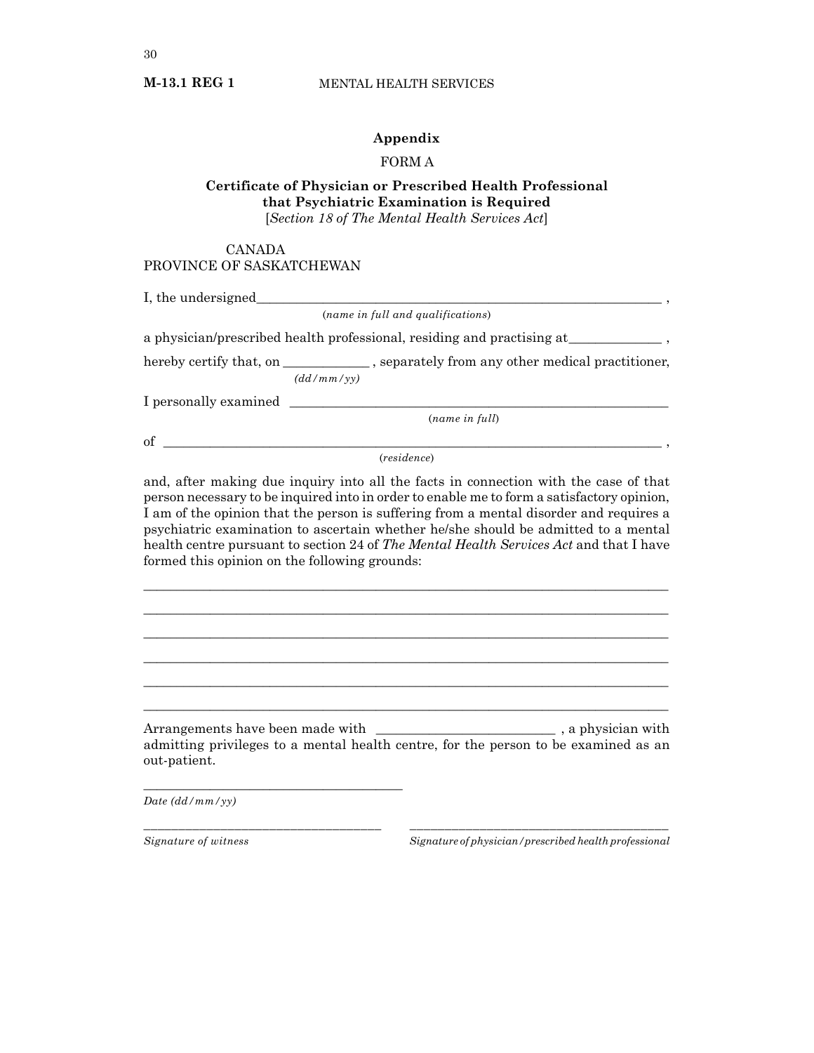## Appendix

FORM A

**Certificate of Physician or Prescribed Health Professional that Psychiatric Examination is Required**
[*Section 18 of The Mental Health Services Act*]

CANADA
PROVINCE OF SAKATCHEWAN

I, the undersigned_______________________________________________________________ ,
(*name in full and qualifications*)

a physician/prescribed health professional, residing and practising at______________ ,

hereby certify that, on _____________ , separately from any other medical practitioner,
*(dd/mm/yy)*

I personally examined ____________________________________________________________
(*name in full*)

of ______________________________________________________________________________ ,
(*residence*)

and, after making due inquiry into all the facts in connection with the case of that person necessary to be inquired into in order to enable me to form a satisfactory opinion, I am of the opinion that the person is suffering from a mental disorder and requires a psychiatric examination to ascertain whether he/she should be admitted to a mental health centre pursuant to section 24 of *The Mental Health Services Act* and that I have formed this opinion on the following grounds:

_________________________________________________________________________________

_________________________________________________________________________________

_________________________________________________________________________________

_________________________________________________________________________________

_________________________________________________________________________________

_________________________________________________________________________________

Arrangements have been made with ___________________________ , a physician with admitting privileges to a mental health centre, for the person to be examined as an out-patient.

________________________________________
*Date (dd/mm/yy)*

______________________________________ ______________________________________________
*Signature of witness* *Signature of physician/prescribed health professional*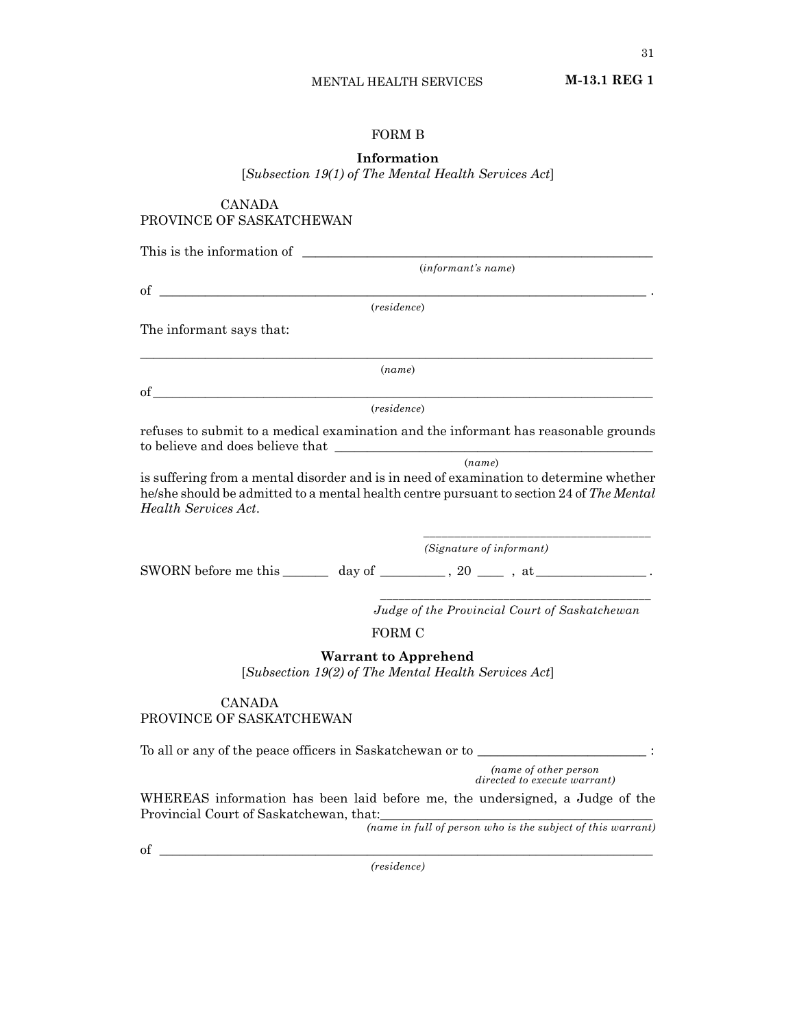FORM B

**Information**

[*Subsection 19(1) of The Mental Health Services Act*]

CANADA
PROVINCE OF SASKATCHEWAN

This is the information of ______________________________________________
(*informant's name*)

of __________________________________________________________________ .
(*residence*)

The informant says that:

_____________________________________________________________________
(*name*)

of___________________________________________________________________
(*residence*)

refuses to submit to a medical examination and the informant has reasonable grounds to believe and does believe that ________________________________________
(*name*)

is suffering from a mental disorder and is in need of examination to determine whether he/she should be admitted to a mental health centre pursuant to section 24 of *The Mental Health Services Act*.

_________________________________
*(Signature of informant)*

SWORN before me this _______ day of __________ , 20 ____ , at________________ .

_____________________________________
*Judge of the Provincial Court of Saskatchewan*

FORM C

**Warrant to Apprehend**

[*Subsection 19(2) of The Mental Health Services Act*]

CANADA
PROVINCE OF SASKATCHEWAN

To all or any of the peace officers in Saskatchewan or to _________________________ :
*(name of other person directed to execute warrant)*

WHEREAS information has been laid before me, the undersigned, a Judge of the Provincial Court of Saskatchewan, that:________________________________________
*(name in full of person who is the subject of this warrant)*

of __________________________________________________________________
*(residence)*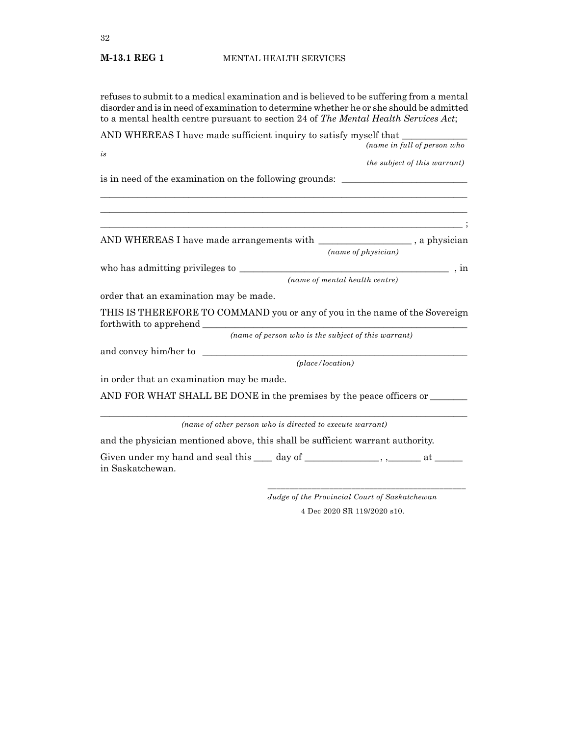refuses to submit to a medical examination and is believed to be suffering from a mental disorder and is in need of examination to determine whether he or she should be admitted to a mental health centre pursuant to section 24 of *The Mental Health Services Act*;

AND WHEREAS I have made sufficient inquiry to satisfy myself that _____________
*(name in full of person who is the subject of this warrant)*

is in need of the examination on the following grounds: __________________________

_______________________________________________________________________________

_______________________________________________________________________________

_______________________________________________________________________________ ;

AND WHEREAS I have made arrangements with ___________________ , a physician
*(name of physician)*

who has admitting privileges to ____________________________________________ , in
*(name of mental health centre)*

order that an examination may be made.

THIS IS THEREFORE TO COMMAND you or any of you in the name of the Sovereign forthwith to apprehend ___________________________________________________________
*(name of person who is the subject of this warrant)*

and convey him/her to ___________________________________________________________
*(place/location)*

in order that an examination may be made.

AND FOR WHAT SHALL BE DONE in the premises by the peace officers or ________

_______________________________________________________________________________
*(name of other person who is directed to execute warrant)*

and the physician mentioned above, this shall be sufficient warrant authority.

Given under my hand and seal this ____ day of _______________, ,_______ at ______ in Saskatchewan.

_____________________________________________
*Judge of the Provincial Court of Saskatchewan*

4 Dec 2020 SR 119/2020 s10.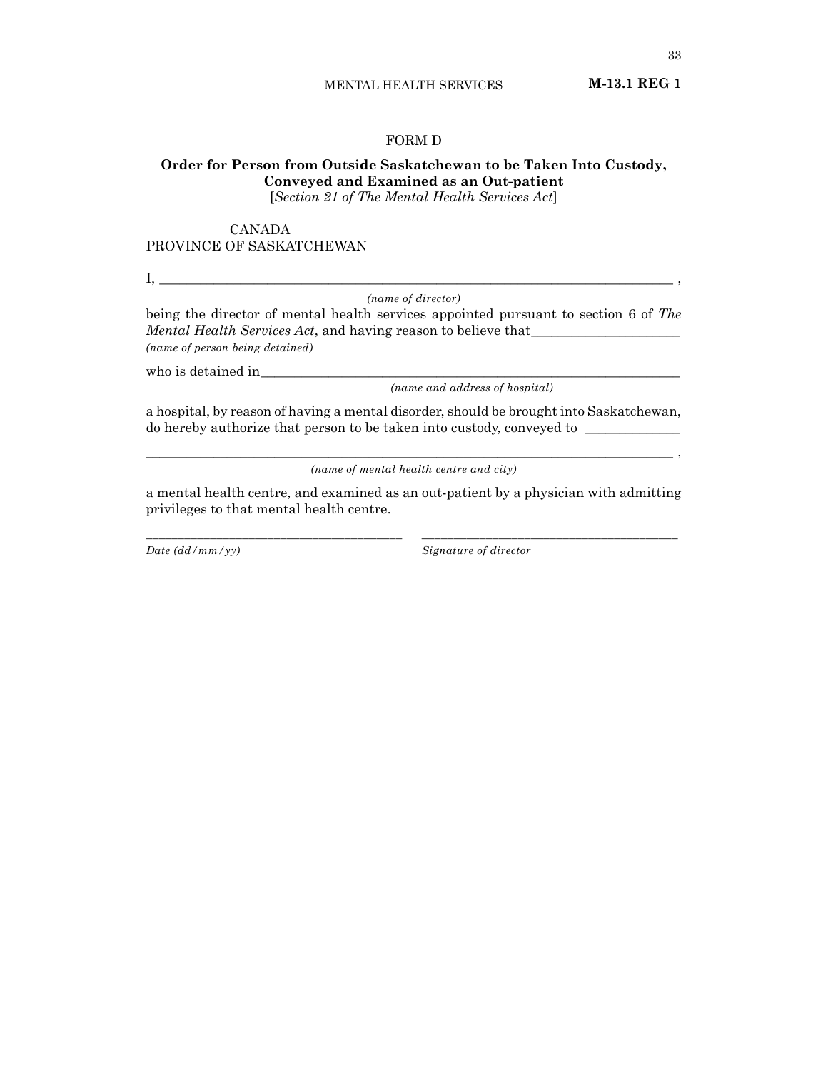## FORM D

**Order for Person from Outside Saskatchewan to be Taken Into Custody, Conveyed and Examined as an Out-patient**
[*Section 21 of The Mental Health Services Act*]

CANADA
PROVINCE OF SASKATCHEWAN

I, ___________________________________________________________________________ ,
*(name of director)*

being the director of mental health services appointed pursuant to section 6 of *The Mental Health Services Act*, and having reason to believe that_____________________
*(name of person being detained)*

who is detained in______________________________________________________________
*(name and address of hospital)*

a hospital, by reason of having a mental disorder, should be brought into Saskatchewan, do hereby authorize that person to be taken into custody, conveyed to _____________

___________________________________________________________________________ ,
*(name of mental health centre and city)*

a mental health centre, and examined as an out-patient by a physician with admitting privileges to that mental health centre.

_______________________________________ _______________________________________
*Date (dd/mm/yy)* *Signature of director*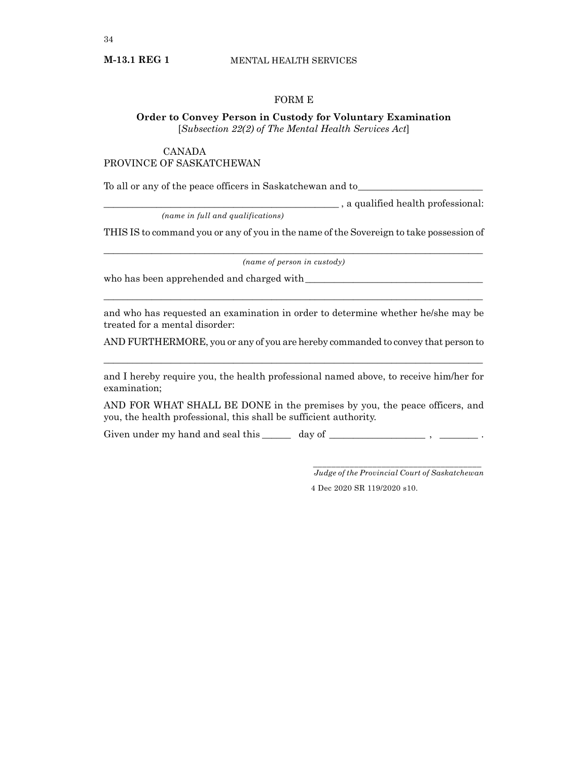## FORM E

**Order to Convey Person in Custody for Voluntary Examination**
[*Subsection 22(2) of The Mental Health Services Act*]

CANADA
PROVINCE OF SASKATCHEWAN

To all or any of the peace officers in Saskatchewan and to__________________________

_________________________________________________ , a qualified health professional:
*(name in full and qualifications)*

THIS IS to command you or any of you in the name of the Sovereign to take possession of

_______________________________________________________________________________
*(name of person in custody)*

who has been apprehended and charged with______________________________________

_______________________________________________________________________________

and who has requested an examination in order to determine whether he/she may be treated for a mental disorder:

AND FURTHERMORE, you or any of you are hereby commanded to convey that person to

_______________________________________________________________________________

and I hereby require you, the health professional named above, to receive him/her for examination;

AND FOR WHAT SHALL BE DONE in the premises by you, the peace officers, and you, the health professional, this shall be sufficient authority.

Given under my hand and seal this ______ day of ____________________ , ________ .

__________________________________________
*Judge of the Provincial Court of Saskatchewan*

4 Dec 2020 SR 119/2020 s10.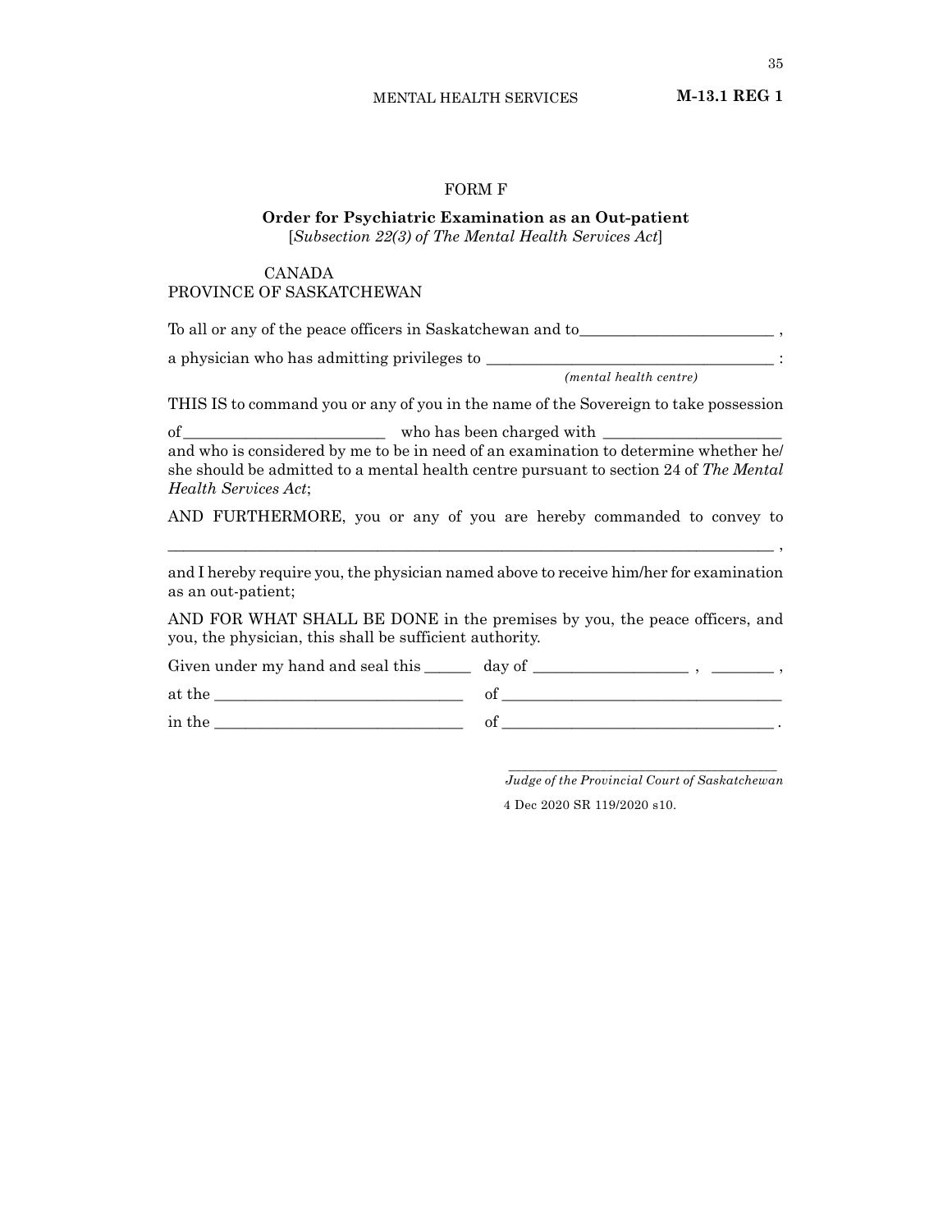# FORM F

**Order for Psychiatric Examination as an Out-patient**
[*Subsection 22(3) of The Mental Health Services Act*]

CANADA
PROVINCE OF SASKATCHEWAN

To all or any of the peace officers in Saskatchewan and to_________________________ ,

a physician who has admitting privileges to ____________________________________ :
*(mental health centre)*

THIS IS to command you or any of you in the name of the Sovereign to take possession of__________________________ who has been charged with _______________________ and who is considered by me to be in need of an examination to determine whether he/she should be admitted to a mental health centre pursuant to section 24 of *The Mental Health Services Act*;

AND FURTHERMORE, you or any of you are hereby commanded to convey to ________________________________________________________________________________ ,
and I hereby require you, the physician named above to receive him/her for examination as an out-patient;

AND FOR WHAT SHALL BE DONE in the premises by you, the peace officers, and you, the physician, this shall be sufficient authority.

Given under my hand and seal this ______ day of ____________________ , ________ ,

at the ________________________________ of ____________________________________

in the ________________________________ of ___________________________________ .

______________________________________
*Judge of the Provincial Court of Saskatchewan*

4 Dec 2020 SR 119/2020 s10.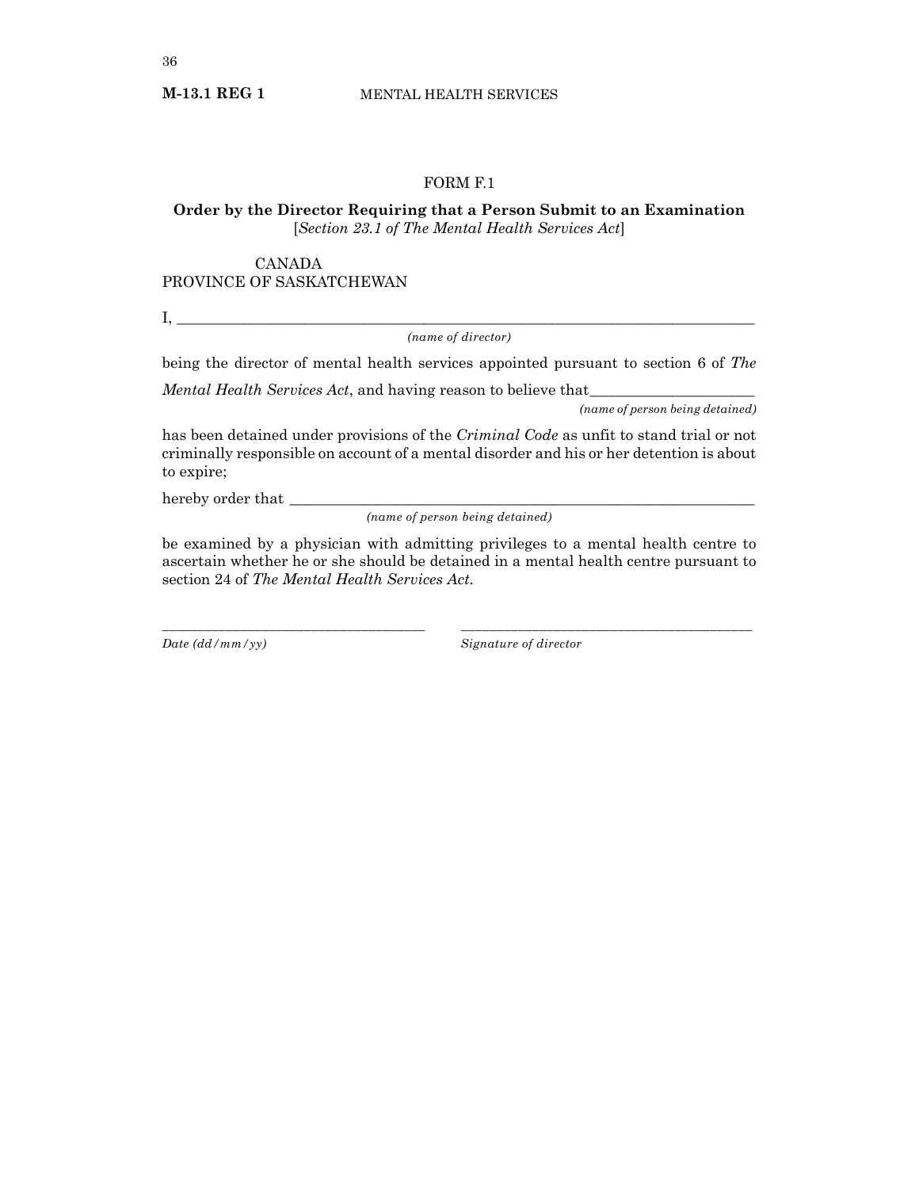## FORM F.1

**Order by the Director Requiring that a Person Submit to an Examination**
[*Section 23.1 of The Mental Health Services Act*]

CANADA
PROVINCE OF SASKATCHEWAN

I, ___________________________________________________________________________
*(name of director)*

being the director of mental health services appointed pursuant to section 6 of *The Mental Health Services Act*, and having reason to believe that_____________________
*(name of person being detained)*

has been detained under provisions of the *Criminal Code* as unfit to stand trial or not criminally responsible on account of a mental disorder and his or her detention is about to expire;

hereby order that ___________________________________________________________
*(name of person being detained)*

be examined by a physician with admitting privileges to a mental health centre to ascertain whether he or she should be detained in a mental health centre pursuant to section 24 of *The Mental Health Services Act*.

_____________________________________ _________________________________________
*Date (dd/mm/yy)* *Signature of director*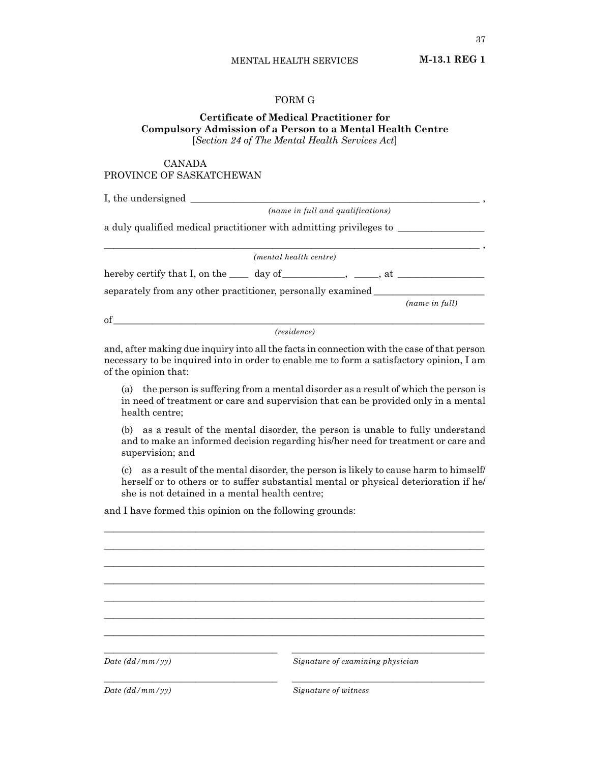## FORM G

**Certificate of Medical Practitioner for Compulsory Admission of a Person to a Mental Health Centre**
[*Section 24 of The Mental Health Services Act*]

CANADA
PROVINCE OF SAKATCHEWAN

I, the undersigned ___________________________________________________________ ,
*(name in full and qualifications)*

a duly qualified medical practitioner with admitting privileges to _________________

_____________________________________________________________________________ ,
*(mental health centre)*

hereby certify that I, on the ____ day of____________, _____, at _________________

separately from any other practitioner, personally examined ______________________
*(name in full)*

of____________________________________________________________________________
*(residence)*

and, after making due inquiry into all the facts in connection with the case of that person necessary to be inquired into in order to enable me to form a satisfactory opinion, I am of the opinion that:

(a) the person is suffering from a mental disorder as a result of which the person is in need of treatment or care and supervision that can be provided only in a mental health centre;

(b) as a result of the mental disorder, the person is unable to fully understand and to make an informed decision regarding his/her need for treatment or care and supervision; and

(c) as a result of the mental disorder, the person is likely to cause harm to himself/herself or to others or to suffer substantial mental or physical deterioration if he/she is not detained in a mental health centre;

and I have formed this opinion on the following grounds:

_____________________________________________________________________________

_____________________________________________________________________________

_____________________________________________________________________________

_____________________________________________________________________________

_____________________________________________________________________________

_____________________________________________________________________________

_____________________________________________________________________________

| | |
|---|---|
| ____________________________ | ____________________________ |
| *Date (dd/mm/yy)* | *Signature of examining physician* |
| ____________________________ | ____________________________ |
| *Date (dd/mm/yy)* | *Signature of witness* |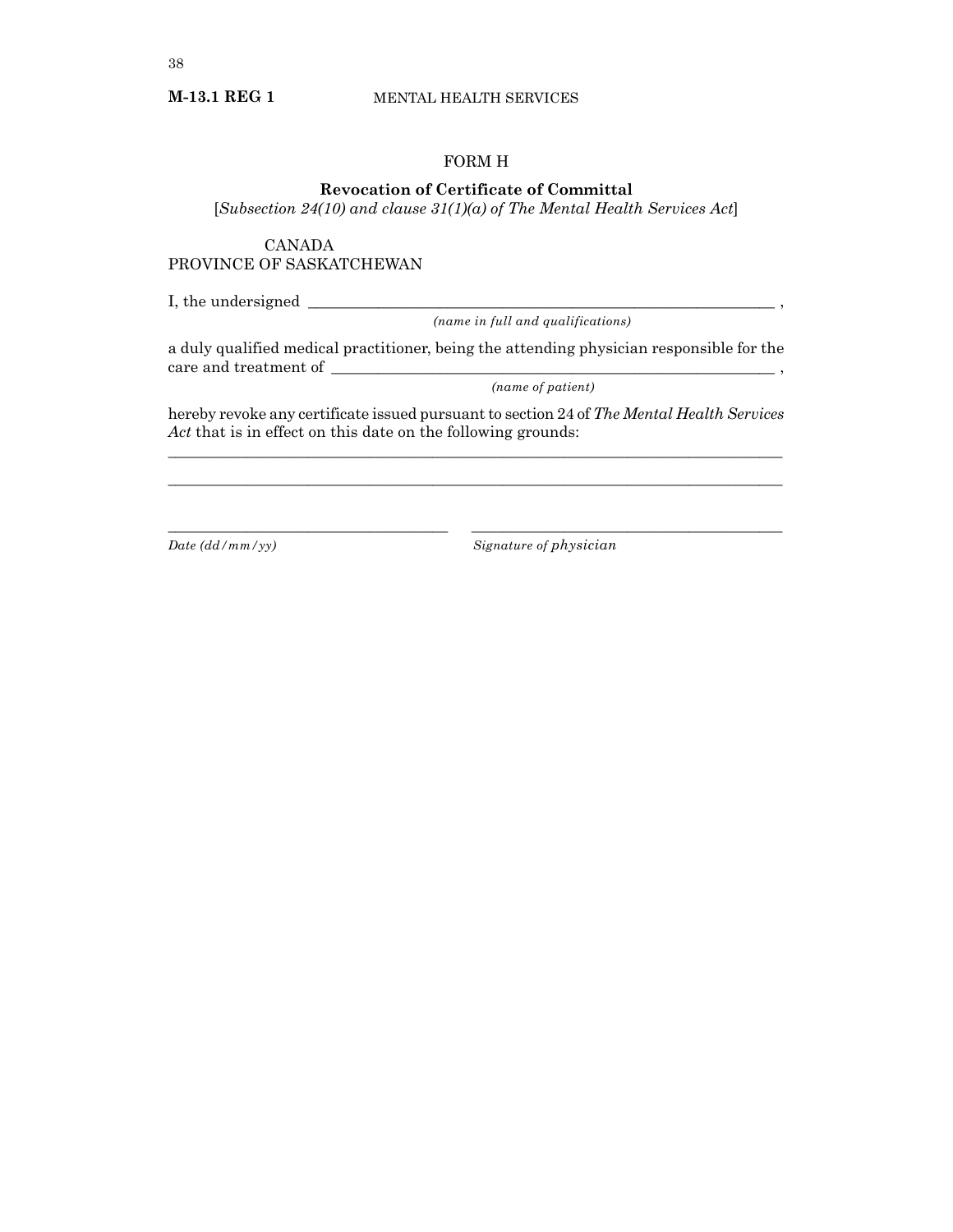FORM H

**Revocation of Certificate of Committal**

[*Subsection 24(10) and clause 31(1)(a) of The Mental Health Services Act*]

CANADA
PROVINCE OF SASKATCHEWAN

I, the undersigned _______________________________________________ ,
*(name in full and qualifications)*

a duly qualified medical practitioner, being the attending physician responsible for the care and treatment of _______________________________________________ ,
*(name of patient)*

hereby revoke any certificate issued pursuant to section 24 of *The Mental Health Services Act* that is in effect on this date on the following grounds:

___________________________________________________________________

___________________________________________________________________

_____________________________ _____________________________

*Date (dd/mm/yy)* *Signature of physician*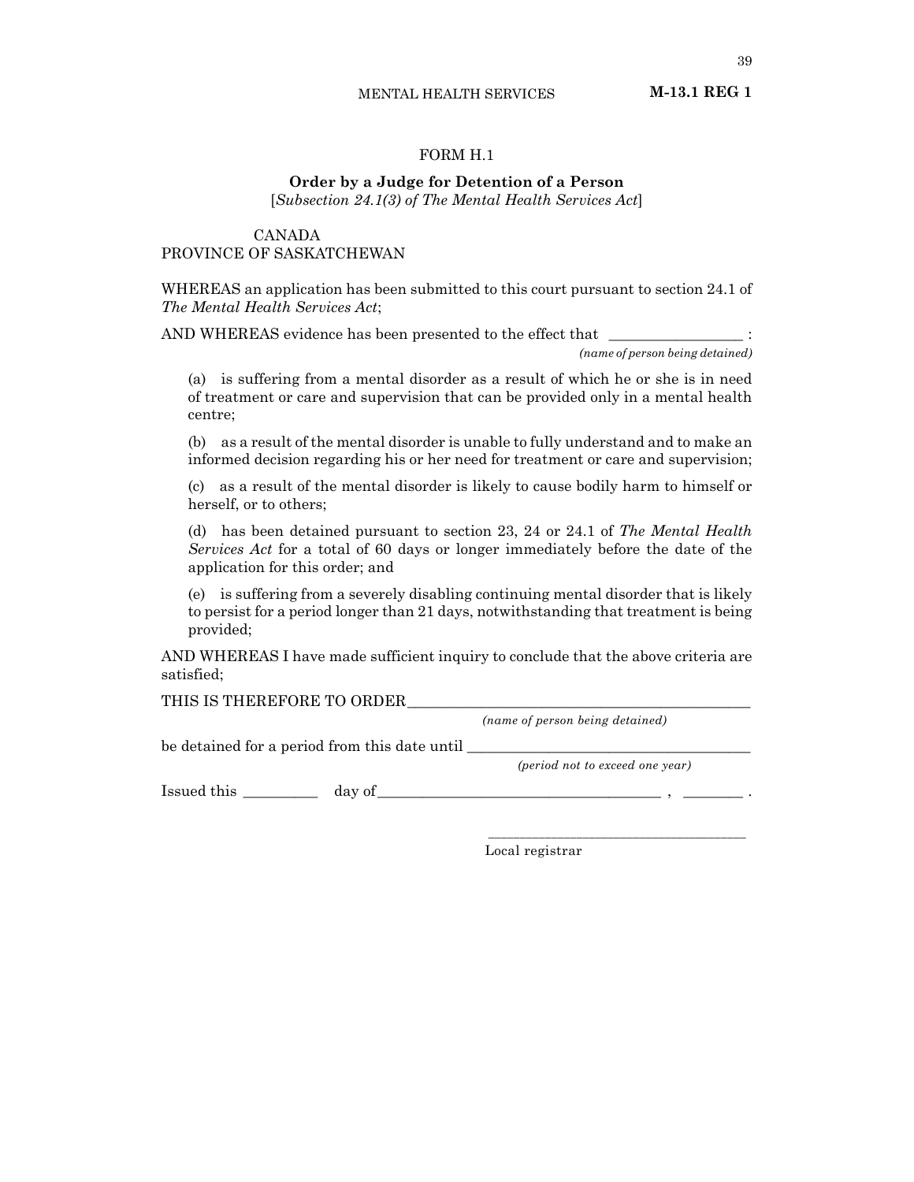FORM H.1

**Order by a Judge for Detention of a Person**
[*Subsection 24.1(3) of The Mental Health Services Act*]

CANADA
PROVINCE OF SASKATCHEWAN

WHEREAS an application has been submitted to this court pursuant to section 24.1 of *The Mental Health Services Act*;

AND WHEREAS evidence has been presented to the effect that ________________ :
*(name of person being detained)*

(a) is suffering from a mental disorder as a result of which he or she is in need of treatment or care and supervision that can be provided only in a mental health centre;

(b) as a result of the mental disorder is unable to fully understand and to make an informed decision regarding his or her need for treatment or care and supervision;

(c) as a result of the mental disorder is likely to cause bodily harm to himself or herself, or to others;

(d) has been detained pursuant to section 23, 24 or 24.1 of *The Mental Health Services Act* for a total of 60 days or longer immediately before the date of the application for this order; and

(e) is suffering from a severely disabling continuing mental disorder that is likely to persist for a period longer than 21 days, notwithstanding that treatment is being provided;

AND WHEREAS I have made sufficient inquiry to conclude that the above criteria are satisfied;

THIS IS THEREFORE TO ORDER ____________________________________________
*(name of person being detained)*

be detained for a period from this date until ____________________________________
*(period not to exceed one year)*

Issued this __________ day of ____________________________________ , ________ .

____________________________________
Local registrar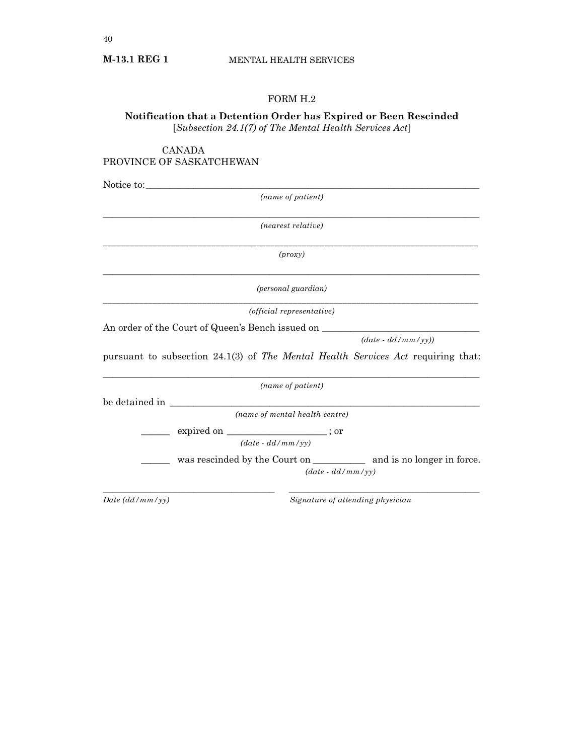FORM H.2

**Notification that a Detention Order has Expired or Been Rescinded**
[*Subsection 24.1(7) of The Mental Health Services Act*]

CANADA
PROVINCE OF SASKATCHEWAN

Notice to:\_\_\_\_\_\_\_\_\_\_\_\_\_\_\_\_\_\_\_\_\_\_\_\_\_\_\_\_\_\_\_\_\_\_\_\_\_\_\_\_\_\_\_\_\_\_\_\_\_\_\_\_\_\_\_\_\_\_\_\_
*(name of patient)*

\_\_\_\_\_\_\_\_\_\_\_\_\_\_\_\_\_\_\_\_\_\_\_\_\_\_\_\_\_\_\_\_\_\_\_\_\_\_\_\_\_\_\_\_\_\_\_\_\_\_\_\_\_\_\_\_\_\_\_\_\_\_\_\_\_\_\_\_\_
*(nearest relative)*

\_\_\_\_\_\_\_\_\_\_\_\_\_\_\_\_\_\_\_\_\_\_\_\_\_\_\_\_\_\_\_\_\_\_\_\_\_\_\_\_\_\_\_\_\_\_\_\_\_\_\_\_\_\_\_\_\_\_\_\_\_\_\_\_\_\_\_\_\_
*(proxy)*

\_\_\_\_\_\_\_\_\_\_\_\_\_\_\_\_\_\_\_\_\_\_\_\_\_\_\_\_\_\_\_\_\_\_\_\_\_\_\_\_\_\_\_\_\_\_\_\_\_\_\_\_\_\_\_\_\_\_\_\_\_\_\_\_\_\_\_\_\_
*(personal guardian)*

\_\_\_\_\_\_\_\_\_\_\_\_\_\_\_\_\_\_\_\_\_\_\_\_\_\_\_\_\_\_\_\_\_\_\_\_\_\_\_\_\_\_\_\_\_\_\_\_\_\_\_\_\_\_\_\_\_\_\_\_\_\_\_\_\_\_\_\_\_
*(official representative)*

An order of the Court of Queen's Bench issued on \_\_\_\_\_\_\_\_\_\_\_\_\_\_\_\_\_\_\_\_\_\_\_\_\_\_\_\_\_\_
*(date - dd/mm/yy))*

pursuant to subsection 24.1(3) of *The Mental Health Services Act* requiring that:

\_\_\_\_\_\_\_\_\_\_\_\_\_\_\_\_\_\_\_\_\_\_\_\_\_\_\_\_\_\_\_\_\_\_\_\_\_\_\_\_\_\_\_\_\_\_\_\_\_\_\_\_\_\_\_\_\_\_\_\_\_\_\_\_\_\_\_\_\_
*(name of patient)*

be detained in \_\_\_\_\_\_\_\_\_\_\_\_\_\_\_\_\_\_\_\_\_\_\_\_\_\_\_\_\_\_\_\_\_\_\_\_\_\_\_\_\_\_\_\_\_\_\_\_\_\_\_\_\_\_\_\_\_\_
*(name of mental health centre)*

\_\_\_\_\_\_ expired on \_\_\_\_\_\_\_\_\_\_\_\_\_\_\_\_\_\_\_\_ ; or
*(date - dd/mm/yy)*

\_\_\_\_\_\_ was rescinded by the Court on \_\_\_\_\_\_\_\_\_\_\_ and is no longer in force.
*(date - dd/mm/yy)*

\_\_\_\_\_\_\_\_\_\_\_\_\_\_\_\_\_\_\_\_\_\_\_\_\_\_\_\_\_\_\_\_\_\_ \_\_\_\_\_\_\_\_\_\_\_\_\_\_\_\_\_\_\_\_\_\_\_\_\_\_\_\_\_\_\_\_\_\_\_\_\_\_
*Date (dd/mm/yy)* *Signature of attending physician*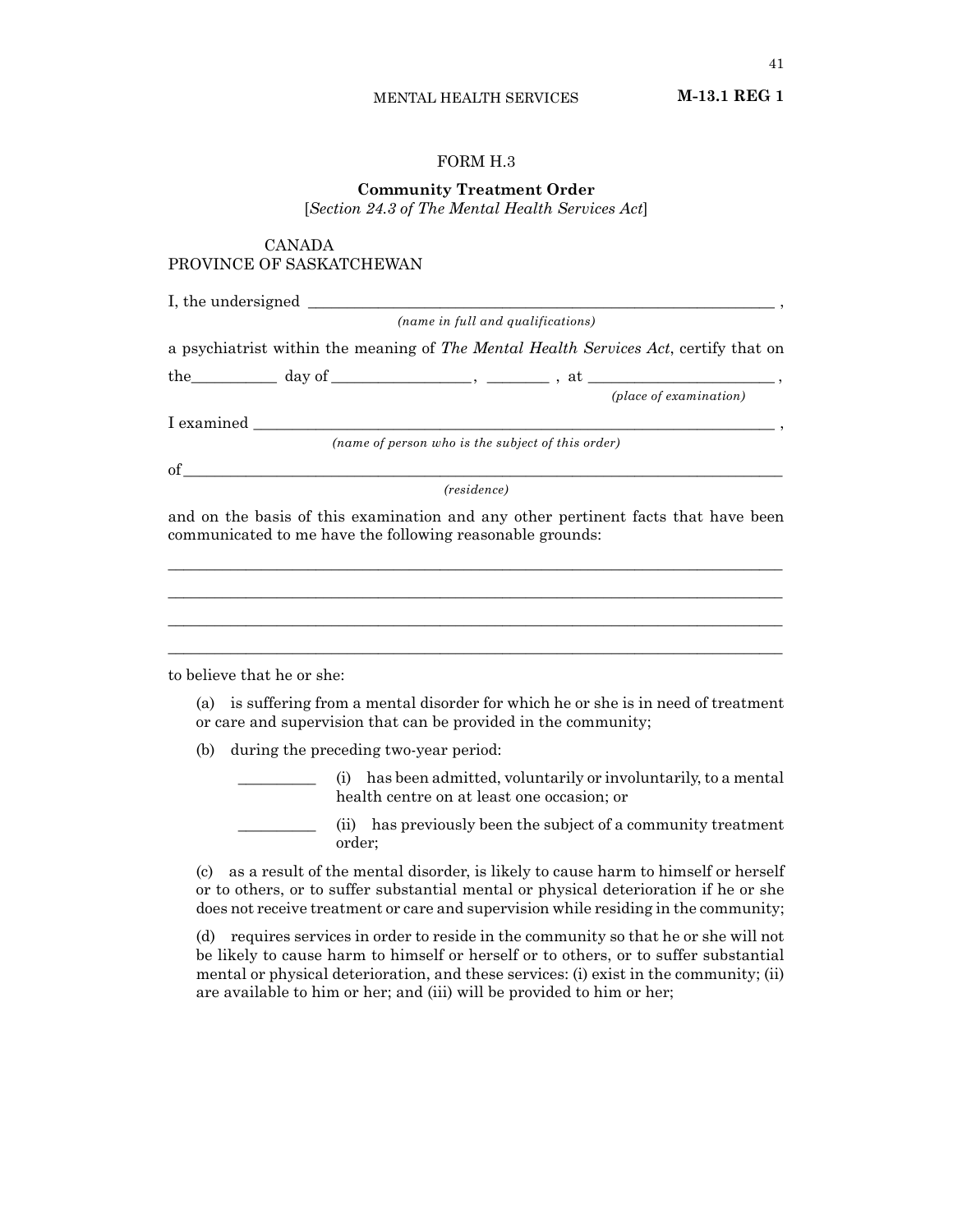FORM H.3

**Community Treatment Order**
[*Section 24.3 of The Mental Health Services Act*]

CANADA
PROVINCE OF SASKATCHEWAN

I, the undersigned ____________________________________________ ,
*(name in full and qualifications)*

a psychiatrist within the meaning of *The Mental Health Services Act*, certify that on

the__________ day of ________________, _______ , at ____________________ ,
*(place of examination)*

I examined ____________________________________________________ ,
*(name of person who is the subject of this order)*

of______________________________________________________________
*(residence)*

and on the basis of this examination and any other pertinent facts that have been communicated to me have the following reasonable grounds:

________________________________________________________________

________________________________________________________________

________________________________________________________________

________________________________________________________________

to believe that he or she:

(a) is suffering from a mental disorder for which he or she is in need of treatment or care and supervision that can be provided in the community;

(b) during the preceding two-year period:

_________ (i) has been admitted, voluntarily or involuntarily, to a mental health centre on at least one occasion; or

_________ (ii) has previously been the subject of a community treatment order;

(c) as a result of the mental disorder, is likely to cause harm to himself or herself or to others, or to suffer substantial mental or physical deterioration if he or she does not receive treatment or care and supervision while residing in the community;

(d) requires services in order to reside in the community so that he or she will not be likely to cause harm to himself or herself or to others, or to suffer substantial mental or physical deterioration, and these services: (i) exist in the community; (ii) are available to him or her; and (iii) will be provided to him or her;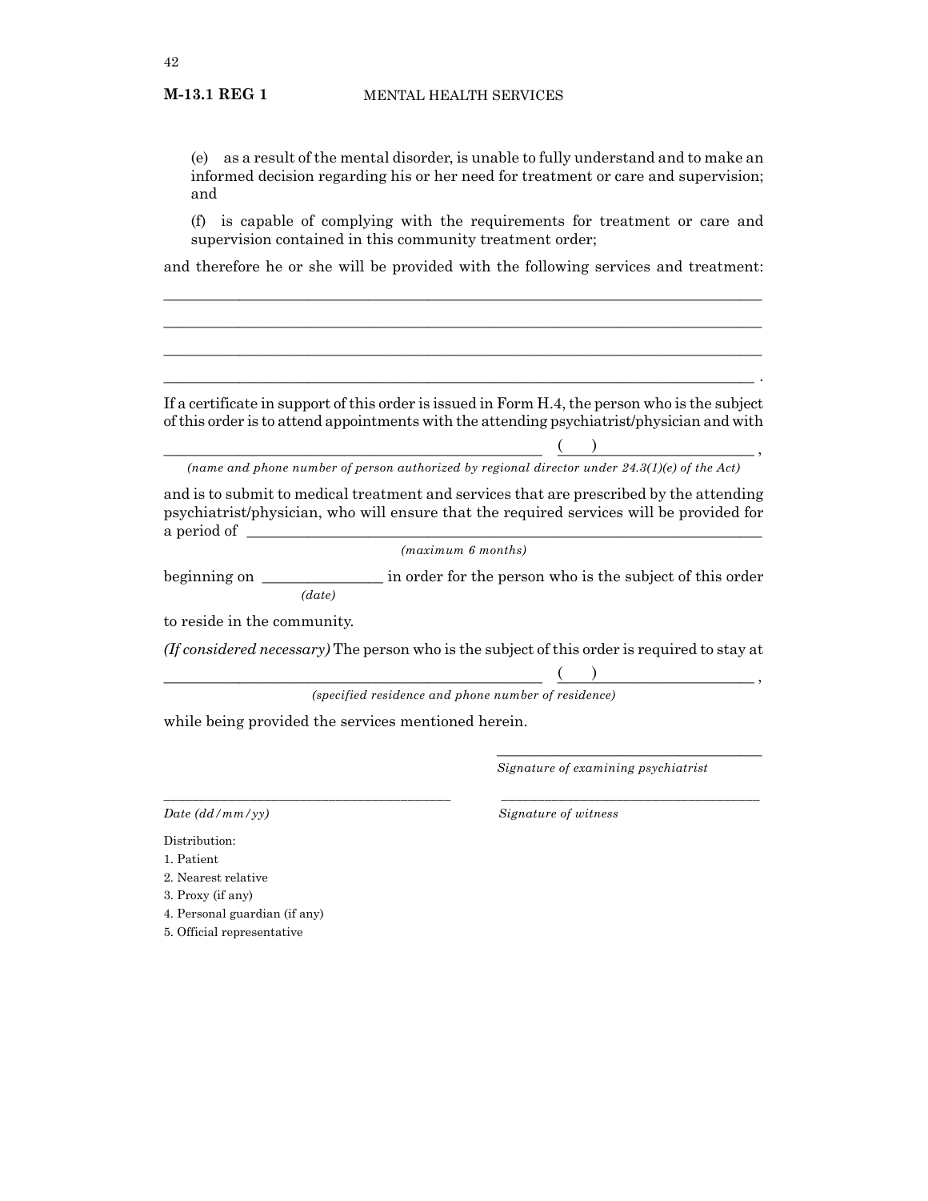(e) as a result of the mental disorder, is unable to fully understand and to make an informed decision regarding his or her need for treatment or care and supervision; and

(f) is capable of complying with the requirements for treatment or care and supervision contained in this community treatment order;

and therefore he or she will be provided with the following services and treatment:

______________________________________________________________________________

______________________________________________________________________________

______________________________________________________________________________

______________________________________________________________________________ .

If a certificate in support of this order is issued in Form H.4, the person who is the subject of this order is to attend appointments with the attending psychiatrist/physician and with

_________________________________________________ (    ) ____________________ ,

*(name and phone number of person authorized by regional director under 24.3(1)(e) of the Act)*

and is to submit to medical treatment and services that are prescribed by the attending psychiatrist/physician, who will ensure that the required services will be provided for a period of ____________________________________________________________________

*(maximum 6 months)*

beginning on _______________ in order for the person who is the subject of this order

*(date)*

to reside in the community.

*(If considered necessary)* The person who is the subject of this order is required to stay at

_________________________________________________ (    ) ____________________ ,

*(specified residence and phone number of residence)*

while being provided the services mentioned herein.

___________________________________
*Signature of examining psychiatrist*

___________________________________
*Date (dd/mm/yy)*

___________________________________
*Signature of witness*

Distribution:

1. Patient
2. Nearest relative
3. Proxy (if any)
4. Personal guardian (if any)
5. Official representative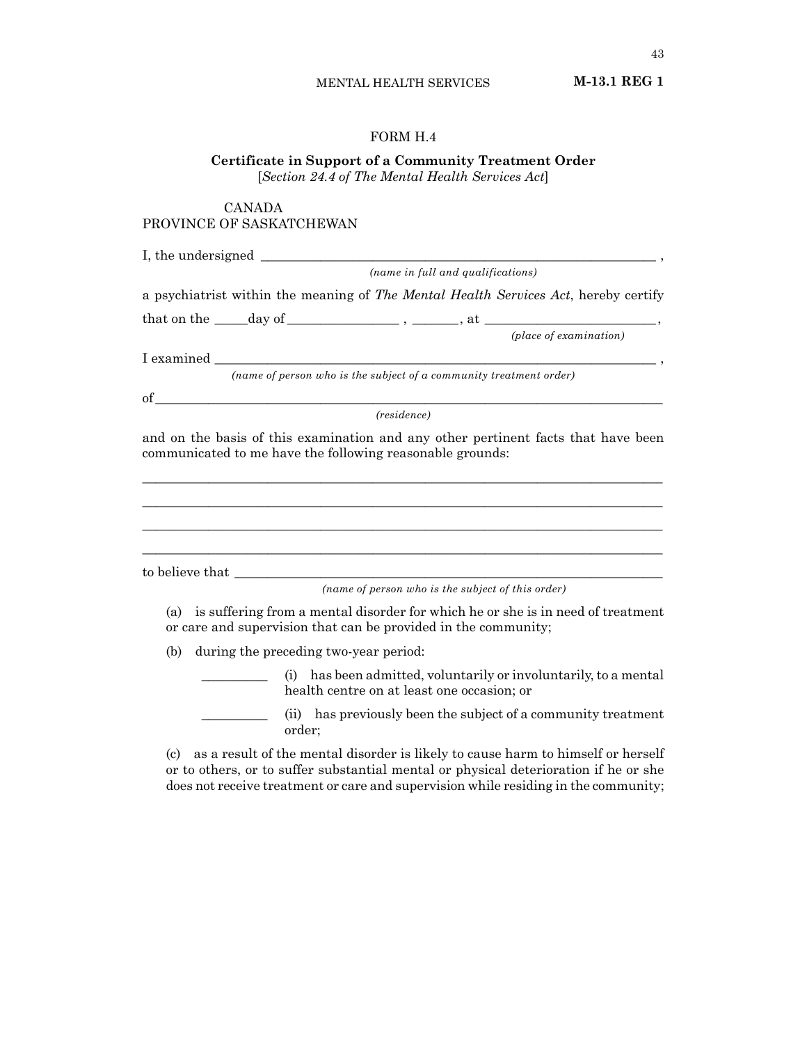FORM H.4

**Certificate in Support of a Community Treatment Order**
[*Section 24.4 of The Mental Health Services Act*]

CANADA
PROVINCE OF SASKATCHEWAN

I, the undersigned ____________________________________________________________ ,
*(name in full and qualifications)*

a psychiatrist within the meaning of *The Mental Health Services Act*, hereby certify that on the _____day of ________________ , _______, at _________________________,
*(place of examination)*

I examined ____________________________________________________________________ ,
*(name of person who is the subject of a community treatment order)*

of_____________________________________________________________________________
*(residence)*

and on the basis of this examination and any other pertinent facts that have been communicated to me have the following reasonable grounds:

_______________________________________________________________________________

_______________________________________________________________________________

_______________________________________________________________________________

_______________________________________________________________________________

to believe that ________________________________________________________________
*(name of person who is the subject of this order)*

(a) is suffering from a mental disorder for which he or she is in need of treatment or care and supervision that can be provided in the community;

(b) during the preceding two-year period:

__________ (i) has been admitted, voluntarily or involuntarily, to a mental health centre on at least one occasion; or

__________ (ii) has previously been the subject of a community treatment order;

(c) as a result of the mental disorder is likely to cause harm to himself or herself or to others, or to suffer substantial mental or physical deterioration if he or she does not receive treatment or care and supervision while residing in the community;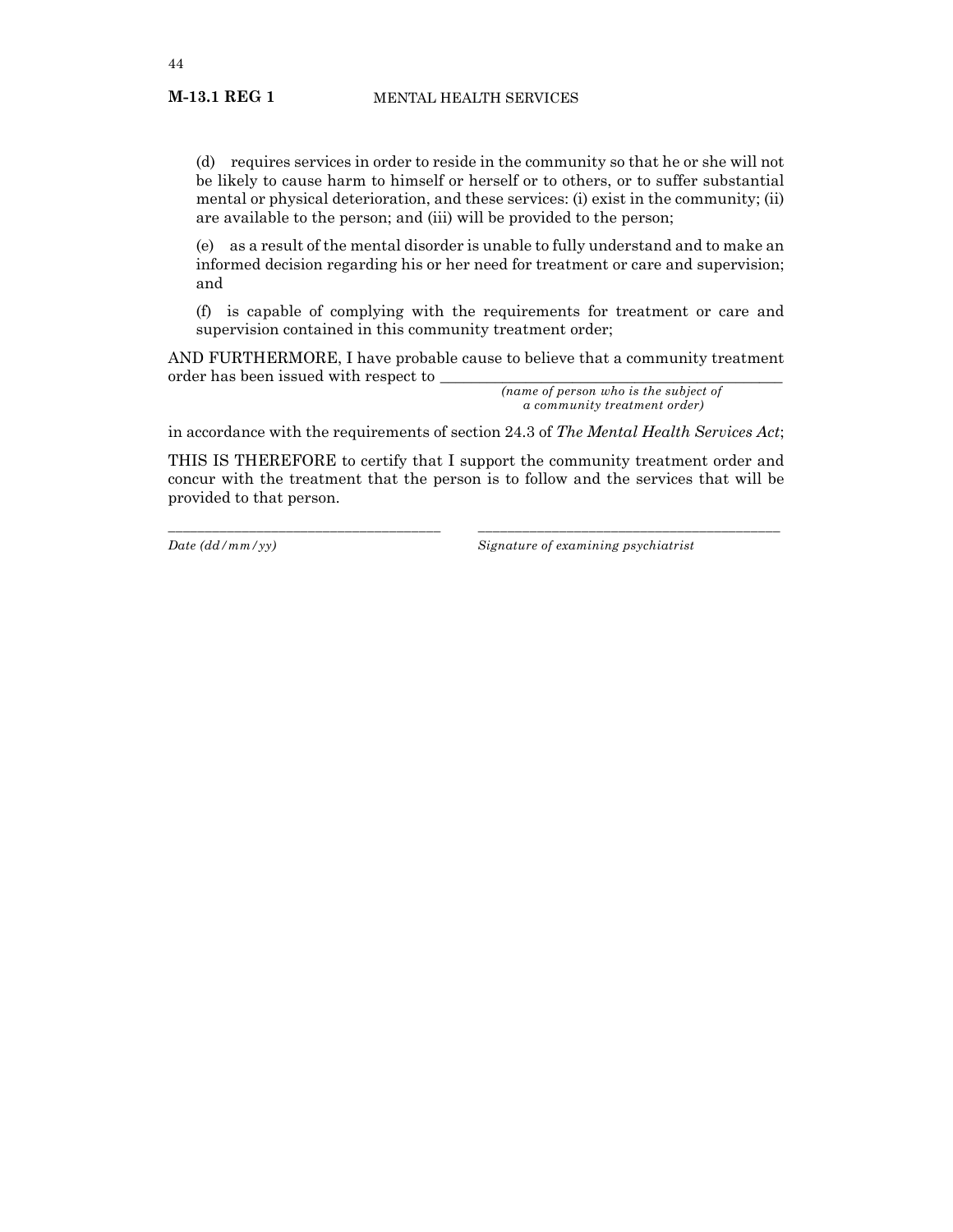(d) requires services in order to reside in the community so that he or she will not be likely to cause harm to himself or herself or to others, or to suffer substantial mental or physical deterioration, and these services: (i) exist in the community; (ii) are available to the person; and (iii) will be provided to the person;

(e) as a result of the mental disorder is unable to fully understand and to make an informed decision regarding his or her need for treatment or care and supervision; and

(f) is capable of complying with the requirements for treatment or care and supervision contained in this community treatment order;

AND FURTHERMORE, I have probable cause to believe that a community treatment order has been issued with respect to ________________________________________
*(name of person who is the subject of a community treatment order)*

in accordance with the requirements of section 24.3 of *The Mental Health Services Act*;

THIS IS THEREFORE to certify that I support the community treatment order and concur with the treatment that the person is to follow and the services that will be provided to that person.

| ________________________________ | ________________________________ |
|---|---|
| *Date (dd/mm/yy)* | *Signature of examining psychiatrist* |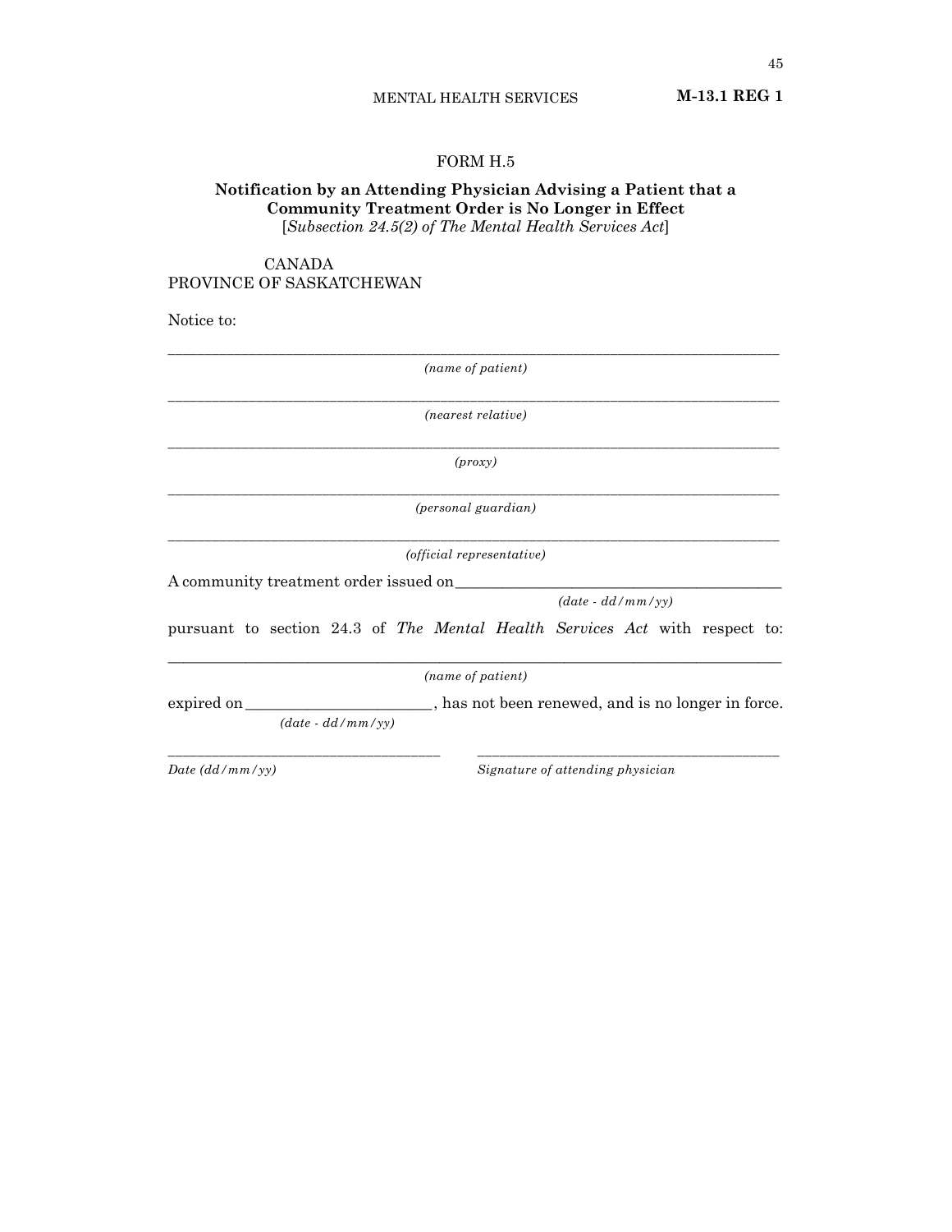## FORM H.5

**Notification by an Attending Physician Advising a Patient that a Community Treatment Order is No Longer in Effect**
[*Subsection 24.5(2) of The Mental Health Services Act*]

CANADA
PROVINCE OF SASKATCHEWAN

Notice to:

_______________________________________________
*(name of patient)*

_______________________________________________
*(nearest relative)*

_______________________________________________
*(proxy)*

_______________________________________________
*(personal guardian)*

_______________________________________________
*(official representative)*

A community treatment order issued on_______________________________
*(date - dd/mm/yy)*

pursuant to section 24.3 of *The Mental Health Services Act* with respect to:

_______________________________________________
*(name of patient)*

expired on_______________________, has not been renewed, and is no longer in force.
*(date - dd/mm/yy)*

_______________________________ &nbsp;&nbsp;&nbsp;&nbsp; _______________________________
*Date (dd/mm/yy)* &nbsp;&nbsp;&nbsp;&nbsp; *Signature of attending physician*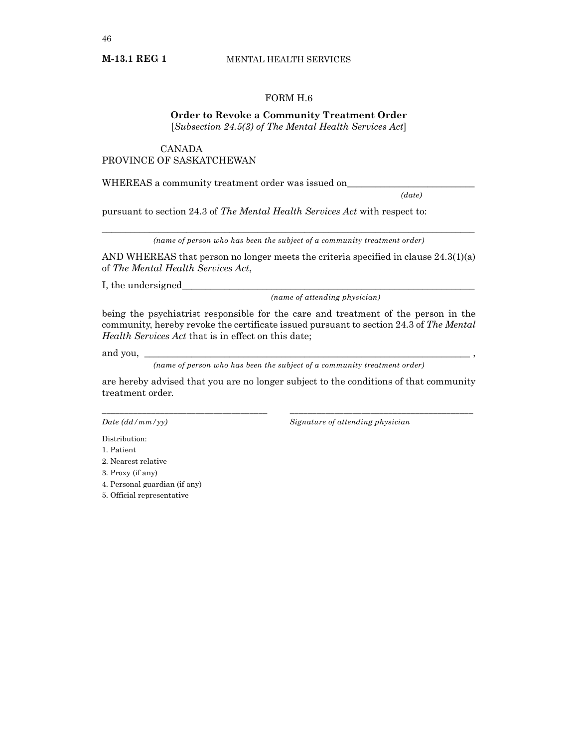# FORM H.6

## Order to Revoke a Community Treatment Order

[*Subsection 24.5(3) of The Mental Health Services Act*]

CANADA
PROVINCE OF SASKATCHEWAN

WHEREAS a community treatment order was issued on___________________________
*(date)*

pursuant to section 24.3 of *The Mental Health Services Act* with respect to:

_______________________________________________________________________________
*(name of person who has been the subject of a community treatment order)*

AND WHEREAS that person no longer meets the criteria specified in clause 24.3(1)(a) of *The Mental Health Services Act*,

I, the undersigned_______________________________________________________________
*(name of attending physician)*

being the psychiatrist responsible for the care and treatment of the person in the community, hereby revoke the certificate issued pursuant to section 24.3 of *The Mental Health Services Act* that is in effect on this date;

and you, _______________________________________________________________________ ,
*(name of person who has been the subject of a community treatment order)*

are hereby advised that you are no longer subject to the conditions of that community treatment order.

| ___________________________________ | ___________________________________ |
|---|---|
| *Date (dd/mm/yy)* | *Signature of attending physician* |

Distribution:

1. Patient
2. Nearest relative
3. Proxy (if any)
4. Personal guardian (if any)
5. Official representative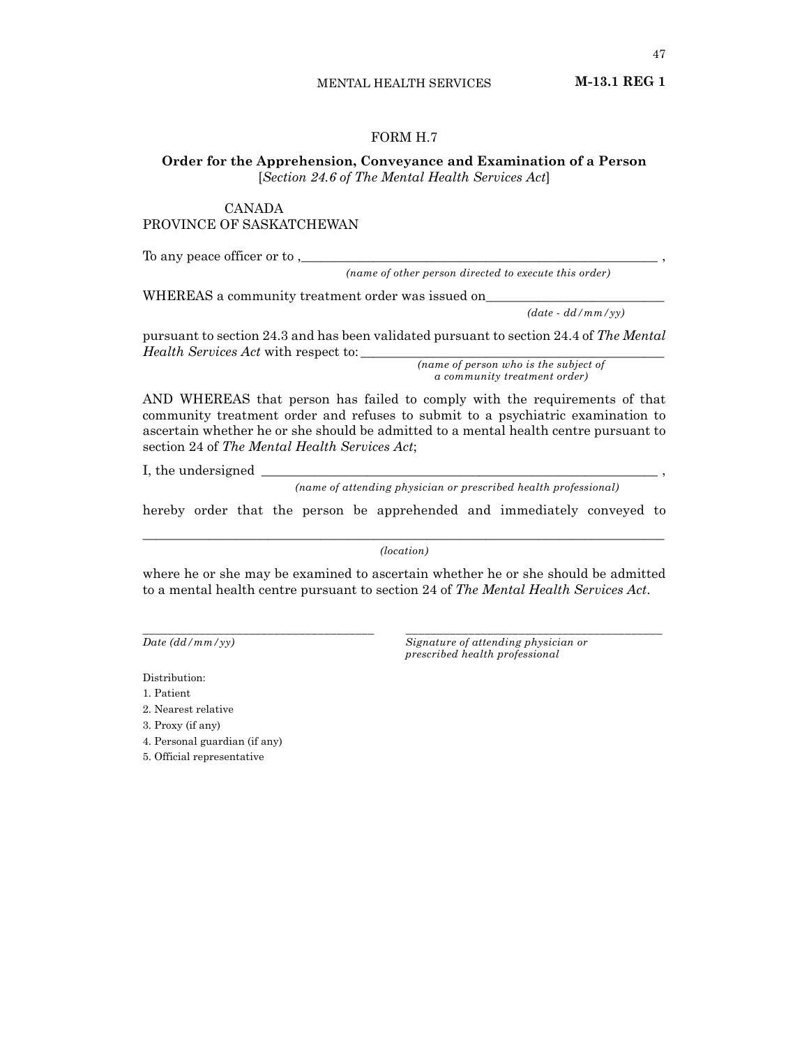## FORM H.7

**Order for the Apprehension, Conveyance and Examination of a Person**
[*Section 24.6 of The Mental Health Services Act*]

CANADA
PROVINCE OF SASKATCHEWAN

To any peace officer or to ,______________________________________________________ ,
*(name of other person directed to execute this order)*

WHEREAS a community treatment order was issued on__________________________
*(date - dd/mm/yy)*

pursuant to section 24.3 and has been validated pursuant to section 24.4 of *The Mental Health Services Act* with respect to: ____________________________________________
*(name of person who is the subject of a community treatment order)*

AND WHEREAS that person has failed to comply with the requirements of that community treatment order and refuses to submit to a psychiatric examination to ascertain whether he or she should be admitted to a mental health centre pursuant to section 24 of *The Mental Health Services Act*;

I, the undersigned ___________________________________________________________ ,
*(name of attending physician or prescribed health professional)*

hereby order that the person be apprehended and immediately conveyed to

______________________________________________________________________________
*(location)*

where he or she may be examined to ascertain whether he or she should be admitted to a mental health centre pursuant to section 24 of *The Mental Health Services Act*.

_____________________________________ _____________________________________________
*Date (dd/mm/yy)* *Signature of attending physician or prescribed health professional*

Distribution:

1. Patient
2. Nearest relative
3. Proxy (if any)
4. Personal guardian (if any)
5. Official representative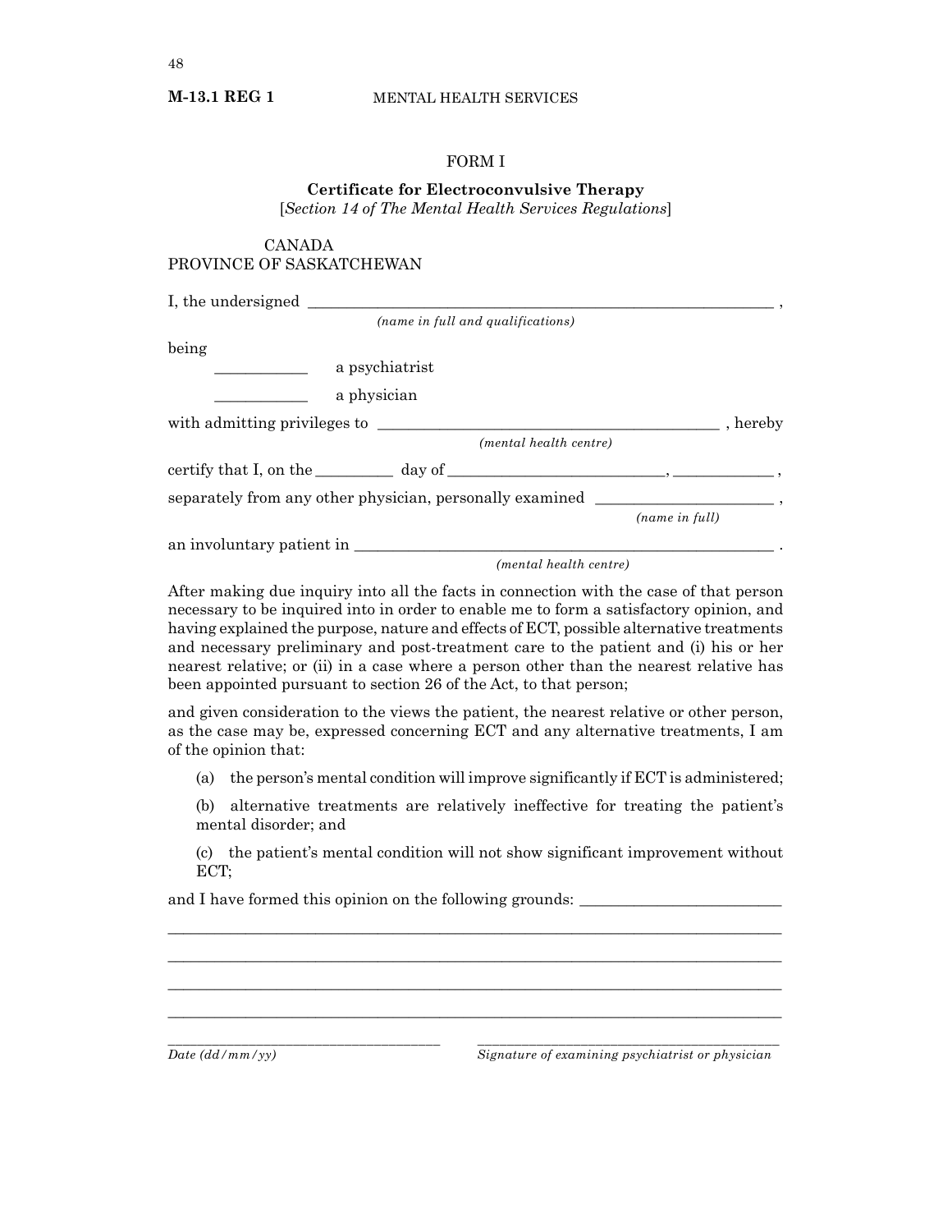# FORM I

## Certificate for Electroconvulsive Therapy

[*Section 14 of The Mental Health Services Regulations*]

CANADA
PROVINCE OF SASKATCHEWAN

I, the undersigned ____________________________________________ ,
*(name in full and qualifications)*

being

__________ a psychiatrist

__________ a physician

with admitting privileges to ____________________________________ , hereby
*(mental health centre)*

certify that I, on the _________ day of ______________________, ___________ ,

separately from any other physician, personally examined ___________________ ,
*(name in full)*

an involuntary patient in ____________________________________________ .
*(mental health centre)*

After making due inquiry into all the facts in connection with the case of that person necessary to be inquired into in order to enable me to form a satisfactory opinion, and having explained the purpose, nature and effects of ECT, possible alternative treatments and necessary preliminary and post-treatment care to the patient and (i) his or her nearest relative; or (ii) in a case where a person other than the nearest relative has been appointed pursuant to section 26 of the Act, to that person;

and given consideration to the views the patient, the nearest relative or other person, as the case may be, expressed concerning ECT and any alternative treatments, I am of the opinion that:

(a) the person's mental condition will improve significantly if ECT is administered;

(b) alternative treatments are relatively ineffective for treating the patient's mental disorder; and

(c) the patient's mental condition will not show significant improvement without ECT;

and I have formed this opinion on the following grounds: ____________________

______________________________________________________________________

______________________________________________________________________

______________________________________________________________________

______________________________________________________________________

______________________________ ____________________________________
*Date (dd/mm/yy)* *Signature of examining psychiatrist or physician*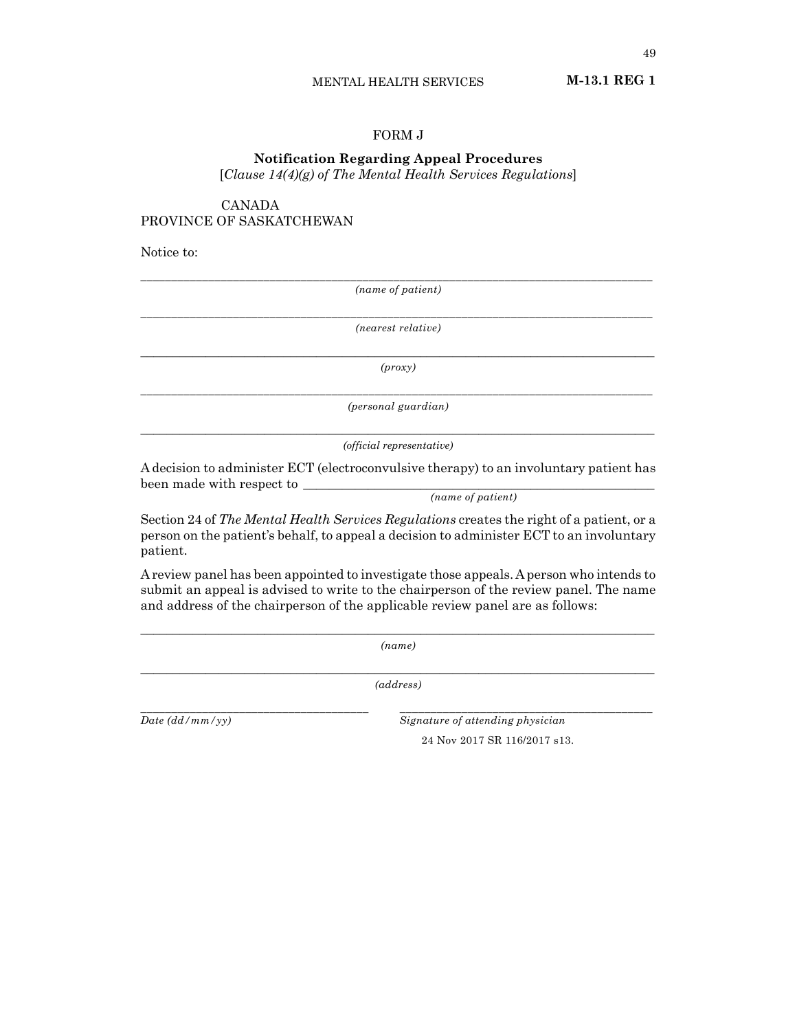## FORM J

**Notification Regarding Appeal Procedures**
[*Clause 14(4)(g) of The Mental Health Services Regulations*]

CANADA
PROVINCE OF SASKATCHEWAN

Notice to:

\_\_\_\_\_\_\_\_\_\_\_\_\_\_\_\_\_\_\_\_\_\_\_\_\_\_\_\_\_\_\_\_\_\_\_\_\_\_\_\_\_\_\_\_\_\_\_\_\_\_\_\_\_\_\_\_\_\_\_\_\_\_
*(name of patient)*

\_\_\_\_\_\_\_\_\_\_\_\_\_\_\_\_\_\_\_\_\_\_\_\_\_\_\_\_\_\_\_\_\_\_\_\_\_\_\_\_\_\_\_\_\_\_\_\_\_\_\_\_\_\_\_\_\_\_\_\_\_\_
*(nearest relative)*

\_\_\_\_\_\_\_\_\_\_\_\_\_\_\_\_\_\_\_\_\_\_\_\_\_\_\_\_\_\_\_\_\_\_\_\_\_\_\_\_\_\_\_\_\_\_\_\_\_\_\_\_\_\_\_\_\_\_\_\_\_\_
*(proxy)*

\_\_\_\_\_\_\_\_\_\_\_\_\_\_\_\_\_\_\_\_\_\_\_\_\_\_\_\_\_\_\_\_\_\_\_\_\_\_\_\_\_\_\_\_\_\_\_\_\_\_\_\_\_\_\_\_\_\_\_\_\_\_
*(personal guardian)*

\_\_\_\_\_\_\_\_\_\_\_\_\_\_\_\_\_\_\_\_\_\_\_\_\_\_\_\_\_\_\_\_\_\_\_\_\_\_\_\_\_\_\_\_\_\_\_\_\_\_\_\_\_\_\_\_\_\_\_\_\_\_
*(official representative)*

A decision to administer ECT (electroconvulsive therapy) to an involuntary patient has been made with respect to \_\_\_\_\_\_\_\_\_\_\_\_\_\_\_\_\_\_\_\_\_\_\_\_\_\_\_\_\_\_\_\_\_\_\_\_\_\_\_\_
*(name of patient)*

Section 24 of *The Mental Health Services Regulations* creates the right of a patient, or a person on the patient's behalf, to appeal a decision to administer ECT to an involuntary patient.

A review panel has been appointed to investigate those appeals. A person who intends to submit an appeal is advised to write to the chairperson of the review panel. The name and address of the chairperson of the applicable review panel are as follows:

\_\_\_\_\_\_\_\_\_\_\_\_\_\_\_\_\_\_\_\_\_\_\_\_\_\_\_\_\_\_\_\_\_\_\_\_\_\_\_\_\_\_\_\_\_\_\_\_\_\_\_\_\_\_\_\_\_\_\_\_\_\_
*(name)*

\_\_\_\_\_\_\_\_\_\_\_\_\_\_\_\_\_\_\_\_\_\_\_\_\_\_\_\_\_\_\_\_\_\_\_\_\_\_\_\_\_\_\_\_\_\_\_\_\_\_\_\_\_\_\_\_\_\_\_\_\_\_
*(address)*

\_\_\_\_\_\_\_\_\_\_\_\_\_\_\_\_\_\_\_\_\_\_\_\_\_\_\_\_ \_\_\_\_\_\_\_\_\_\_\_\_\_\_\_\_\_\_\_\_\_\_\_\_\_\_\_\_\_\_\_\_
*Date (dd/mm/yy)* *Signature of attending physician*

24 Nov 2017 SR 116/2017 s13.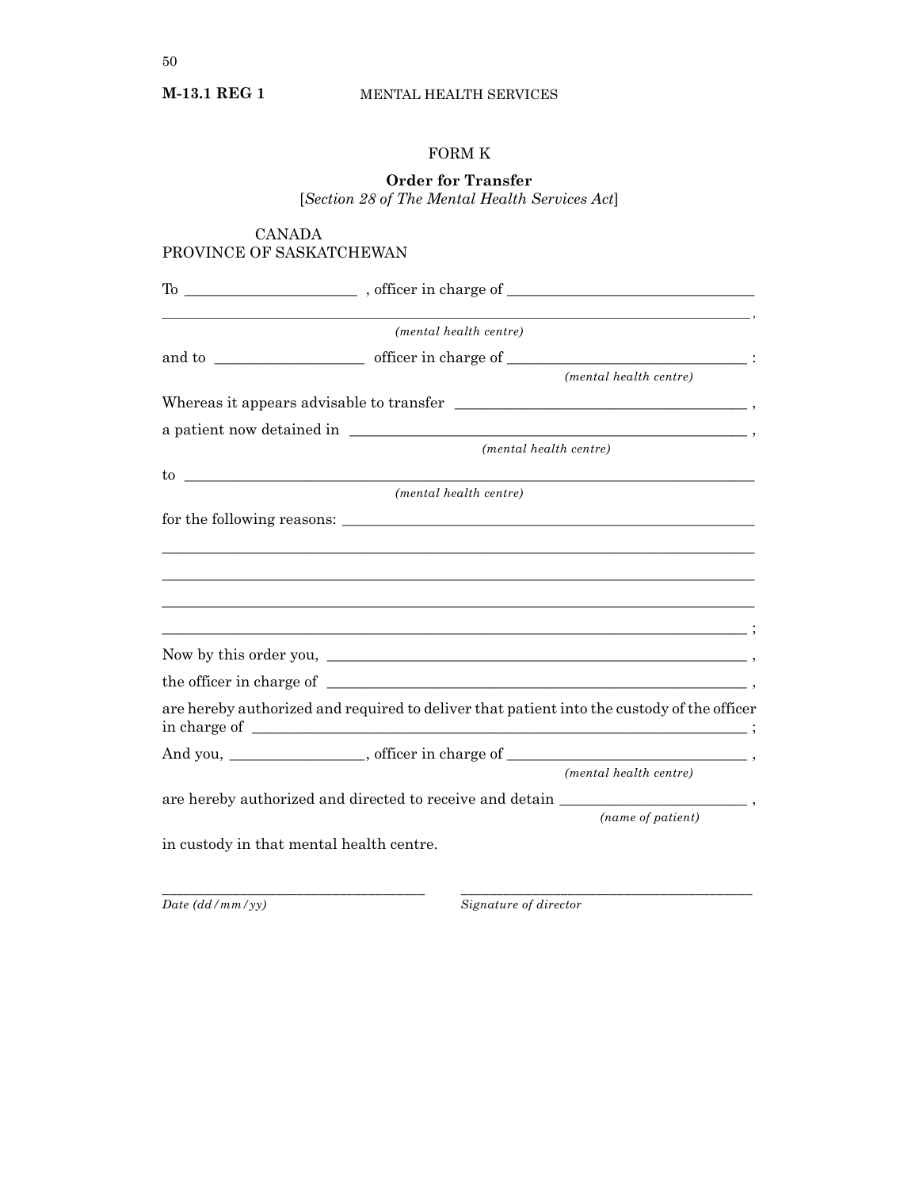# FORM K

## Order for Transfer

[*Section 28 of The Mental Health Services Act*]

CANADA
PROVINCE OF SASKATCHEWAN

To ______________________ , officer in charge of ________________________________

________________________________________________________________________________ ,
*(mental health centre)*

and to ____________________ officer in charge of _______________________________ :
*(mental health centre)*

Whereas it appears advisable to transfer ______________________________________ ,

a patient now detained in ______________________________________________________ ,
*(mental health centre)*

to ______________________________________________________________________________
*(mental health centre)*

for the following reasons: ______________________________________________________

________________________________________________________________________________

________________________________________________________________________________

________________________________________________________________________________

________________________________________________________________________________ ;

Now by this order you, __________________________________________________________ ,

the officer in charge of ________________________________________________________ ,

are hereby authorized and required to deliver that patient into the custody of the officer in charge of ____________________________________________________________________ ;

And you, _________________, officer in charge of _______________________________ ,
*(mental health centre)*

are hereby authorized and directed to receive and detain ________________________ ,
*(name of patient)*

in custody in that mental health centre.

______________________________________ &nbsp;&nbsp;&nbsp;&nbsp; ______________________________________
*Date (dd/mm/yy)* &nbsp;&nbsp;&nbsp;&nbsp; *Signature of director*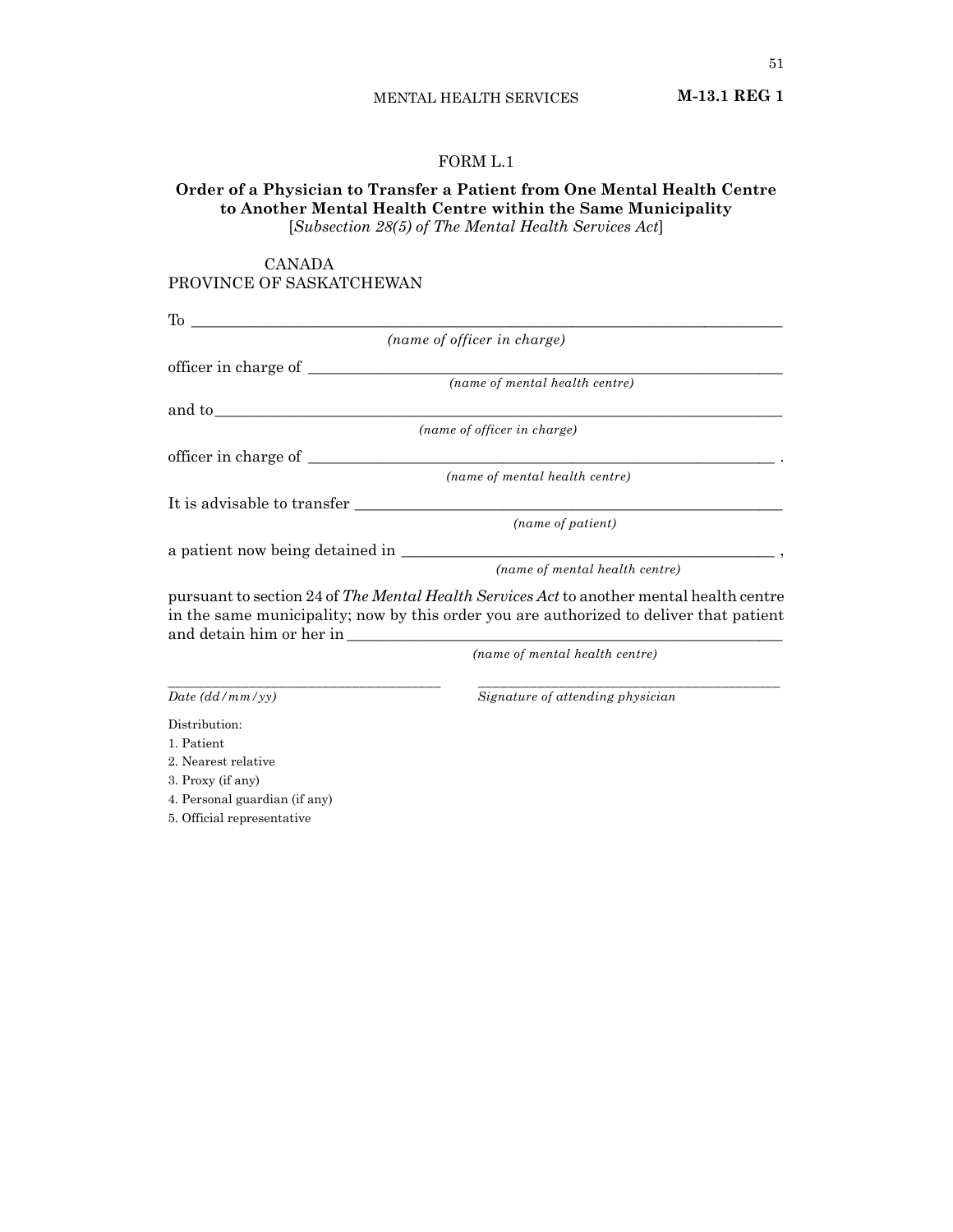# FORM L.1

## Order of a Physician to Transfer a Patient from One Mental Health Centre to Another Mental Health Centre within the Same Municipality

[*Subsection 28(5) of The Mental Health Services Act*]

CANADA
PROVINCE OF SASKATCHEWAN

To ______________________________________________________________
*(name of officer in charge)*

officer in charge of ________________________________________________
*(name of mental health centre)*

and to___________________________________________________________
*(name of officer in charge)*

officer in charge of _______________________________________________ .
*(name of mental health centre)*

It is advisable to transfer ___________________________________________
*(name of patient)*

a patient now being detained in ______________________________________ ,
*(name of mental health centre)*

pursuant to section 24 of *The Mental Health Services Act* to another mental health centre in the same municipality; now by this order you are authorized to deliver that patient and detain him or her in ____________________________________________
*(name of mental health centre)*

______________________________ ______________________________
*Date (dd/mm/yy)* *Signature of attending physician*

Distribution:

1. Patient
2. Nearest relative
3. Proxy (if any)
4. Personal guardian (if any)
5. Official representative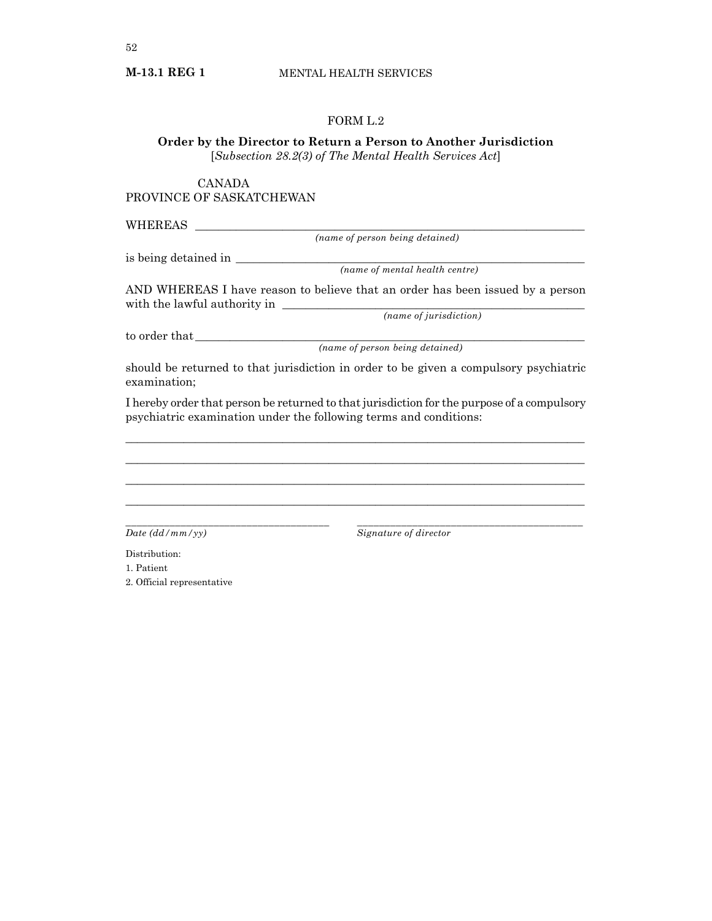FORM L.2

**Order by the Director to Return a Person to Another Jurisdiction**
[*Subsection 28.2(3) of The Mental Health Services Act*]

CANADA
PROVINCE OF SAKATCHEWAN

WHEREAS ______________________________________________________________
*(name of person being detained)*

is being detained in ______________________________________________________
*(name of mental health centre)*

AND WHEREAS I have reason to believe that an order has been issued by a person with the lawful authority in ______________________________________________
*(name of jurisdiction)*

to order that ____________________________________________________________
*(name of person being detained)*

should be returned to that jurisdiction in order to be given a compulsory psychiatric examination;

I hereby order that person be returned to that jurisdiction for the purpose of a compulsory psychiatric examination under the following terms and conditions:

______________________________________________________________________________

______________________________________________________________________________

______________________________________________________________________________

______________________________________________________________________________

_________________________________ &nbsp;&nbsp;&nbsp;&nbsp; _________________________________
*Date (dd/mm/yy)* &nbsp;&nbsp;&nbsp;&nbsp; *Signature of director*

Distribution:
1. Patient
2. Official representative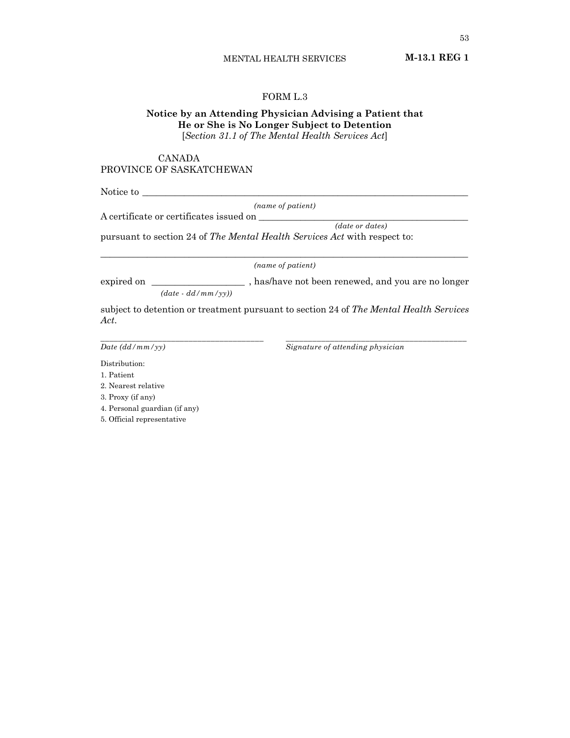# FORM L.3

**Notice by an Attending Physician Advising a Patient that He or She is No Longer Subject to Detention**
[*Section 31.1 of The Mental Health Services Act*]

CANADA
PROVINCE OF SASKATCHEWAN

Notice to ______________________________________________________________
*(name of patient)*

A certificate or certificates issued on ________________________________________
*(date or dates)*

pursuant to section 24 of *The Mental Health Services Act* with respect to:

____________________________________________________________________
*(name of patient)*

expired on ___________________ , has/have not been renewed, and you are no longer
*(date - dd/mm/yy))*

subject to detention or treatment pursuant to section 24 of *The Mental Health Services Act*.

____________________________________ ____________________________________
*Date (dd/mm/yy)* *Signature of attending physician*

Distribution:

1. Patient
2. Nearest relative
3. Proxy (if any)
4. Personal guardian (if any)
5. Official representative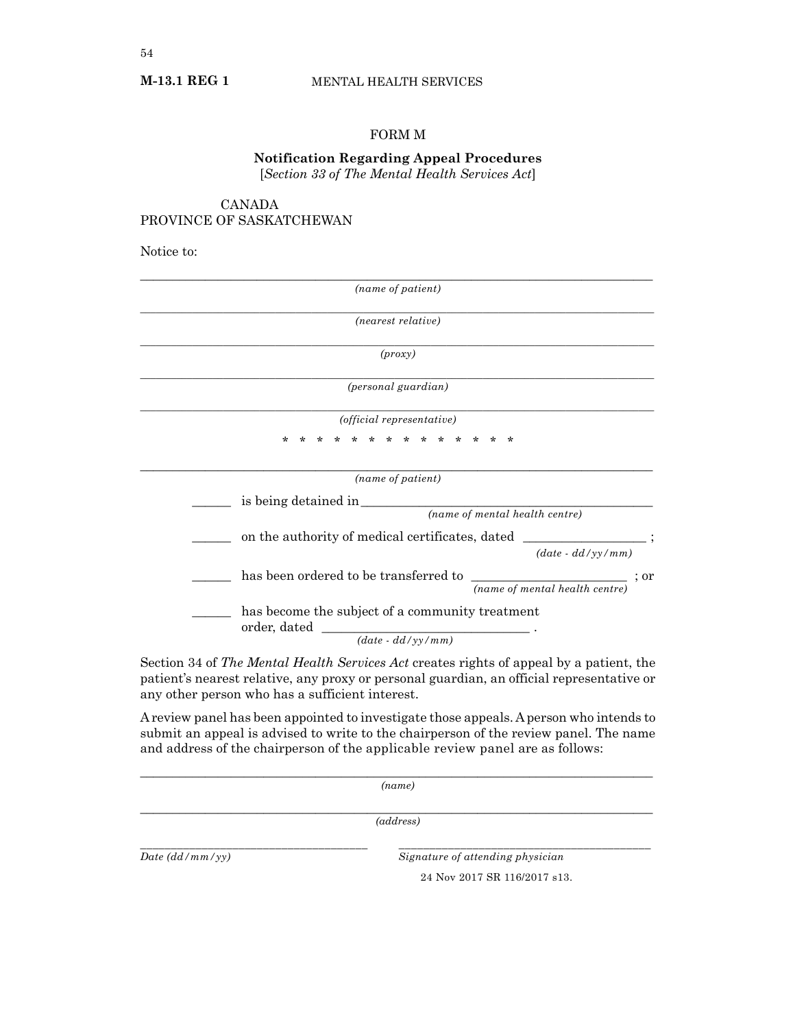# FORM M

## Notification Regarding Appeal Procedures

[*Section 33 of The Mental Health Services Act*]

CANADA
PROVINCE OF SAKATCHEWAN

Notice to:

\_\_\_\_\_\_\_\_\_\_\_\_\_\_\_\_\_\_\_\_\_\_\_\_\_\_\_\_\_\_\_\_\_\_\_\_\_\_\_\_
*(name of patient)*

\_\_\_\_\_\_\_\_\_\_\_\_\_\_\_\_\_\_\_\_\_\_\_\_\_\_\_\_\_\_\_\_\_\_\_\_\_\_\_\_
*(nearest relative)*

\_\_\_\_\_\_\_\_\_\_\_\_\_\_\_\_\_\_\_\_\_\_\_\_\_\_\_\_\_\_\_\_\_\_\_\_\_\_\_\_
*(proxy)*

\_\_\_\_\_\_\_\_\_\_\_\_\_\_\_\_\_\_\_\_\_\_\_\_\_\_\_\_\_\_\_\_\_\_\_\_\_\_\_\_
*(personal guardian)*

\_\_\_\_\_\_\_\_\_\_\_\_\_\_\_\_\_\_\_\_\_\_\_\_\_\_\_\_\_\_\_\_\_\_\_\_\_\_\_\_
*(official representative)*

\* \* \* \* \* \* \* \* \* \* \* \* \* \* \*

\_\_\_\_\_\_\_\_\_\_\_\_\_\_\_\_\_\_\_\_\_\_\_\_\_\_\_\_\_\_\_\_\_\_\_\_\_\_\_\_
*(name of patient)*

\_\_\_\_\_\_ is being detained in \_\_\_\_\_\_\_\_\_\_\_\_\_\_\_\_\_\_\_\_\_\_\_\_
*(name of mental health centre)*

\_\_\_\_\_\_ on the authority of medical certificates, dated \_\_\_\_\_\_\_\_\_\_\_\_\_\_\_\_\_\_ ;
*(date - dd/yy/mm)*

\_\_\_\_\_\_ has been ordered to be transferred to \_\_\_\_\_\_\_\_\_\_\_\_\_\_\_\_\_\_\_\_\_\_\_ ; or
*(name of mental health centre)*

\_\_\_\_\_\_ has become the subject of a community treatment order, dated \_\_\_\_\_\_\_\_\_\_\_\_\_\_\_\_\_\_\_\_\_\_\_\_\_\_\_\_\_\_\_ .
*(date - dd/yy/mm)*

Section 34 of *The Mental Health Services Act* creates rights of appeal by a patient, the patient's nearest relative, any proxy or personal guardian, an official representative or any other person who has a sufficient interest.

A review panel has been appointed to investigate those appeals. A person who intends to submit an appeal is advised to write to the chairperson of the review panel. The name and address of the chairperson of the applicable review panel are as follows:

\_\_\_\_\_\_\_\_\_\_\_\_\_\_\_\_\_\_\_\_\_\_\_\_\_\_\_\_\_\_\_\_\_\_\_\_\_\_\_\_
*(name)*

\_\_\_\_\_\_\_\_\_\_\_\_\_\_\_\_\_\_\_\_\_\_\_\_\_\_\_\_\_\_\_\_\_\_\_\_\_\_\_\_
*(address)*

\_\_\_\_\_\_\_\_\_\_\_\_\_\_\_\_\_\_\_\_\_\_\_\_\_\_\_\_\_\_\_\_\_\_\_\_ \_\_\_\_\_\_\_\_\_\_\_\_\_\_\_\_\_\_\_\_\_\_\_\_\_\_\_\_\_\_\_\_\_\_\_\_\_\_\_\_
*Date (dd/mm/yy)* *Signature of attending physician*

24 Nov 2017 SR 116/2017 s13.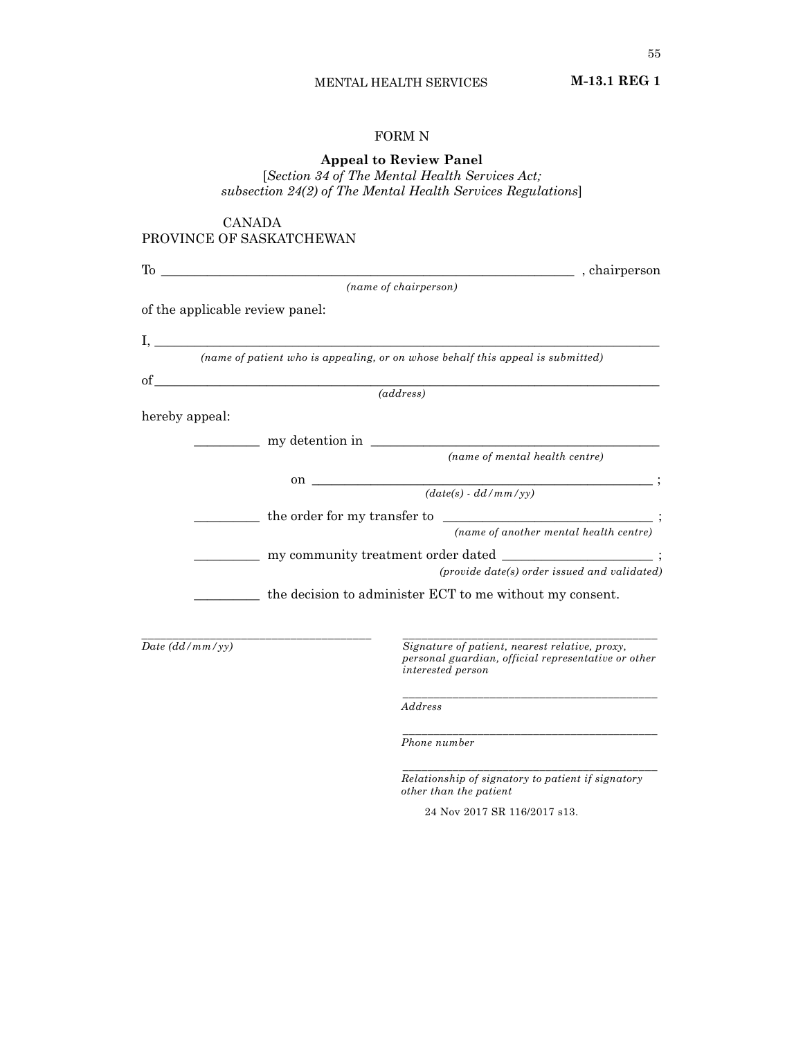# FORM N

## Appeal to Review Panel

[*Section 34 of The Mental Health Services Act; subsection 24(2) of The Mental Health Services Regulations*]

CANADA
PROVINCE OF SAKATCHEWAN

To ____________________________________________________________ , chairperson
*(name of chairperson)*

of the applicable review panel:

I, ______________________________________________________________________________
*(name of patient who is appealing, or on whose behalf this appeal is submitted)*

of ______________________________________________________________________________
*(address)*

hereby appeal:

__________ my detention in ____________________________________________
*(name of mental health centre)*

on ____________________________________________________ ;
*(date(s) - dd/mm/yy)*

__________ the order for my transfer to ________________________________ ;
*(name of another mental health centre)*

__________ my community treatment order dated ______________________ ;
*(provide date(s) order issued and validated)*

__________ the decision to administer ECT to me without my consent.

______________________________________
*Date (dd/mm/yy)*

______________________________________________
*Signature of patient, nearest relative, proxy, personal guardian, official representative or other interested person*

______________________________________________
*Address*

______________________________________________
*Phone number*

______________________________________________
*Relationship of signatory to patient if signatory other than the patient*

24 Nov 2017 SR 116/2017 s13.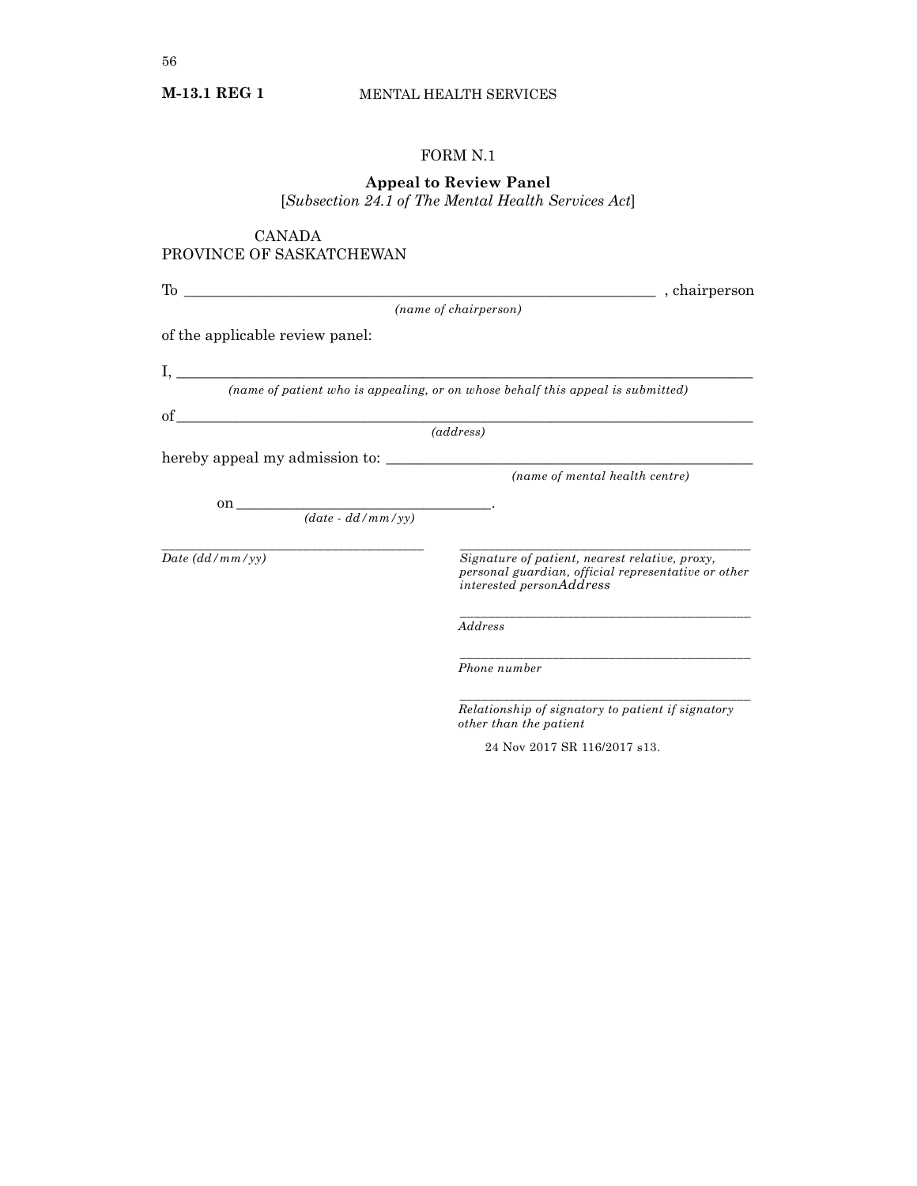FORM N.1

**Appeal to Review Panel**

[*Subsection 24.1 of The Mental Health Services Act*]

CANADA
PROVINCE OF SASKATCHEWAN

To ______________________________________________ , chairperson
*(name of chairperson)*

of the applicable review panel:

I, ______________________________________________
*(name of patient who is appealing, or on whose behalf this appeal is submitted)*

of______________________________________________
*(address)*

hereby appeal my admission to: ______________________________
*(name of mental health centre)*

on ___________________________.
*(date - dd/mm/yy)*

___________________________
*Date (dd/mm/yy)*

___________________________
*Signature of patient, nearest relative, proxy, personal guardian, official representative or other interested personAddress*

___________________________
*Address*

___________________________
*Phone number*

___________________________
*Relationship of signatory to patient if signatory other than the patient*

24 Nov 2017 SR 116/2017 s13.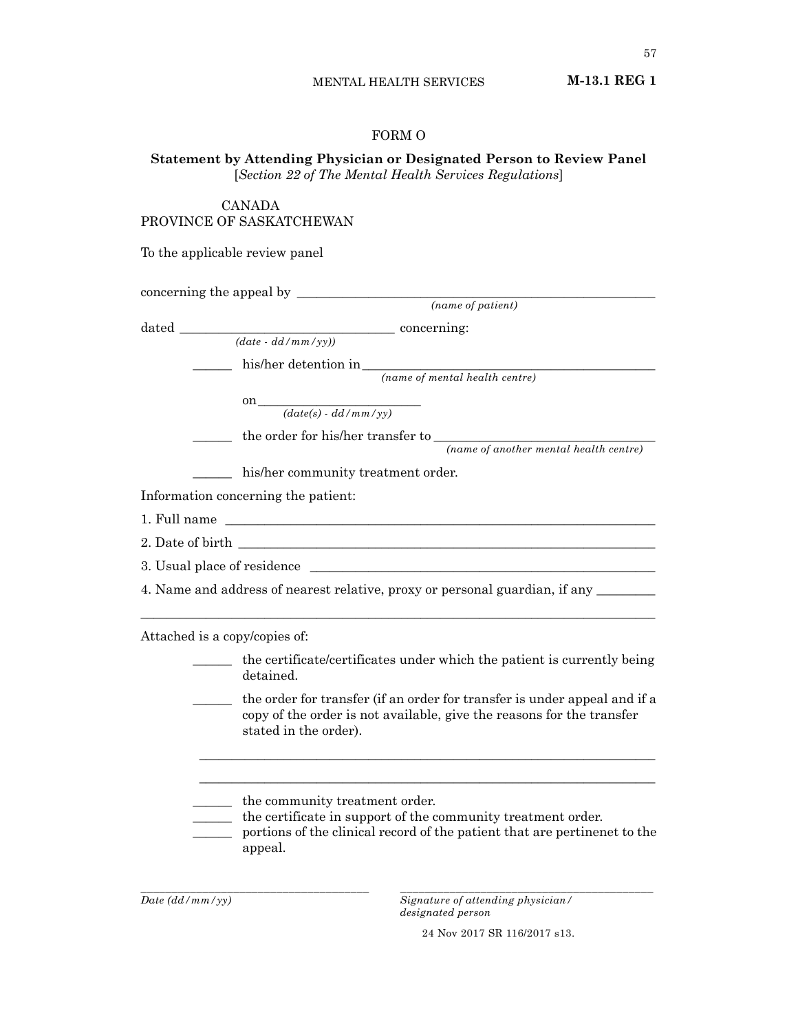# FORM O

**Statement by Attending Physician or Designated Person to Review Panel**
[*Section 22 of The Mental Health Services Regulations*]

CANADA
PROVINCE OF SASKATCHEWAN

To the applicable review panel

concerning the appeal by ________________________________________________
*(name of patient)*

dated ______________________________ concerning:
*(date - dd/mm/yy))*

______ his/her detention in ________________________________________
*(name of mental health centre)*

on ______________________
*(date(s) - dd/mm/yy)*

______ the order for his/her transfer to ______________________________
*(name of another mental health centre)*

______ his/her community treatment order.

Information concerning the patient:

1. Full name ____________________________________________________________

2. Date of birth _________________________________________________________

3. Usual place of residence _______________________________________________

4. Name and address of nearest relative, proxy or personal guardian, if any ________

_________________________________________________________________________

Attached is a copy/copies of:

______ the certificate/certificates under which the patient is currently being detained.

______ the order for transfer (if an order for transfer is under appeal and if a copy of the order is not available, give the reasons for the transfer stated in the order).

_________________________________________________________________________

_________________________________________________________________________

______ the community treatment order.

______ the certificate in support of the community treatment order.

______ portions of the clinical record of the patient that are pertinenet to the appeal.

_________________________________ ________________________________________
*Date (dd/mm/yy)* *Signature of attending physician/ designated person*

24 Nov 2017 SR 116/2017 s13.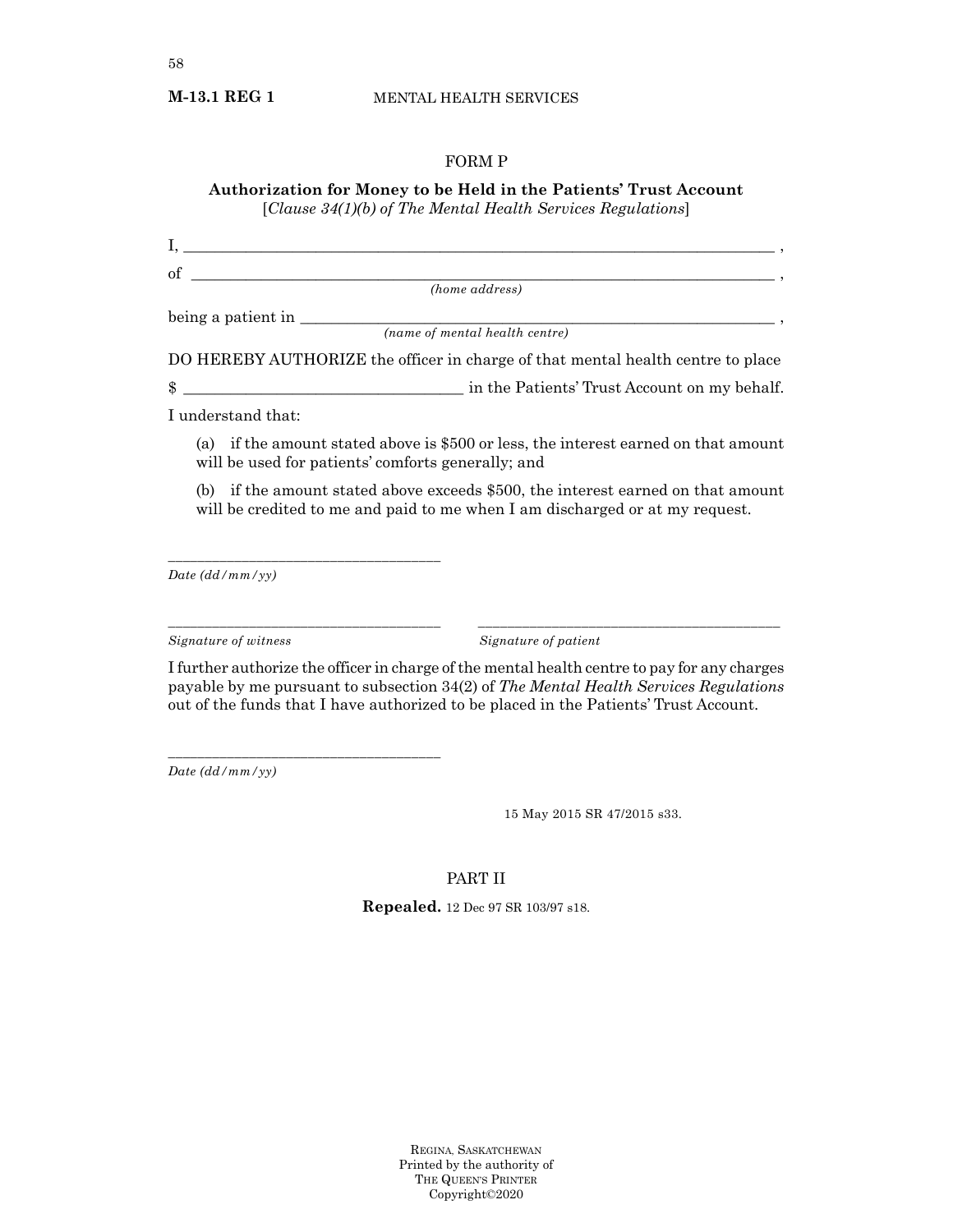## FORM P

**Authorization for Money to be Held in the Patients' Trust Account**
[*Clause 34(1)(b) of The Mental Health Services Regulations*]

I, \_\_\_\_\_\_\_\_\_\_\_\_\_\_\_\_\_\_\_\_\_\_\_\_\_\_\_\_\_\_\_\_\_\_\_\_\_\_\_\_\_\_\_\_\_\_\_\_\_\_ ,

of \_\_\_\_\_\_\_\_\_\_\_\_\_\_\_\_\_\_\_\_\_\_\_\_\_\_\_\_\_\_\_\_\_\_\_\_\_\_\_\_\_\_\_\_\_\_\_\_\_\_ ,
*(home address)*

being a patient in \_\_\_\_\_\_\_\_\_\_\_\_\_\_\_\_\_\_\_\_\_\_\_\_\_\_\_\_\_\_\_\_\_\_\_\_\_\_\_\_ ,
*(name of mental health centre)*

DO HEREBY AUTHORIZE the officer in charge of that mental health centre to place

$ \_\_\_\_\_\_\_\_\_\_\_\_\_\_\_\_\_\_\_\_\_\_\_\_\_\_\_\_ in the Patients' Trust Account on my behalf.

I understand that:

(a) if the amount stated above is $500 or less, the interest earned on that amount will be used for patients' comforts generally; and

(b) if the amount stated above exceeds $500, the interest earned on that amount will be credited to me and paid to me when I am discharged or at my request.

\_\_\_\_\_\_\_\_\_\_\_\_\_\_\_\_\_\_\_\_\_\_\_\_\_\_\_\_
*Date (dd/mm/yy)*

\_\_\_\_\_\_\_\_\_\_\_\_\_\_\_\_\_\_\_\_\_\_\_\_\_\_\_\_ \_\_\_\_\_\_\_\_\_\_\_\_\_\_\_\_\_\_\_\_\_\_\_\_\_\_\_\_
*Signature of witness* *Signature of patient*

I further authorize the officer in charge of the mental health centre to pay for any charges payable by me pursuant to subsection 34(2) of *The Mental Health Services Regulations* out of the funds that I have authorized to be placed in the Patients' Trust Account.

\_\_\_\_\_\_\_\_\_\_\_\_\_\_\_\_\_\_\_\_\_\_\_\_\_\_\_\_
*Date (dd/mm/yy)*

15 May 2015 SR 47/2015 s33.

## PART II

**Repealed.** 12 Dec 97 SR 103/97 s18.

REGINA, SASKATCHEWAN
Printed by the authority of
THE QUEEN'S PRINTER
Copyright©2020